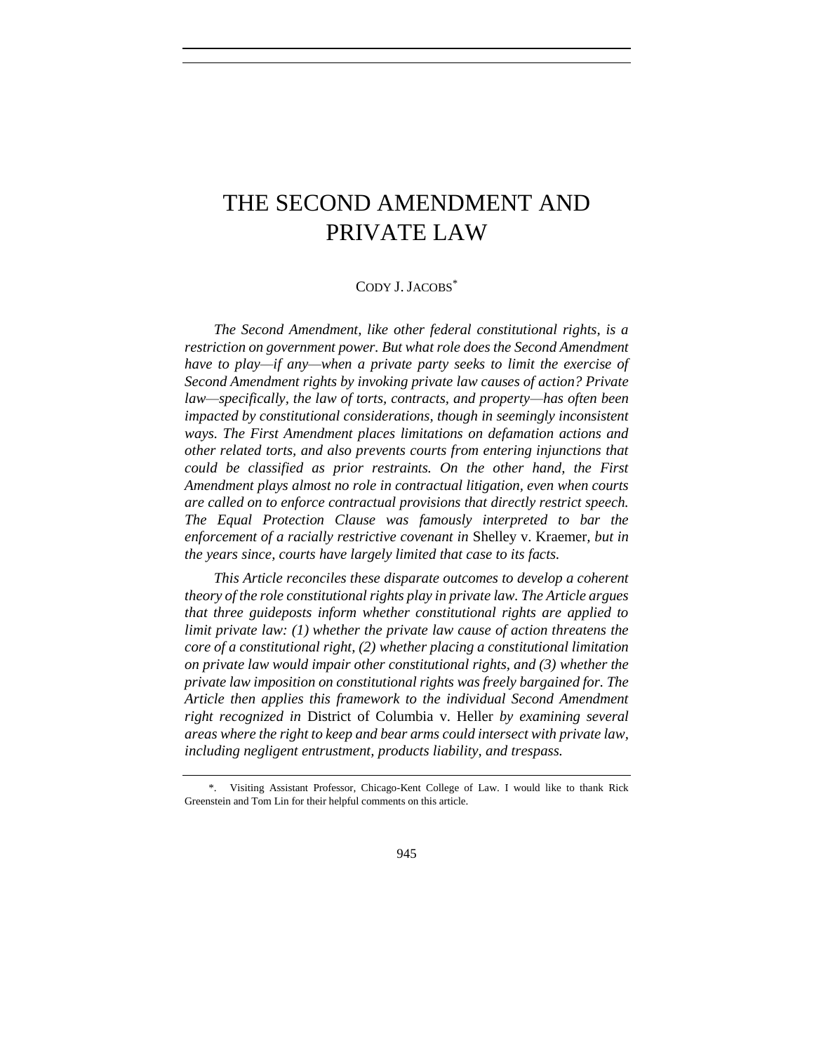# THE SECOND AMENDMENT AND PRIVATE LAW

CODY J. JACOBS[*]

*The Second Amendment, like other federal constitutional rights, is a restriction on government power. But what role does the Second Amendment have to play—if any—when a private party seeks to limit the exercise of Second Amendment rights by invoking private law causes of action? Private law—specifically, the law of torts, contracts, and property—has often been impacted by constitutional considerations, though in seemingly inconsistent ways. The First Amendment places limitations on defamation actions and other related torts, and also prevents courts from entering injunctions that could be classified as prior restraints. On the other hand, the First Amendment plays almost no role in contractual litigation, even when courts are called on to enforce contractual provisions that directly restrict speech. The Equal Protection Clause was famously interpreted to bar the enforcement of a racially restrictive covenant in* Shelley v. Kraemer*, but in the years since, courts have largely limited that case to its facts.*

*This Article reconciles these disparate outcomes to develop a coherent theory of the role constitutional rights play in private law. The Article argues that three guideposts inform whether constitutional rights are applied to limit private law: (1) whether the private law cause of action threatens the core of a constitutional right, (2) whether placing a constitutional limitation on private law would impair other constitutional rights, and (3) whether the private law imposition on constitutional rights was freely bargained for. The Article then applies this framework to the individual Second Amendment right recognized in* District of Columbia v. Heller *by examining several areas where the right to keep and bear arms could intersect with private law, including negligent entrustment, products liability, and trespass.*

---

*. Visiting Assistant Professor, Chicago-Kent College of Law. I would like to thank Rick Greenstein and Tom Lin for their helpful comments on this article.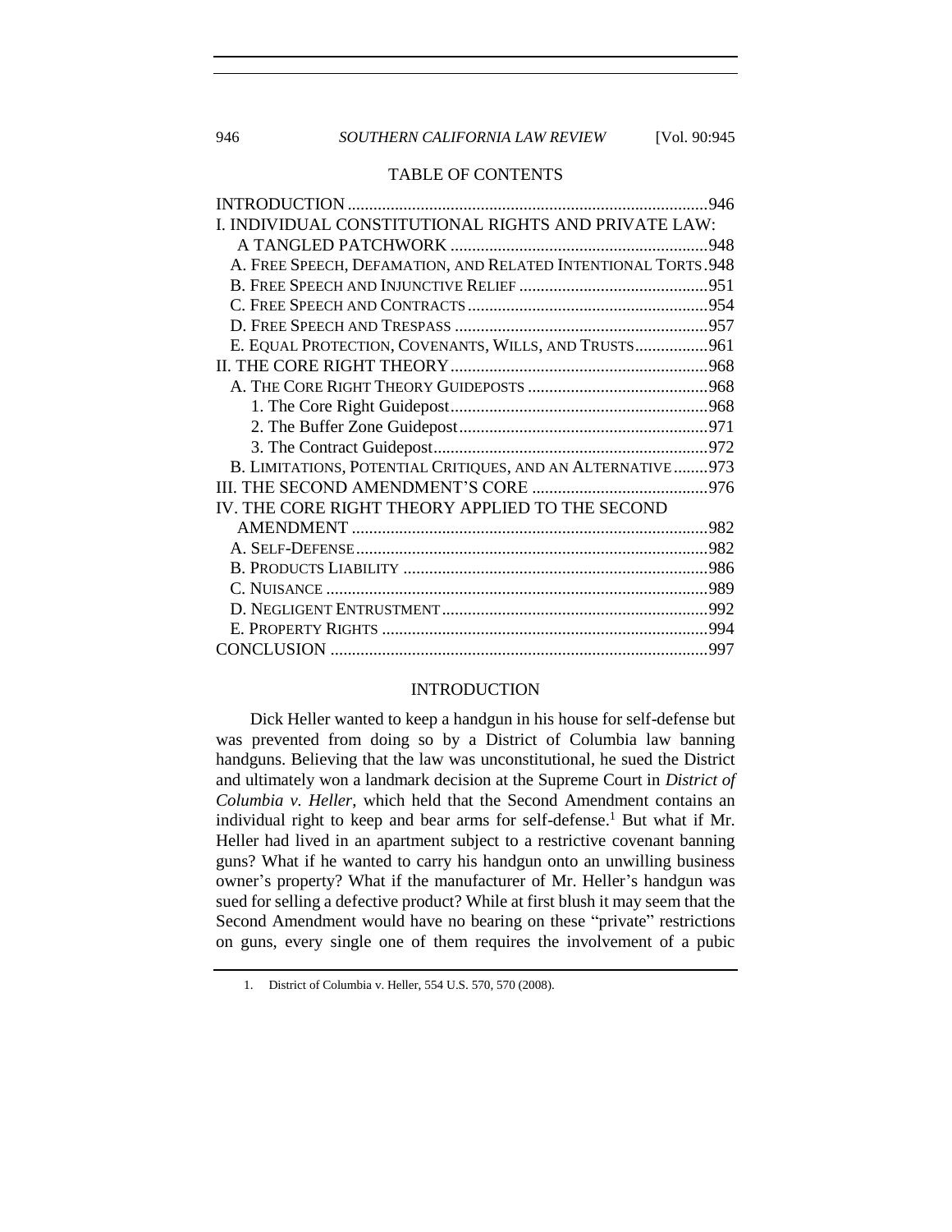## TABLE OF CONTENTS

| | |
|---|---|
| INTRODUCTION | 946 |
| I. INDIVIDUAL CONSTITUTIONAL RIGHTS AND PRIVATE LAW: A TANGLED PATCHWORK | 948 |
| A. Free Speech, Defamation, and Related Intentional Torts | 948 |
| B. Free Speech and Injunctive Relief | 951 |
| C. Free Speech and Contracts | 954 |
| D. Free Speech and Trespass | 957 |
| E. Equal Protection, Covenants, Wills, and Trusts | 961 |
| II. THE CORE RIGHT THEORY | 968 |
| A. The Core Right Theory Guideposts | 968 |
| 1. The Core Right Guidepost | 968 |
| 2. The Buffer Zone Guidepost | 971 |
| 3. The Contract Guidepost | 972 |
| B. Limitations, Potential Critiques, and an Alternative | 973 |
| III. THE SECOND AMENDMENT'S CORE | 976 |
| IV. THE CORE RIGHT THEORY APPLIED TO THE SECOND AMENDMENT | 982 |
| A. Self-Defense | 982 |
| B. Products Liability | 986 |
| C. Nuisance | 989 |
| D. Negligent Entrustment | 992 |
| E. Property Rights | 994 |
| CONCLUSION | 997 |

## INTRODUCTION

Dick Heller wanted to keep a handgun in his house for self-defense but was prevented from doing so by a District of Columbia law banning handguns. Believing that the law was unconstitutional, he sued the District and ultimately won a landmark decision at the Supreme Court in *District of Columbia v. Heller*, which held that the Second Amendment contains an individual right to keep and bear arms for self-defense.[1] But what if Mr. Heller had lived in an apartment subject to a restrictive covenant banning guns? What if he wanted to carry his handgun onto an unwilling business owner's property? What if the manufacturer of Mr. Heller's handgun was sued for selling a defective product? While at first blush it may seem that the Second Amendment would have no bearing on these "private" restrictions on guns, every single one of them requires the involvement of a pubic

1. District of Columbia v. Heller, 554 U.S. 570, 570 (2008).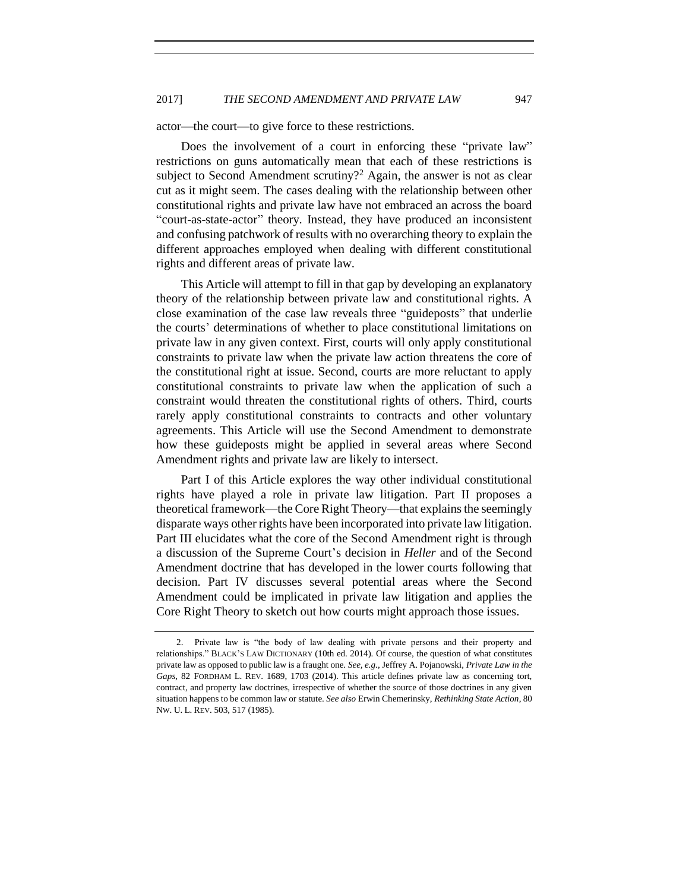actor—the court—to give force to these restrictions.

Does the involvement of a court in enforcing these "private law" restrictions on guns automatically mean that each of these restrictions is subject to Second Amendment scrutiny?[2] Again, the answer is not as clear cut as it might seem. The cases dealing with the relationship between other constitutional rights and private law have not embraced an across the board "court-as-state-actor" theory. Instead, they have produced an inconsistent and confusing patchwork of results with no overarching theory to explain the different approaches employed when dealing with different constitutional rights and different areas of private law.

This Article will attempt to fill in that gap by developing an explanatory theory of the relationship between private law and constitutional rights. A close examination of the case law reveals three "guideposts" that underlie the courts' determinations of whether to place constitutional limitations on private law in any given context. First, courts will only apply constitutional constraints to private law when the private law action threatens the core of the constitutional right at issue. Second, courts are more reluctant to apply constitutional constraints to private law when the application of such a constraint would threaten the constitutional rights of others. Third, courts rarely apply constitutional constraints to contracts and other voluntary agreements. This Article will use the Second Amendment to demonstrate how these guideposts might be applied in several areas where Second Amendment rights and private law are likely to intersect.

Part I of this Article explores the way other individual constitutional rights have played a role in private law litigation. Part II proposes a theoretical framework—the Core Right Theory—that explains the seemingly disparate ways other rights have been incorporated into private law litigation. Part III elucidates what the core of the Second Amendment right is through a discussion of the Supreme Court's decision in *Heller* and of the Second Amendment doctrine that has developed in the lower courts following that decision. Part IV discusses several potential areas where the Second Amendment could be implicated in private law litigation and applies the Core Right Theory to sketch out how courts might approach those issues.

---

2. Private law is "the body of law dealing with private persons and their property and relationships." BLACK'S LAW DICTIONARY (10th ed. 2014). Of course, the question of what constitutes private law as opposed to public law is a fraught one. *See, e.g.*, Jeffrey A. Pojanowski, *Private Law in the Gaps*, 82 FORDHAM L. REV. 1689, 1703 (2014). This article defines private law as concerning tort, contract, and property law doctrines, irrespective of whether the source of those doctrines in any given situation happens to be common law or statute. *See also* Erwin Chemerinsky, *Rethinking State Action*, 80 NW. U. L. REV. 503, 517 (1985).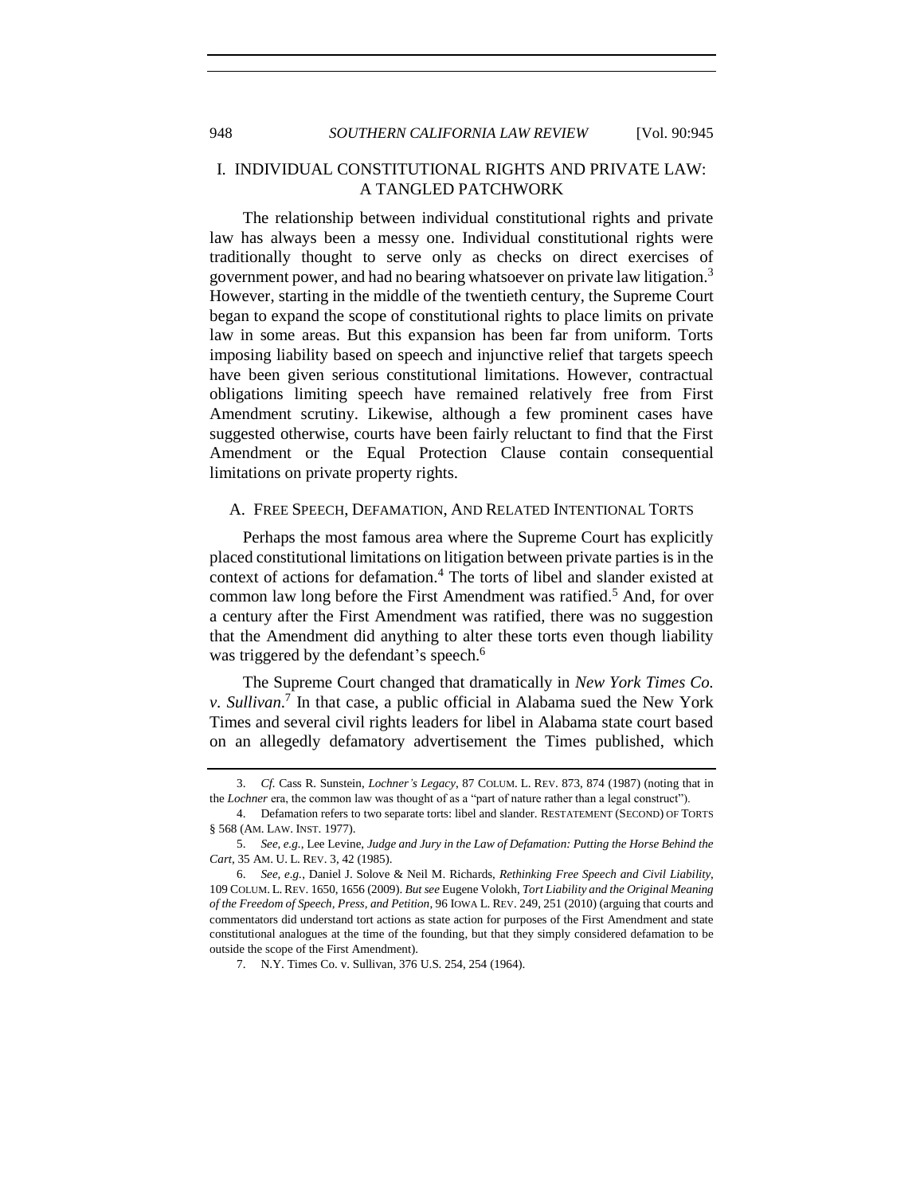## I. INDIVIDUAL CONSTITUTIONAL RIGHTS AND PRIVATE LAW: A TANGLED PATCHWORK

The relationship between individual constitutional rights and private law has always been a messy one. Individual constitutional rights were traditionally thought to serve only as checks on direct exercises of government power, and had no bearing whatsoever on private law litigation.[3] However, starting in the middle of the twentieth century, the Supreme Court began to expand the scope of constitutional rights to place limits on private law in some areas. But this expansion has been far from uniform. Torts imposing liability based on speech and injunctive relief that targets speech have been given serious constitutional limitations. However, contractual obligations limiting speech have remained relatively free from First Amendment scrutiny. Likewise, although a few prominent cases have suggested otherwise, courts have been fairly reluctant to find that the First Amendment or the Equal Protection Clause contain consequential limitations on private property rights.

### A. FREE SPEECH, DEFAMATION, AND RELATED INTENTIONAL TORTS

Perhaps the most famous area where the Supreme Court has explicitly placed constitutional limitations on litigation between private parties is in the context of actions for defamation.[4] The torts of libel and slander existed at common law long before the First Amendment was ratified.[5] And, for over a century after the First Amendment was ratified, there was no suggestion that the Amendment did anything to alter these torts even though liability was triggered by the defendant's speech.[6]

The Supreme Court changed that dramatically in *New York Times Co. v. Sullivan*.[7] In that case, a public official in Alabama sued the New York Times and several civil rights leaders for libel in Alabama state court based on an allegedly defamatory advertisement the Times published, which

---

3. *Cf.* Cass R. Sunstein, *Lochner's Legacy*, 87 COLUM. L. REV. 873, 874 (1987) (noting that in the *Lochner* era, the common law was thought of as a "part of nature rather than a legal construct").

4. Defamation refers to two separate torts: libel and slander. RESTATEMENT (SECOND) OF TORTS § 568 (AM. LAW. INST. 1977).

5. *See, e.g.*, Lee Levine, *Judge and Jury in the Law of Defamation: Putting the Horse Behind the Cart*, 35 AM. U. L. REV. 3, 42 (1985).

6. *See, e.g.*, Daniel J. Solove & Neil M. Richards, *Rethinking Free Speech and Civil Liability*, 109 COLUM. L. REV. 1650, 1656 (2009). *But see* Eugene Volokh, *Tort Liability and the Original Meaning of the Freedom of Speech, Press, and Petition*, 96 IOWA L. REV. 249, 251 (2010) (arguing that courts and commentators did understand tort actions as state action for purposes of the First Amendment and state constitutional analogues at the time of the founding, but that they simply considered defamation to be outside the scope of the First Amendment).

7. N.Y. Times Co. v. Sullivan, 376 U.S. 254, 254 (1964).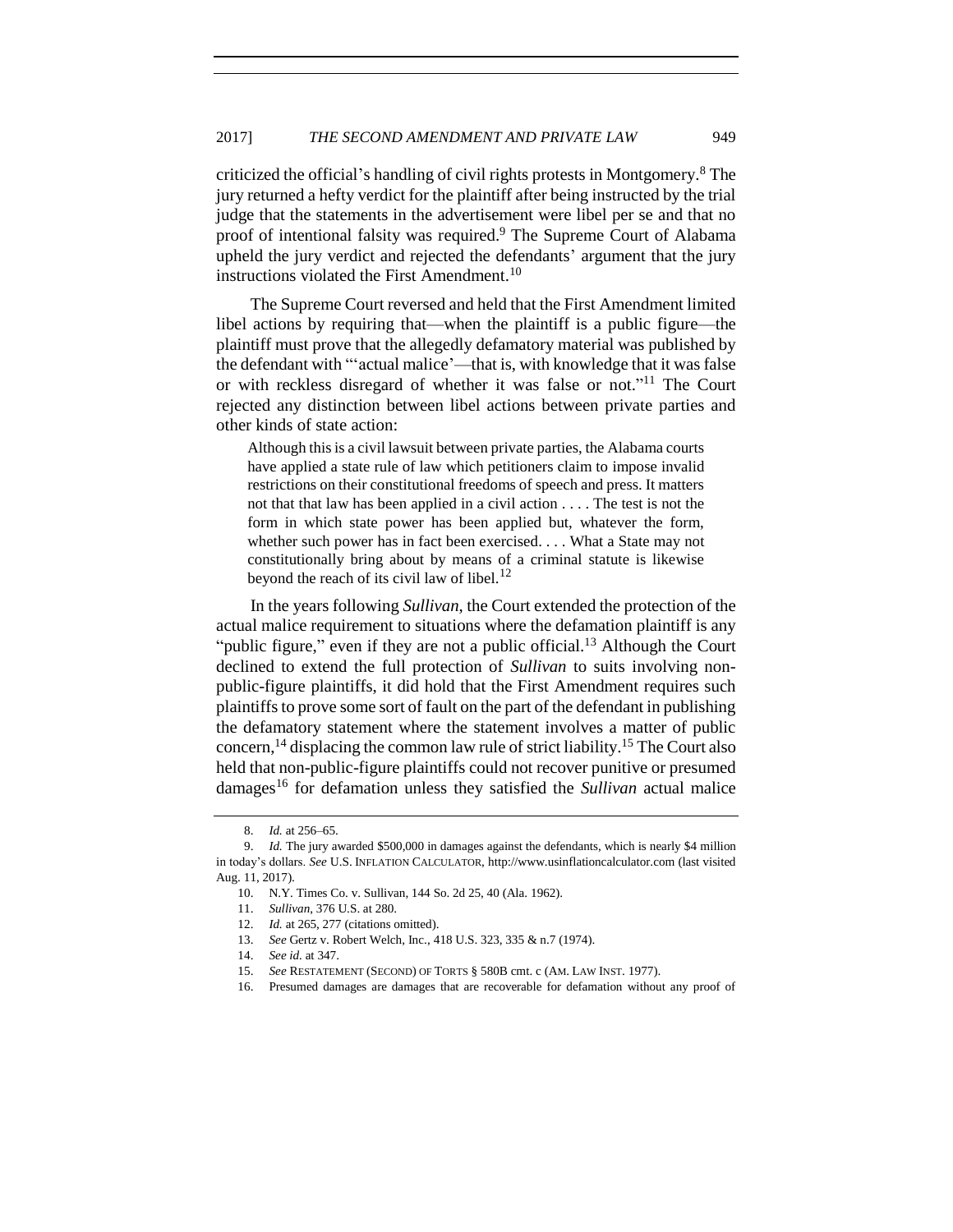criticized the official's handling of civil rights protests in Montgomery.[8] The jury returned a hefty verdict for the plaintiff after being instructed by the trial judge that the statements in the advertisement were libel per se and that no proof of intentional falsity was required.[9] The Supreme Court of Alabama upheld the jury verdict and rejected the defendants' argument that the jury instructions violated the First Amendment.[10]

The Supreme Court reversed and held that the First Amendment limited libel actions by requiring that—when the plaintiff is a public figure—the plaintiff must prove that the allegedly defamatory material was published by the defendant with "'actual malice'—that is, with knowledge that it was false or with reckless disregard of whether it was false or not."[11] The Court rejected any distinction between libel actions between private parties and other kinds of state action:

> Although this is a civil lawsuit between private parties, the Alabama courts have applied a state rule of law which petitioners claim to impose invalid restrictions on their constitutional freedoms of speech and press. It matters not that that law has been applied in a civil action . . . . The test is not the form in which state power has been applied but, whatever the form, whether such power has in fact been exercised. . . . What a State may not constitutionally bring about by means of a criminal statute is likewise beyond the reach of its civil law of libel.[12]

In the years following *Sullivan*, the Court extended the protection of the actual malice requirement to situations where the defamation plaintiff is any "public figure," even if they are not a public official.[13] Although the Court declined to extend the full protection of *Sullivan* to suits involving non-public-figure plaintiffs, it did hold that the First Amendment requires such plaintiffs to prove some sort of fault on the part of the defendant in publishing the defamatory statement where the statement involves a matter of public concern,[14] displacing the common law rule of strict liability.[15] The Court also held that non-public-figure plaintiffs could not recover punitive or presumed damages[16] for defamation unless they satisfied the *Sullivan* actual malice

---

8. *Id.* at 256–65.

9. *Id.* The jury awarded $500,000 in damages against the defendants, which is nearly $4 million in today's dollars. *See* U.S. INFLATION CALCULATOR, http://www.usinflationcalculator.com (last visited Aug. 11, 2017).

10. N.Y. Times Co. v. Sullivan, 144 So. 2d 25, 40 (Ala. 1962).

11. *Sullivan*, 376 U.S. at 280.

12. *Id.* at 265, 277 (citations omitted).

13. *See* Gertz v. Robert Welch, Inc., 418 U.S. 323, 335 & n.7 (1974).

14. *See id.* at 347.

15. *See* RESTATEMENT (SECOND) OF TORTS § 580B cmt. c (AM. LAW INST. 1977).

16. Presumed damages are damages that are recoverable for defamation without any proof of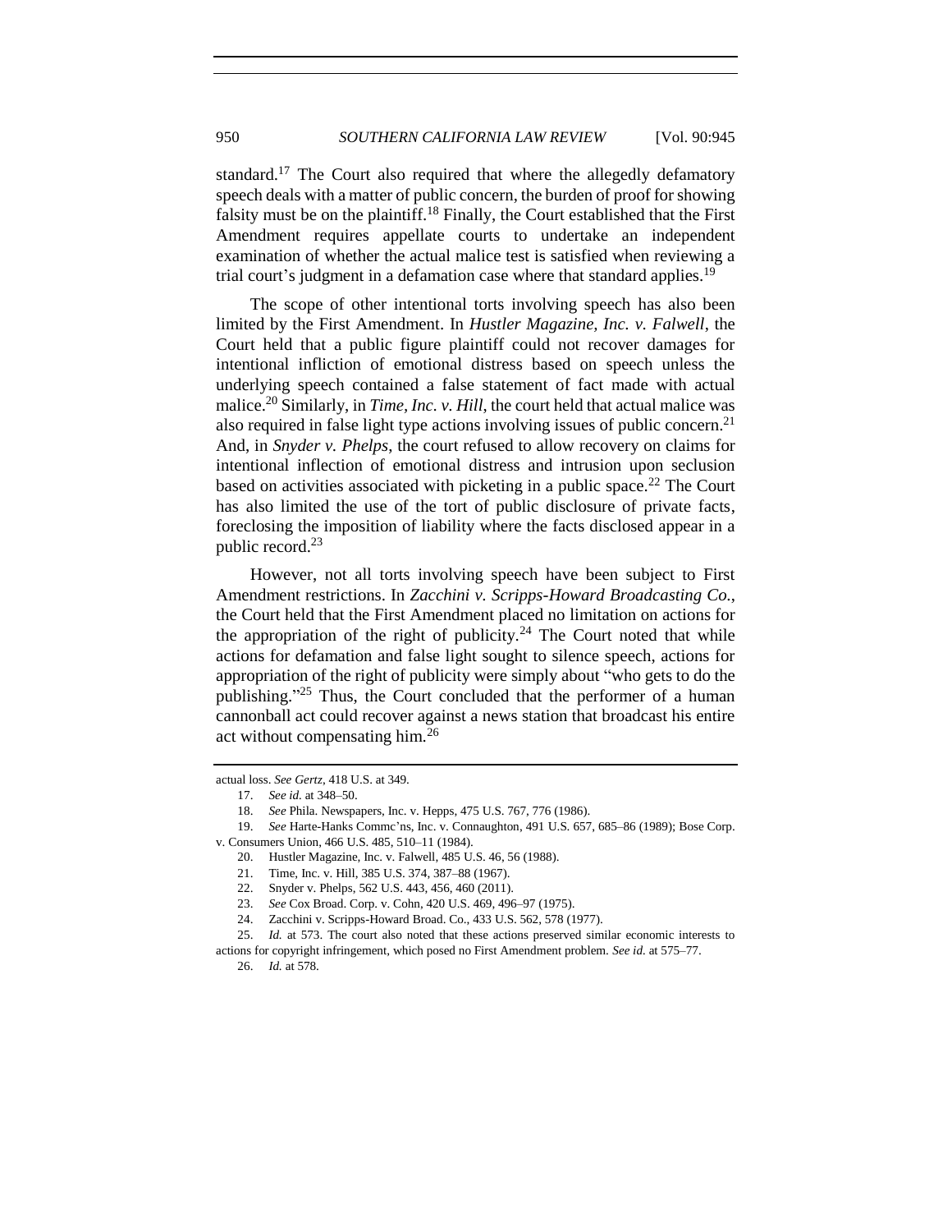standard.[17] The Court also required that where the allegedly defamatory speech deals with a matter of public concern, the burden of proof for showing falsity must be on the plaintiff.[18] Finally, the Court established that the First Amendment requires appellate courts to undertake an independent examination of whether the actual malice test is satisfied when reviewing a trial court's judgment in a defamation case where that standard applies.[19]

The scope of other intentional torts involving speech has also been limited by the First Amendment. In *Hustler Magazine, Inc. v. Falwell*, the Court held that a public figure plaintiff could not recover damages for intentional infliction of emotional distress based on speech unless the underlying speech contained a false statement of fact made with actual malice.[20] Similarly, in *Time, Inc. v. Hill*, the court held that actual malice was also required in false light type actions involving issues of public concern.[21] And, in *Snyder v. Phelps*, the court refused to allow recovery on claims for intentional inflection of emotional distress and intrusion upon seclusion based on activities associated with picketing in a public space.[22] The Court has also limited the use of the tort of public disclosure of private facts, foreclosing the imposition of liability where the facts disclosed appear in a public record.[23]

However, not all torts involving speech have been subject to First Amendment restrictions. In *Zacchini v. Scripps-Howard Broadcasting Co.*, the Court held that the First Amendment placed no limitation on actions for the appropriation of the right of publicity.[24] The Court noted that while actions for defamation and false light sought to silence speech, actions for appropriation of the right of publicity were simply about "who gets to do the publishing."[25] Thus, the Court concluded that the performer of a human cannonball act could recover against a news station that broadcast his entire act without compensating him.[26]

---

actual loss. *See Gertz*, 418 U.S. at 349.

17. *See id.* at 348–50.

18. *See* Phila. Newspapers, Inc. v. Hepps, 475 U.S. 767, 776 (1986).

19. *See* Harte-Hanks Commc'ns, Inc. v. Connaughton, 491 U.S. 657, 685–86 (1989); Bose Corp. v. Consumers Union, 466 U.S. 485, 510–11 (1984).

20. Hustler Magazine, Inc. v. Falwell, 485 U.S. 46, 56 (1988).

21. Time, Inc. v. Hill, 385 U.S. 374, 387–88 (1967).

22. Snyder v. Phelps, 562 U.S. 443, 456, 460 (2011).

23. *See* Cox Broad. Corp. v. Cohn, 420 U.S. 469, 496–97 (1975).

24. Zacchini v. Scripps-Howard Broad. Co., 433 U.S. 562, 578 (1977).

25. *Id.* at 573. The court also noted that these actions preserved similar economic interests to actions for copyright infringement, which posed no First Amendment problem. *See id.* at 575–77.

26. *Id.* at 578.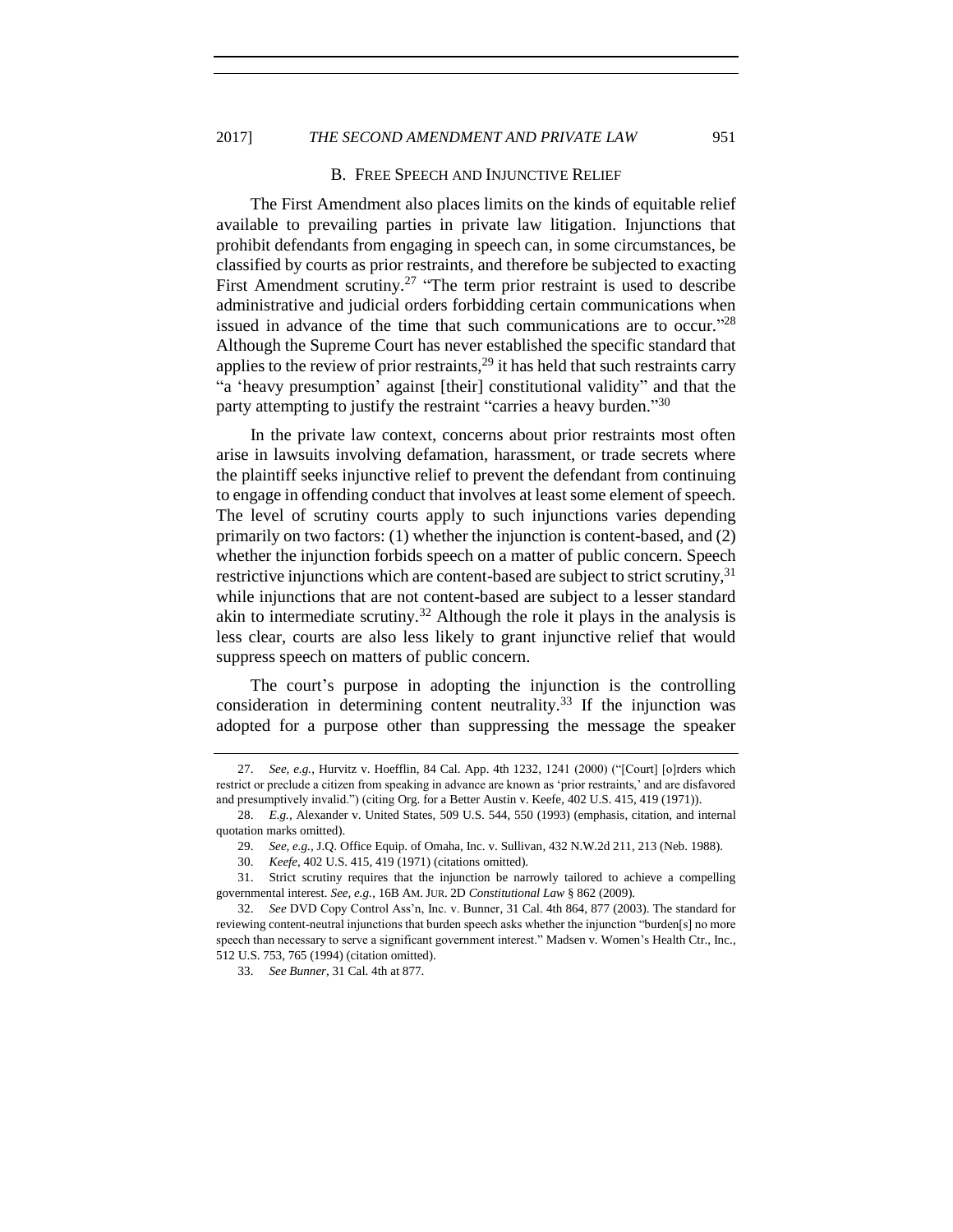### B. Free Speech and Injunctive Relief

The First Amendment also places limits on the kinds of equitable relief available to prevailing parties in private law litigation. Injunctions that prohibit defendants from engaging in speech can, in some circumstances, be classified by courts as prior restraints, and therefore be subjected to exacting First Amendment scrutiny.[27] "The term prior restraint is used to describe administrative and judicial orders forbidding certain communications when issued in advance of the time that such communications are to occur."[28] Although the Supreme Court has never established the specific standard that applies to the review of prior restraints,[29] it has held that such restraints carry "a 'heavy presumption' against [their] constitutional validity" and that the party attempting to justify the restraint "carries a heavy burden."[30]

In the private law context, concerns about prior restraints most often arise in lawsuits involving defamation, harassment, or trade secrets where the plaintiff seeks injunctive relief to prevent the defendant from continuing to engage in offending conduct that involves at least some element of speech. The level of scrutiny courts apply to such injunctions varies depending primarily on two factors: (1) whether the injunction is content-based, and (2) whether the injunction forbids speech on a matter of public concern. Speech restrictive injunctions which are content-based are subject to strict scrutiny,[31] while injunctions that are not content-based are subject to a lesser standard akin to intermediate scrutiny.[32] Although the role it plays in the analysis is less clear, courts are also less likely to grant injunctive relief that would suppress speech on matters of public concern.

The court's purpose in adopting the injunction is the controlling consideration in determining content neutrality.[33] If the injunction was adopted for a purpose other than suppressing the message the speaker

---

27. *See, e.g.*, Hurvitz v. Hoefflin, 84 Cal. App. 4th 1232, 1241 (2000) ("[Court] [o]rders which restrict or preclude a citizen from speaking in advance are known as 'prior restraints,' and are disfavored and presumptively invalid.") (citing Org. for a Better Austin v. Keefe, 402 U.S. 415, 419 (1971)).

28. *E.g.*, Alexander v. United States, 509 U.S. 544, 550 (1993) (emphasis, citation, and internal quotation marks omitted).

29. *See, e.g.*, J.Q. Office Equip. of Omaha, Inc. v. Sullivan, 432 N.W.2d 211, 213 (Neb. 1988).

30. *Keefe*, 402 U.S. 415, 419 (1971) (citations omitted).

31. Strict scrutiny requires that the injunction be narrowly tailored to achieve a compelling governmental interest. *See, e.g.*, 16B AM. JUR. 2D *Constitutional Law* § 862 (2009).

32. *See* DVD Copy Control Ass'n, Inc. v. Bunner, 31 Cal. 4th 864, 877 (2003). The standard for reviewing content-neutral injunctions that burden speech asks whether the injunction "burden[s] no more speech than necessary to serve a significant government interest." Madsen v. Women's Health Ctr., Inc., 512 U.S. 753, 765 (1994) (citation omitted).

33. *See Bunner*, 31 Cal. 4th at 877.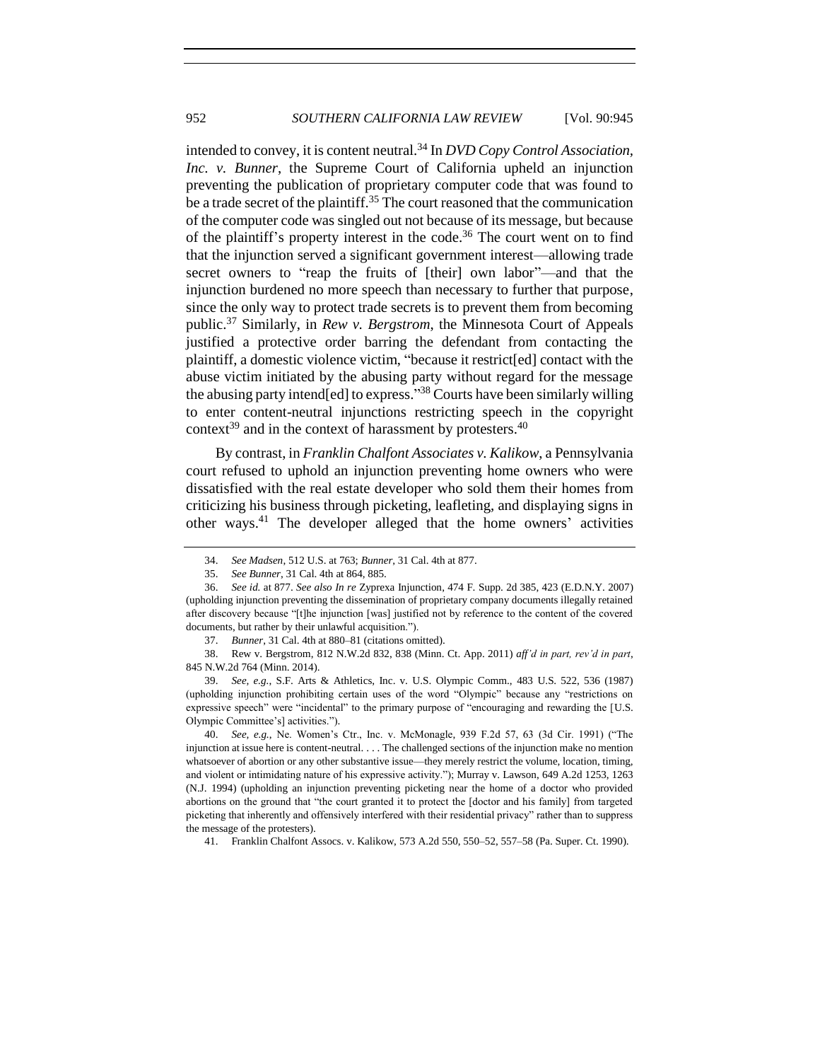intended to convey, it is content neutral.[34] In *DVD Copy Control Association, Inc. v. Bunner*, the Supreme Court of California upheld an injunction preventing the publication of proprietary computer code that was found to be a trade secret of the plaintiff.[35] The court reasoned that the communication of the computer code was singled out not because of its message, but because of the plaintiff's property interest in the code.[36] The court went on to find that the injunction served a significant government interest—allowing trade secret owners to "reap the fruits of [their] own labor"—and that the injunction burdened no more speech than necessary to further that purpose, since the only way to protect trade secrets is to prevent them from becoming public.[37] Similarly, in *Rew v. Bergstrom*, the Minnesota Court of Appeals justified a protective order barring the defendant from contacting the plaintiff, a domestic violence victim, "because it restrict[ed] contact with the abuse victim initiated by the abusing party without regard for the message the abusing party intend[ed] to express."[38] Courts have been similarly willing to enter content-neutral injunctions restricting speech in the copyright context[39] and in the context of harassment by protesters.[40]

By contrast, in *Franklin Chalfont Associates v. Kalikow*, a Pennsylvania court refused to uphold an injunction preventing home owners who were dissatisfied with the real estate developer who sold them their homes from criticizing his business through picketing, leafleting, and displaying signs in other ways.[41] The developer alleged that the home owners' activities

---

34. *See Madsen*, 512 U.S. at 763; *Bunner*, 31 Cal. 4th at 877.

35. *See Bunner*, 31 Cal. 4th at 864, 885.

36. *See id.* at 877. *See also In re* Zyprexa Injunction, 474 F. Supp. 2d 385, 423 (E.D.N.Y. 2007) (upholding injunction preventing the dissemination of proprietary company documents illegally retained after discovery because "[t]he injunction [was] justified not by reference to the content of the covered documents, but rather by their unlawful acquisition.").

37. *Bunner*, 31 Cal. 4th at 880–81 (citations omitted).

38. Rew v. Bergstrom, 812 N.W.2d 832, 838 (Minn. Ct. App. 2011) *aff'd in part, rev'd in part*, 845 N.W.2d 764 (Minn. 2014).

39. *See, e.g.*, S.F. Arts & Athletics, Inc. v. U.S. Olympic Comm., 483 U.S. 522, 536 (1987) (upholding injunction prohibiting certain uses of the word "Olympic" because any "restrictions on expressive speech" were "incidental" to the primary purpose of "encouraging and rewarding the [U.S. Olympic Committee's] activities.").

40. *See, e.g.*, Ne. Women's Ctr., Inc. v. McMonagle, 939 F.2d 57, 63 (3d Cir. 1991) ("The injunction at issue here is content-neutral. . . . The challenged sections of the injunction make no mention whatsoever of abortion or any other substantive issue—they merely restrict the volume, location, timing, and violent or intimidating nature of his expressive activity."); Murray v. Lawson, 649 A.2d 1253, 1263 (N.J. 1994) (upholding an injunction preventing picketing near the home of a doctor who provided abortions on the ground that "the court granted it to protect the [doctor and his family] from targeted picketing that inherently and offensively interfered with their residential privacy" rather than to suppress the message of the protesters).

41. Franklin Chalfont Assocs. v. Kalikow, 573 A.2d 550, 550–52, 557–58 (Pa. Super. Ct. 1990).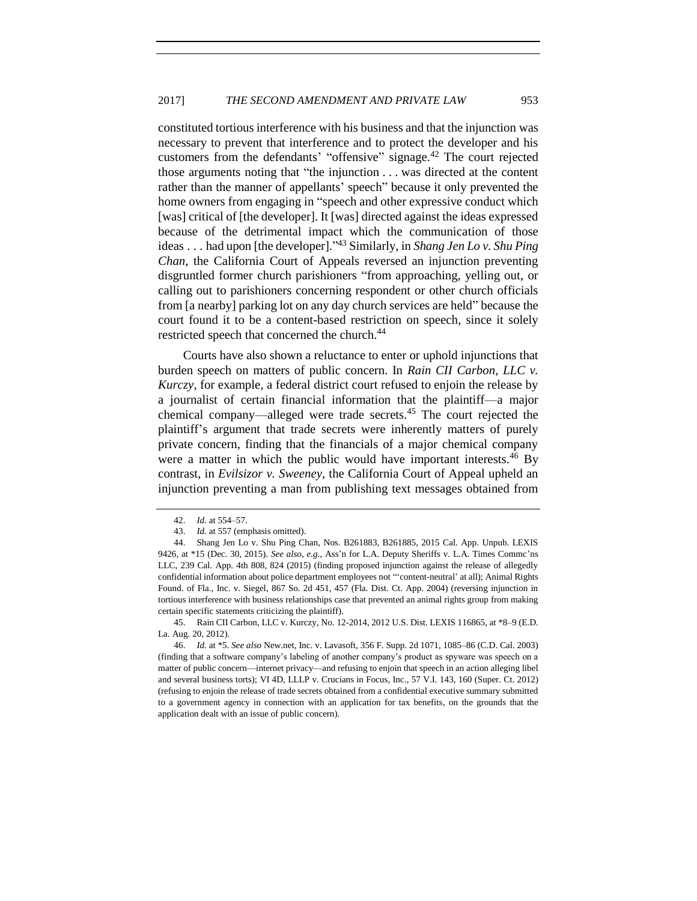constituted tortious interference with his business and that the injunction was necessary to prevent that interference and to protect the developer and his customers from the defendants' "offensive" signage.[42] The court rejected those arguments noting that "the injunction . . . was directed at the content rather than the manner of appellants' speech" because it only prevented the home owners from engaging in "speech and other expressive conduct which [was] critical of [the developer]. It [was] directed against the ideas expressed because of the detrimental impact which the communication of those ideas . . . had upon [the developer]."[43] Similarly, in *Shang Jen Lo v. Shu Ping Chan*, the California Court of Appeals reversed an injunction preventing disgruntled former church parishioners "from approaching, yelling out, or calling out to parishioners concerning respondent or other church officials from [a nearby] parking lot on any day church services are held" because the court found it to be a content-based restriction on speech, since it solely restricted speech that concerned the church.[44]

Courts have also shown a reluctance to enter or uphold injunctions that burden speech on matters of public concern. In *Rain CII Carbon, LLC v. Kurczy*, for example, a federal district court refused to enjoin the release by a journalist of certain financial information that the plaintiff—a major chemical company—alleged were trade secrets.[45] The court rejected the plaintiff's argument that trade secrets were inherently matters of purely private concern, finding that the financials of a major chemical company were a matter in which the public would have important interests.[46] By contrast, in *Evilsizor v. Sweeney*, the California Court of Appeal upheld an injunction preventing a man from publishing text messages obtained from

---

42. *Id.* at 554–57.

43. *Id.* at 557 (emphasis omitted).

44. Shang Jen Lo v. Shu Ping Chan, Nos. B261883, B261885, 2015 Cal. App. Unpub. LEXIS 9426, at *15 (Dec. 30, 2015). *See also, e.g.*, Ass'n for L.A. Deputy Sheriffs v. L.A. Times Commc'ns LLC, 239 Cal. App. 4th 808, 824 (2015) (finding proposed injunction against the release of allegedly confidential information about police department employees not "'content-neutral' at all); Animal Rights Found. of Fla., Inc. v. Siegel, 867 So. 2d 451, 457 (Fla. Dist. Ct. App. 2004) (reversing injunction in tortious interference with business relationships case that prevented an animal rights group from making certain specific statements criticizing the plaintiff).

45. Rain CII Carbon, LLC v. Kurczy, No. 12-2014, 2012 U.S. Dist. LEXIS 116865, at *8–9 (E.D. La. Aug. 20, 2012).

46. *Id.* at *5. *See also* New.net, Inc. v. Lavasoft, 356 F. Supp. 2d 1071, 1085–86 (C.D. Cal. 2003) (finding that a software company's labeling of another company's product as spyware was speech on a matter of public concern—internet privacy—and refusing to enjoin that speech in an action alleging libel and several business torts); VI 4D, LLLP v. Crucians in Focus, Inc., 57 V.I. 143, 160 (Super. Ct. 2012) (refusing to enjoin the release of trade secrets obtained from a confidential executive summary submitted to a government agency in connection with an application for tax benefits, on the grounds that the application dealt with an issue of public concern).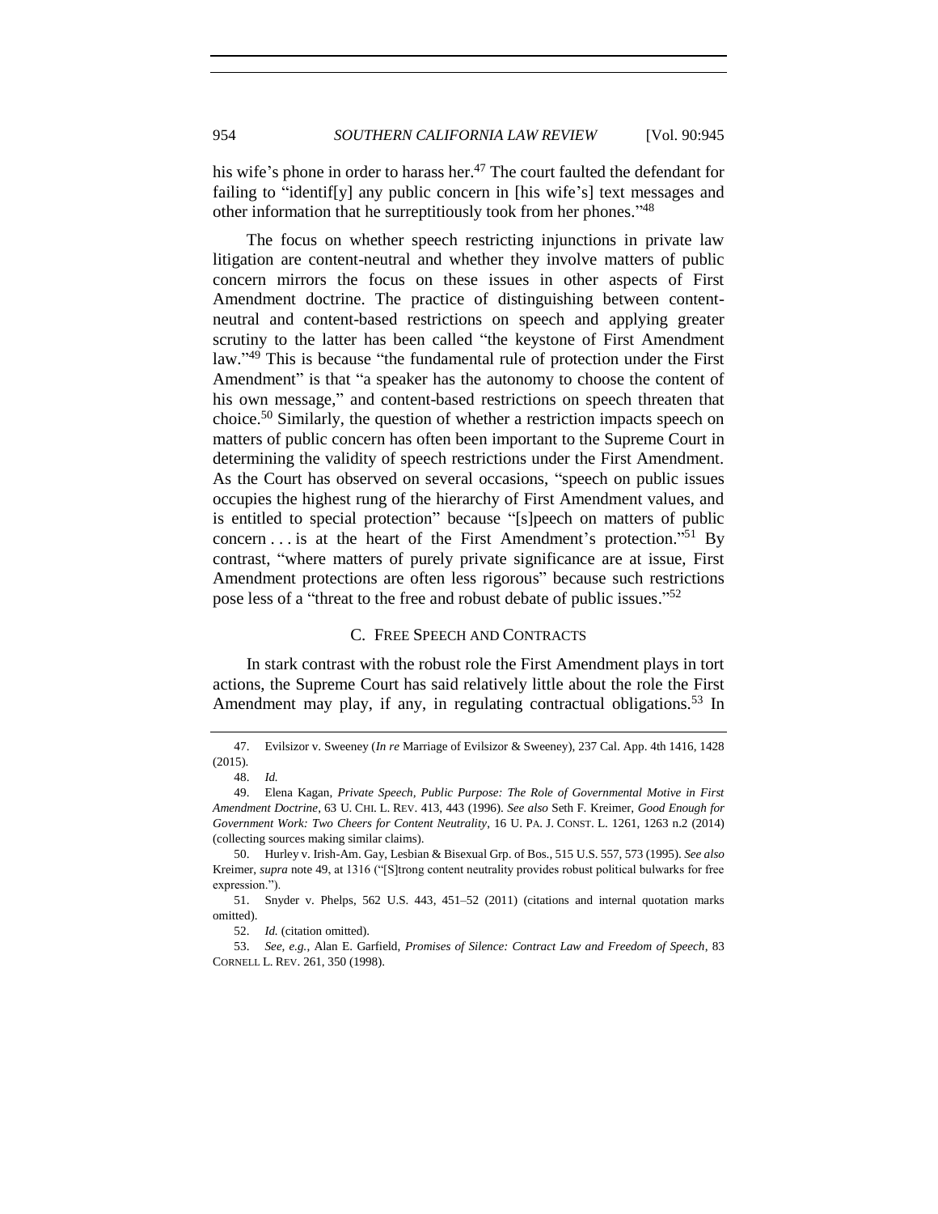his wife's phone in order to harass her.[47] The court faulted the defendant for failing to "identif[y] any public concern in [his wife's] text messages and other information that he surreptitiously took from her phones."[48]

The focus on whether speech restricting injunctions in private law litigation are content-neutral and whether they involve matters of public concern mirrors the focus on these issues in other aspects of First Amendment doctrine. The practice of distinguishing between content-neutral and content-based restrictions on speech and applying greater scrutiny to the latter has been called "the keystone of First Amendment law."[49] This is because "the fundamental rule of protection under the First Amendment" is that "a speaker has the autonomy to choose the content of his own message," and content-based restrictions on speech threaten that choice.[50] Similarly, the question of whether a restriction impacts speech on matters of public concern has often been important to the Supreme Court in determining the validity of speech restrictions under the First Amendment. As the Court has observed on several occasions, "speech on public issues occupies the highest rung of the hierarchy of First Amendment values, and is entitled to special protection" because "[s]peech on matters of public concern . . . is at the heart of the First Amendment's protection."[51] By contrast, "where matters of purely private significance are at issue, First Amendment protections are often less rigorous" because such restrictions pose less of a "threat to the free and robust debate of public issues."[52]

### C. FREE SPEECH AND CONTRACTS

In stark contrast with the robust role the First Amendment plays in tort actions, the Supreme Court has said relatively little about the role the First Amendment may play, if any, in regulating contractual obligations.[53] In

---

47. Evilsizor v. Sweeney (*In re* Marriage of Evilsizor & Sweeney), 237 Cal. App. 4th 1416, 1428 (2015).

48. *Id.*

49. Elena Kagan, *Private Speech, Public Purpose: The Role of Governmental Motive in First Amendment Doctrine*, 63 U. CHI. L. REV. 413, 443 (1996). *See also* Seth F. Kreimer, *Good Enough for Government Work: Two Cheers for Content Neutrality*, 16 U. PA. J. CONST. L. 1261, 1263 n.2 (2014) (collecting sources making similar claims).

50. Hurley v. Irish-Am. Gay, Lesbian & Bisexual Grp. of Bos., 515 U.S. 557, 573 (1995). *See also* Kreimer, *supra* note 49, at 1316 ("[S]trong content neutrality provides robust political bulwarks for free expression.").

51. Snyder v. Phelps, 562 U.S. 443, 451–52 (2011) (citations and internal quotation marks omitted).

52. *Id.* (citation omitted).

53. *See, e.g.*, Alan E. Garfield, *Promises of Silence: Contract Law and Freedom of Speech*, 83 CORNELL L. REV. 261, 350 (1998).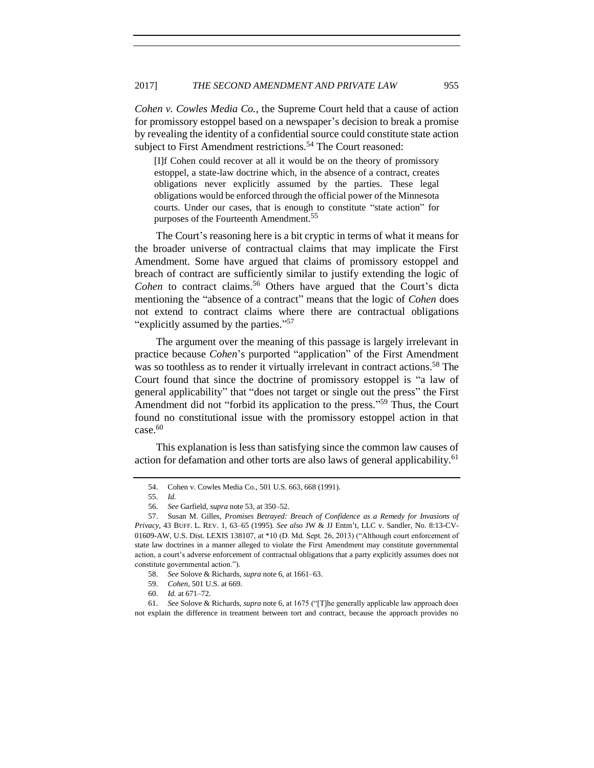*Cohen v. Cowles Media Co.*, the Supreme Court held that a cause of action for promissory estoppel based on a newspaper's decision to break a promise by revealing the identity of a confidential source could constitute state action subject to First Amendment restrictions.[54] The Court reasoned:

> [I]f Cohen could recover at all it would be on the theory of promissory estoppel, a state-law doctrine which, in the absence of a contract, creates obligations never explicitly assumed by the parties. These legal obligations would be enforced through the official power of the Minnesota courts. Under our cases, that is enough to constitute "state action" for purposes of the Fourteenth Amendment.[55]

The Court's reasoning here is a bit cryptic in terms of what it means for the broader universe of contractual claims that may implicate the First Amendment. Some have argued that claims of promissory estoppel and breach of contract are sufficiently similar to justify extending the logic of *Cohen* to contract claims.[56] Others have argued that the Court's dicta mentioning the "absence of a contract" means that the logic of *Cohen* does not extend to contract claims where there are contractual obligations "explicitly assumed by the parties."[57]

The argument over the meaning of this passage is largely irrelevant in practice because *Cohen*'s purported "application" of the First Amendment was so toothless as to render it virtually irrelevant in contract actions.[58] The Court found that since the doctrine of promissory estoppel is "a law of general applicability" that "does not target or single out the press" the First Amendment did not "forbid its application to the press."[59] Thus, the Court found no constitutional issue with the promissory estoppel action in that case.[60]

This explanation is less than satisfying since the common law causes of action for defamation and other torts are also laws of general applicability.[61]

---

54. Cohen v. Cowles Media Co., 501 U.S. 663, 668 (1991).

55. *Id.*

56. *See* Garfield, *supra* note 53, at 350–52.

57. Susan M. Gilles, *Promises Betrayed: Breach of Confidence as a Remedy for Invasions of Privacy*, 43 BUFF. L. REV. 1, 63–65 (1995). *See also* JW & JJ Entm't, LLC v. Sandler, No. 8:13-CV-01609-AW, U.S. Dist. LEXIS 138107, at *10 (D. Md. Sept. 26, 2013) ("Although court enforcement of state law doctrines in a manner alleged to violate the First Amendment may constitute governmental action, a court's adverse enforcement of contractual obligations that a party explicitly assumes does not constitute governmental action.").

58. *See* Solove & Richards, *supra* note 6, at 1661–63.

59. *Cohen*, 501 U.S. at 669.

60. *Id.* at 671–72.

61. *See* Solove & Richards, *supra* note 6, at 1675 ("[T]he generally applicable law approach does not explain the difference in treatment between tort and contract, because the approach provides no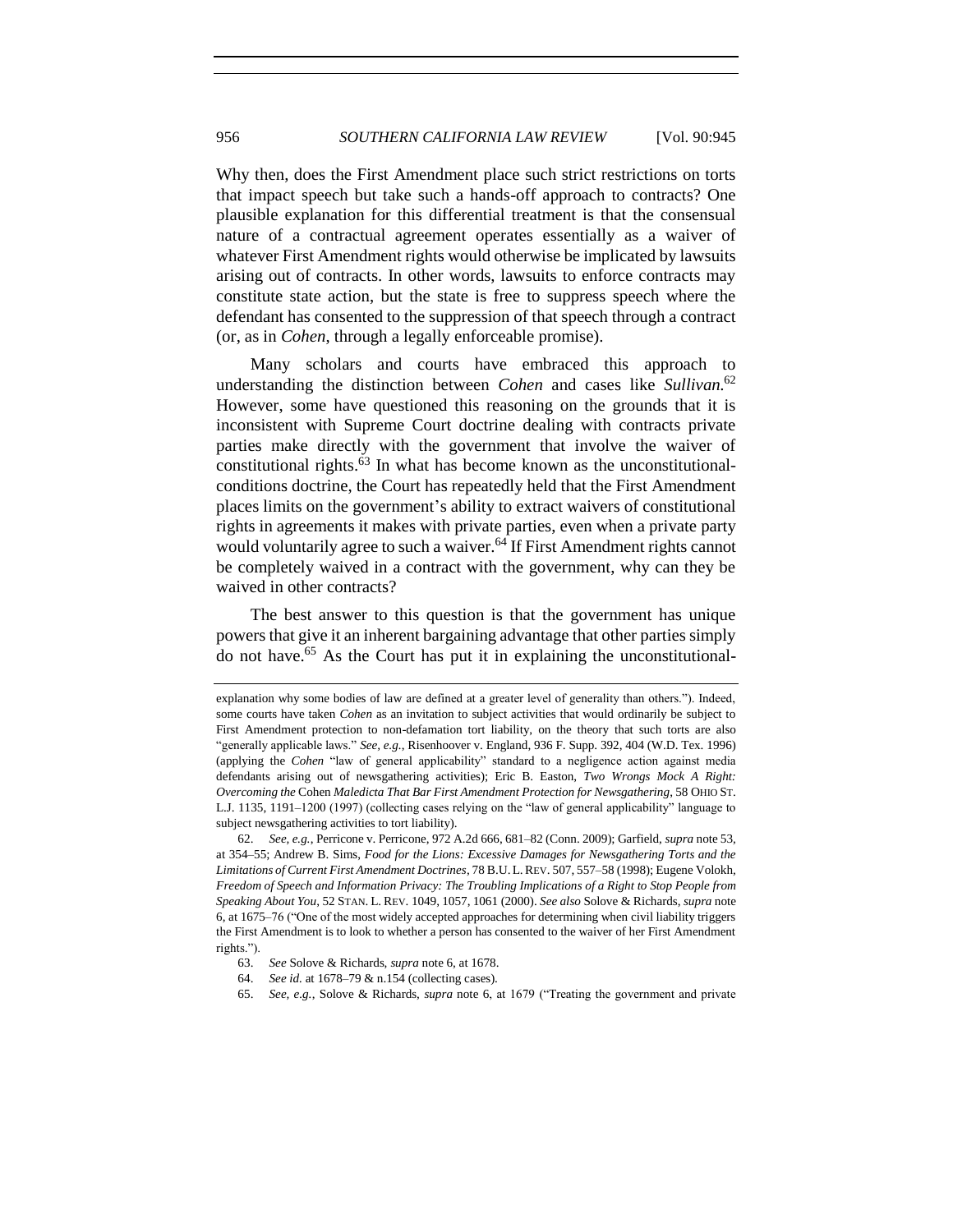Why then, does the First Amendment place such strict restrictions on torts that impact speech but take such a hands-off approach to contracts? One plausible explanation for this differential treatment is that the consensual nature of a contractual agreement operates essentially as a waiver of whatever First Amendment rights would otherwise be implicated by lawsuits arising out of contracts. In other words, lawsuits to enforce contracts may constitute state action, but the state is free to suppress speech where the defendant has consented to the suppression of that speech through a contract (or, as in *Cohen*, through a legally enforceable promise).

Many scholars and courts have embraced this approach to understanding the distinction between *Cohen* and cases like *Sullivan*.[62] However, some have questioned this reasoning on the grounds that it is inconsistent with Supreme Court doctrine dealing with contracts private parties make directly with the government that involve the waiver of constitutional rights.[63] In what has become known as the unconstitutional-conditions doctrine, the Court has repeatedly held that the First Amendment places limits on the government's ability to extract waivers of constitutional rights in agreements it makes with private parties, even when a private party would voluntarily agree to such a waiver.[64] If First Amendment rights cannot be completely waived in a contract with the government, why can they be waived in other contracts?

The best answer to this question is that the government has unique powers that give it an inherent bargaining advantage that other parties simply do not have.[65] As the Court has put it in explaining the unconstitutional-

---

explanation why some bodies of law are defined at a greater level of generality than others."). Indeed, some courts have taken *Cohen* as an invitation to subject activities that would ordinarily be subject to First Amendment protection to non-defamation tort liability, on the theory that such torts are also "generally applicable laws." *See, e.g.*, Risenhoover v. England, 936 F. Supp. 392, 404 (W.D. Tex. 1996) (applying the *Cohen* "law of general applicability" standard to a negligence action against media defendants arising out of newsgathering activities); Eric B. Easton, *Two Wrongs Mock A Right: Overcoming the* Cohen *Maledicta That Bar First Amendment Protection for Newsgathering*, 58 OHIO ST. L.J. 1135, 1191–1200 (1997) (collecting cases relying on the "law of general applicability" language to subject newsgathering activities to tort liability).

62. *See, e.g.*, Perricone v. Perricone, 972 A.2d 666, 681–82 (Conn. 2009); Garfield, *supra* note 53, at 354–55; Andrew B. Sims, *Food for the Lions: Excessive Damages for Newsgathering Torts and the Limitations of Current First Amendment Doctrines*, 78 B.U. L. REV. 507, 557–58 (1998); Eugene Volokh, *Freedom of Speech and Information Privacy: The Troubling Implications of a Right to Stop People from Speaking About You*, 52 STAN. L. REV. 1049, 1057, 1061 (2000). *See also* Solove & Richards, *supra* note 6, at 1675–76 ("One of the most widely accepted approaches for determining when civil liability triggers the First Amendment is to look to whether a person has consented to the waiver of her First Amendment rights.").

63. *See* Solove & Richards, *supra* note 6, at 1678.

64. *See id.* at 1678–79 & n.154 (collecting cases).

65. *See, e.g.*, Solove & Richards, *supra* note 6, at 1679 ("Treating the government and private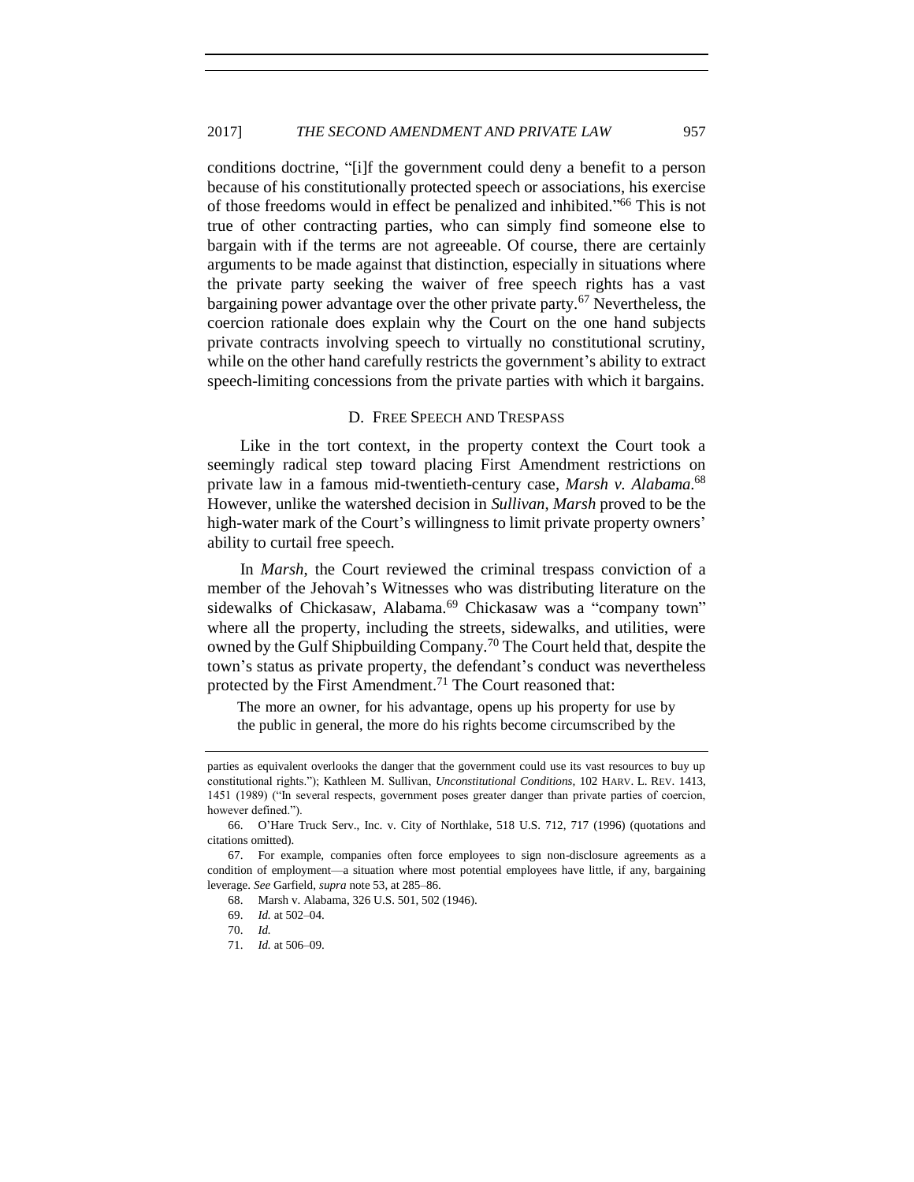conditions doctrine, "[i]f the government could deny a benefit to a person because of his constitutionally protected speech or associations, his exercise of those freedoms would in effect be penalized and inhibited."[66] This is not true of other contracting parties, who can simply find someone else to bargain with if the terms are not agreeable. Of course, there are certainly arguments to be made against that distinction, especially in situations where the private party seeking the waiver of free speech rights has a vast bargaining power advantage over the other private party.[67] Nevertheless, the coercion rationale does explain why the Court on the one hand subjects private contracts involving speech to virtually no constitutional scrutiny, while on the other hand carefully restricts the government's ability to extract speech-limiting concessions from the private parties with which it bargains.

### D. FREE SPEECH AND TRESPASS

Like in the tort context, in the property context the Court took a seemingly radical step toward placing First Amendment restrictions on private law in a famous mid-twentieth-century case, *Marsh v. Alabama*.[68] However, unlike the watershed decision in *Sullivan*, *Marsh* proved to be the high-water mark of the Court's willingness to limit private property owners' ability to curtail free speech.

In *Marsh*, the Court reviewed the criminal trespass conviction of a member of the Jehovah's Witnesses who was distributing literature on the sidewalks of Chickasaw, Alabama.[69] Chickasaw was a "company town" where all the property, including the streets, sidewalks, and utilities, were owned by the Gulf Shipbuilding Company.[70] The Court held that, despite the town's status as private property, the defendant's conduct was nevertheless protected by the First Amendment.[71] The Court reasoned that:

> The more an owner, for his advantage, opens up his property for use by the public in general, the more do his rights become circumscribed by the

---

parties as equivalent overlooks the danger that the government could use its vast resources to buy up constitutional rights."); Kathleen M. Sullivan, *Unconstitutional Conditions*, 102 HARV. L. REV. 1413, 1451 (1989) ("In several respects, government poses greater danger than private parties of coercion, however defined.").

66. O'Hare Truck Serv., Inc. v. City of Northlake, 518 U.S. 712, 717 (1996) (quotations and citations omitted).

67. For example, companies often force employees to sign non-disclosure agreements as a condition of employment—a situation where most potential employees have little, if any, bargaining leverage. *See* Garfield, *supra* note 53, at 285–86.

68. Marsh v. Alabama, 326 U.S. 501, 502 (1946).

69. *Id.* at 502–04.

70. *Id.*

71. *Id.* at 506–09.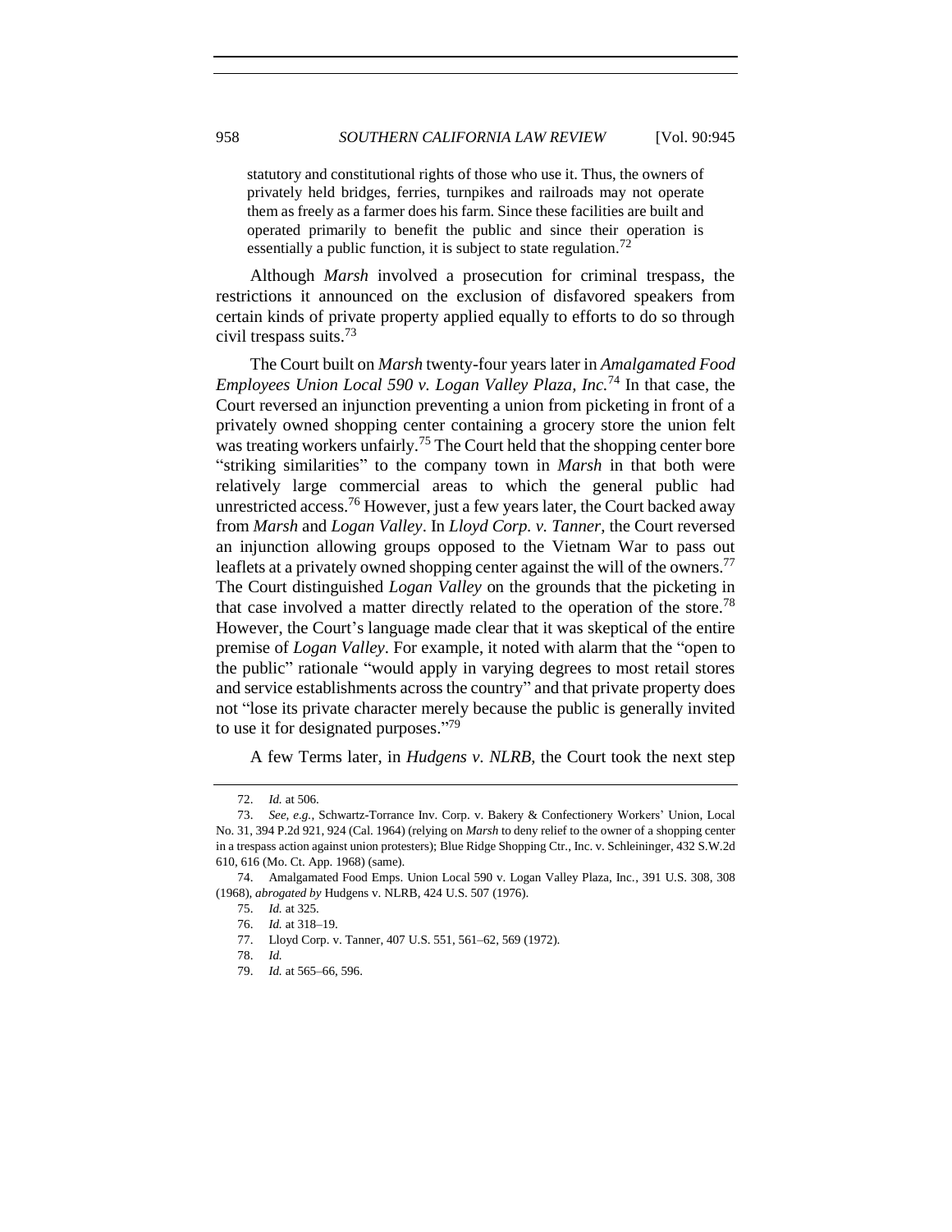statutory and constitutional rights of those who use it. Thus, the owners of privately held bridges, ferries, turnpikes and railroads may not operate them as freely as a farmer does his farm. Since these facilities are built and operated primarily to benefit the public and since their operation is essentially a public function, it is subject to state regulation.[72]

Although *Marsh* involved a prosecution for criminal trespass, the restrictions it announced on the exclusion of disfavored speakers from certain kinds of private property applied equally to efforts to do so through civil trespass suits.[73]

The Court built on *Marsh* twenty-four years later in *Amalgamated Food Employees Union Local 590 v. Logan Valley Plaza, Inc.*[74] In that case, the Court reversed an injunction preventing a union from picketing in front of a privately owned shopping center containing a grocery store the union felt was treating workers unfairly.[75] The Court held that the shopping center bore "striking similarities" to the company town in *Marsh* in that both were relatively large commercial areas to which the general public had unrestricted access.[76] However, just a few years later, the Court backed away from *Marsh* and *Logan Valley*. In *Lloyd Corp. v. Tanner*, the Court reversed an injunction allowing groups opposed to the Vietnam War to pass out leaflets at a privately owned shopping center against the will of the owners.[77] The Court distinguished *Logan Valley* on the grounds that the picketing in that case involved a matter directly related to the operation of the store.[78] However, the Court's language made clear that it was skeptical of the entire premise of *Logan Valley*. For example, it noted with alarm that the "open to the public" rationale "would apply in varying degrees to most retail stores and service establishments across the country" and that private property does not "lose its private character merely because the public is generally invited to use it for designated purposes."[79]

A few Terms later, in *Hudgens v. NLRB*, the Court took the next step

---

72. *Id.* at 506.

73. *See, e.g.*, Schwartz-Torrance Inv. Corp. v. Bakery & Confectionery Workers' Union, Local No. 31, 394 P.2d 921, 924 (Cal. 1964) (relying on *Marsh* to deny relief to the owner of a shopping center in a trespass action against union protesters); Blue Ridge Shopping Ctr., Inc. v. Schleininger, 432 S.W.2d 610, 616 (Mo. Ct. App. 1968) (same).

74. Amalgamated Food Emps. Union Local 590 v. Logan Valley Plaza, Inc., 391 U.S. 308, 308 (1968), *abrogated by* Hudgens v. NLRB, 424 U.S. 507 (1976).

75. *Id.* at 325.

76. *Id.* at 318–19.

77. Lloyd Corp. v. Tanner, 407 U.S. 551, 561–62, 569 (1972).

78. *Id.*

79. *Id.* at 565–66, 596.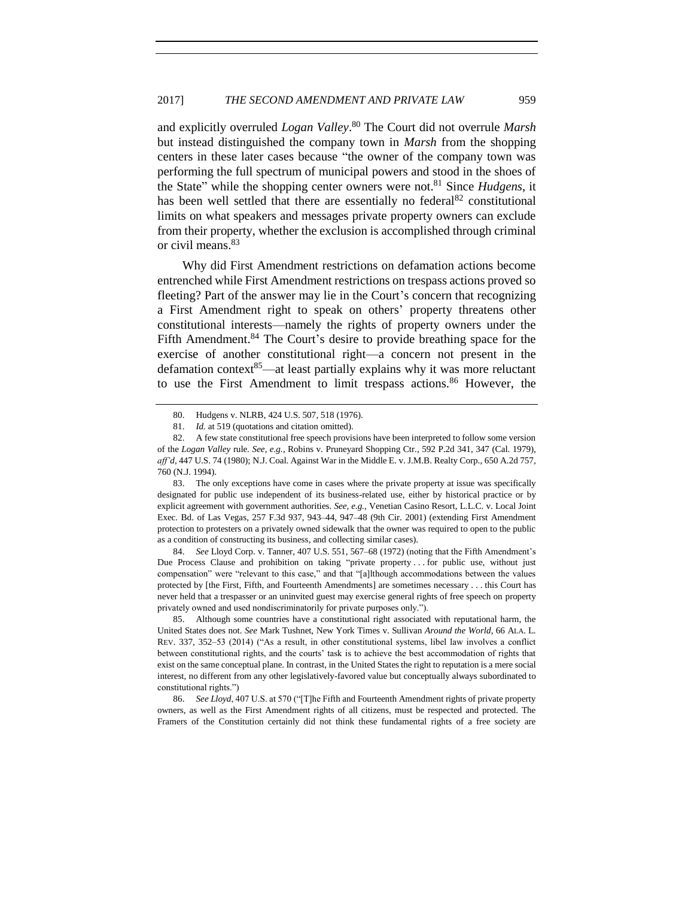and explicitly overruled *Logan Valley*.[80] The Court did not overrule *Marsh* but instead distinguished the company town in *Marsh* from the shopping centers in these later cases because "the owner of the company town was performing the full spectrum of municipal powers and stood in the shoes of the State" while the shopping center owners were not.[81] Since *Hudgens*, it has been well settled that there are essentially no federal[82] constitutional limits on what speakers and messages private property owners can exclude from their property, whether the exclusion is accomplished through criminal or civil means.[83]

Why did First Amendment restrictions on defamation actions become entrenched while First Amendment restrictions on trespass actions proved so fleeting? Part of the answer may lie in the Court's concern that recognizing a First Amendment right to speak on others' property threatens other constitutional interests—namely the rights of property owners under the Fifth Amendment.[84] The Court's desire to provide breathing space for the exercise of another constitutional right—a concern not present in the defamation context[85]—at least partially explains why it was more reluctant to use the First Amendment to limit trespass actions.[86] However, the

---

80. Hudgens v. NLRB, 424 U.S. 507, 518 (1976).

81. *Id.* at 519 (quotations and citation omitted).

82. A few state constitutional free speech provisions have been interpreted to follow some version of the *Logan Valley* rule. *See, e.g.*, Robins v. Pruneyard Shopping Ctr., 592 P.2d 341, 347 (Cal. 1979), *aff'd*, 447 U.S. 74 (1980); N.J. Coal. Against War in the Middle E. v. J.M.B. Realty Corp., 650 A.2d 757, 760 (N.J. 1994).

83. The only exceptions have come in cases where the private property at issue was specifically designated for public use independent of its business-related use, either by historical practice or by explicit agreement with government authorities. *See, e.g.*, Venetian Casino Resort, L.L.C. v. Local Joint Exec. Bd. of Las Vegas, 257 F.3d 937, 943–44, 947–48 (9th Cir. 2001) (extending First Amendment protection to protesters on a privately owned sidewalk that the owner was required to open to the public as a condition of constructing its business, and collecting similar cases).

84. *See* Lloyd Corp. v. Tanner, 407 U.S. 551, 567–68 (1972) (noting that the Fifth Amendment's Due Process Clause and prohibition on taking "private property . . . for public use, without just compensation" were "relevant to this case," and that "[a]lthough accommodations between the values protected by [the First, Fifth, and Fourteenth Amendments] are sometimes necessary . . . this Court has never held that a trespasser or an uninvited guest may exercise general rights of free speech on property privately owned and used nondiscriminatorily for private purposes only.").

85. Although some countries have a constitutional right associated with reputational harm, the United States does not. *See* Mark Tushnet, New York Times v. Sullivan *Around the World*, 66 ALA. L. REV. 337, 352–53 (2014) ("As a result, in other constitutional systems, libel law involves a conflict between constitutional rights, and the courts' task is to achieve the best accommodation of rights that exist on the same conceptual plane. In contrast, in the United States the right to reputation is a mere social interest, no different from any other legislatively-favored value but conceptually always subordinated to constitutional rights.")

86. *See Lloyd*, 407 U.S. at 570 ("[T]he Fifth and Fourteenth Amendment rights of private property owners, as well as the First Amendment rights of all citizens, must be respected and protected. The Framers of the Constitution certainly did not think these fundamental rights of a free society are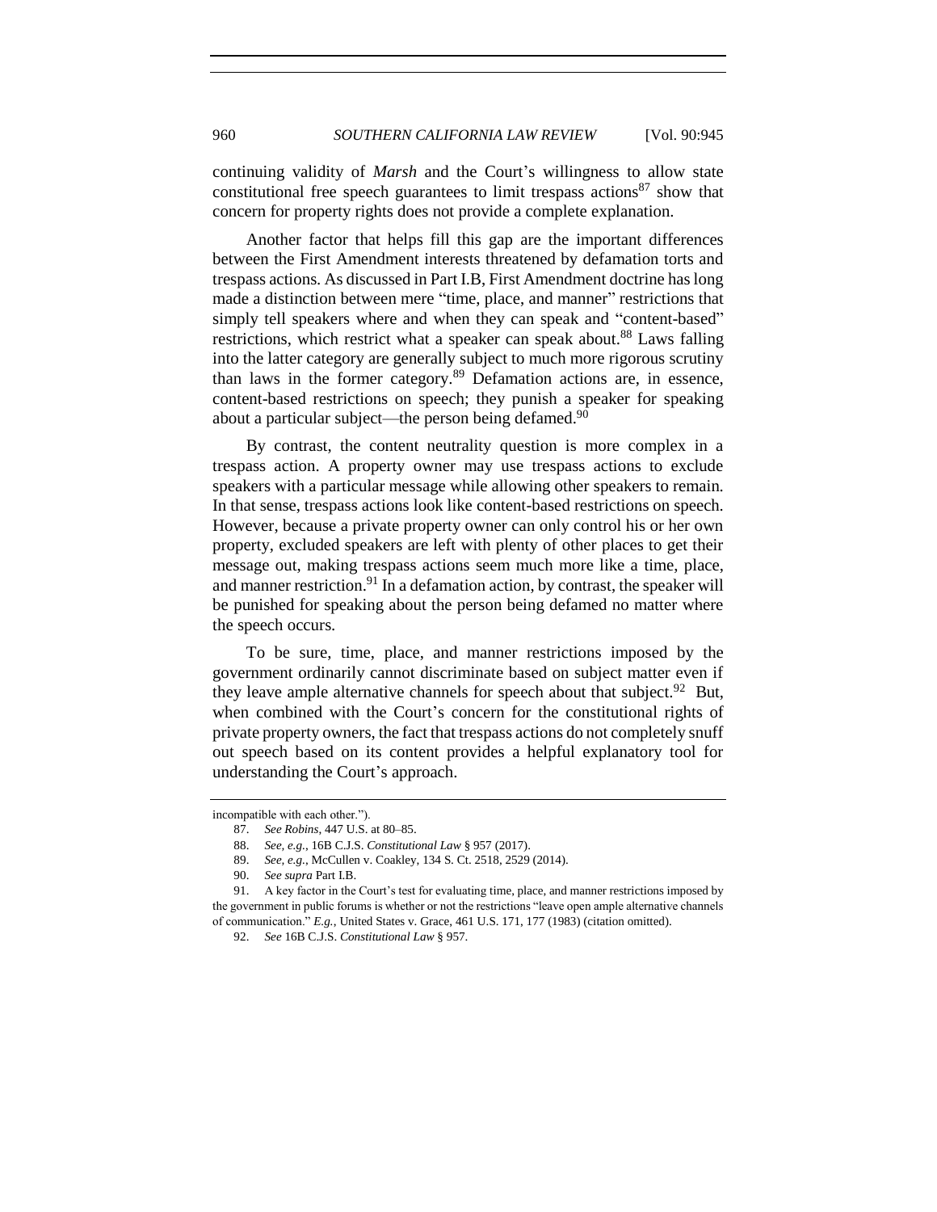continuing validity of *Marsh* and the Court's willingness to allow state constitutional free speech guarantees to limit trespass actions[87] show that concern for property rights does not provide a complete explanation.

Another factor that helps fill this gap are the important differences between the First Amendment interests threatened by defamation torts and trespass actions. As discussed in Part I.B, First Amendment doctrine has long made a distinction between mere "time, place, and manner" restrictions that simply tell speakers where and when they can speak and "content-based" restrictions, which restrict what a speaker can speak about.[88] Laws falling into the latter category are generally subject to much more rigorous scrutiny than laws in the former category.[89] Defamation actions are, in essence, content-based restrictions on speech; they punish a speaker for speaking about a particular subject—the person being defamed.[90]

By contrast, the content neutrality question is more complex in a trespass action. A property owner may use trespass actions to exclude speakers with a particular message while allowing other speakers to remain. In that sense, trespass actions look like content-based restrictions on speech. However, because a private property owner can only control his or her own property, excluded speakers are left with plenty of other places to get their message out, making trespass actions seem much more like a time, place, and manner restriction.[91] In a defamation action, by contrast, the speaker will be punished for speaking about the person being defamed no matter where the speech occurs.

To be sure, time, place, and manner restrictions imposed by the government ordinarily cannot discriminate based on subject matter even if they leave ample alternative channels for speech about that subject.[92] But, when combined with the Court's concern for the constitutional rights of private property owners, the fact that trespass actions do not completely snuff out speech based on its content provides a helpful explanatory tool for understanding the Court's approach.

---

incompatible with each other.").

87. *See Robins*, 447 U.S. at 80–85.

88. *See, e.g.*, 16B C.J.S. *Constitutional Law* § 957 (2017).

89. *See, e.g.*, McCullen v. Coakley, 134 S. Ct. 2518, 2529 (2014).

90. *See supra* Part I.B.

91. A key factor in the Court's test for evaluating time, place, and manner restrictions imposed by the government in public forums is whether or not the restrictions "leave open ample alternative channels of communication." *E.g.*, United States v. Grace, 461 U.S. 171, 177 (1983) (citation omitted).

92. *See* 16B C.J.S. *Constitutional Law* § 957.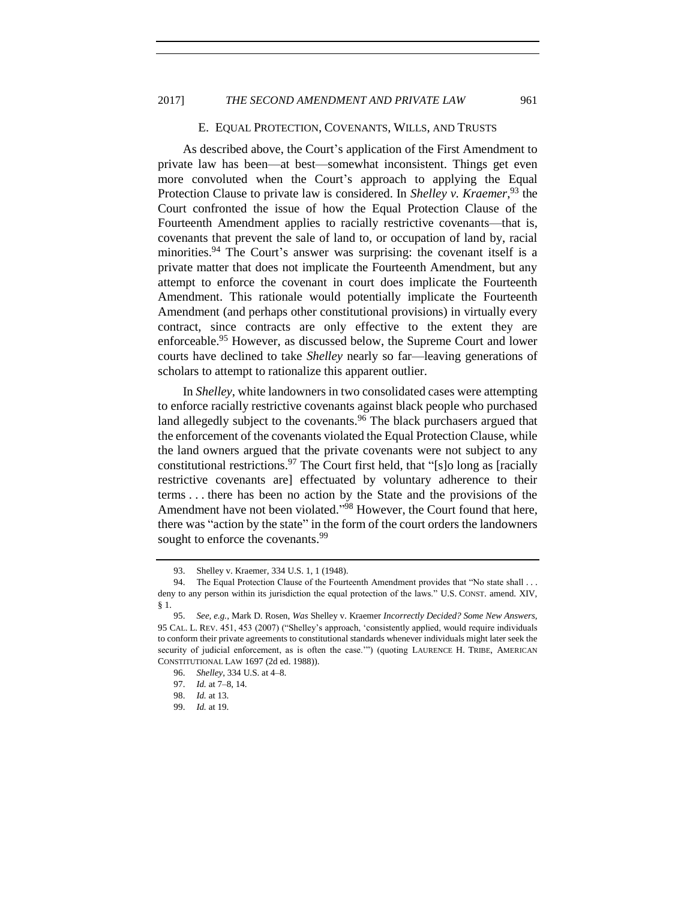### E. EQUAL PROTECTION, COVENANTS, WILLS, AND TRUSTS

As described above, the Court's application of the First Amendment to private law has been—at best—somewhat inconsistent. Things get even more convoluted when the Court's approach to applying the Equal Protection Clause to private law is considered. In *Shelley v. Kraemer*,[93] the Court confronted the issue of how the Equal Protection Clause of the Fourteenth Amendment applies to racially restrictive covenants—that is, covenants that prevent the sale of land to, or occupation of land by, racial minorities.[94] The Court's answer was surprising: the covenant itself is a private matter that does not implicate the Fourteenth Amendment, but any attempt to enforce the covenant in court does implicate the Fourteenth Amendment. This rationale would potentially implicate the Fourteenth Amendment (and perhaps other constitutional provisions) in virtually every contract, since contracts are only effective to the extent they are enforceable.[95] However, as discussed below, the Supreme Court and lower courts have declined to take *Shelley* nearly so far—leaving generations of scholars to attempt to rationalize this apparent outlier.

In *Shelley*, white landowners in two consolidated cases were attempting to enforce racially restrictive covenants against black people who purchased land allegedly subject to the covenants.[96] The black purchasers argued that the enforcement of the covenants violated the Equal Protection Clause, while the land owners argued that the private covenants were not subject to any constitutional restrictions.[97] The Court first held, that "[s]o long as [racially restrictive covenants are] effectuated by voluntary adherence to their terms . . . there has been no action by the State and the provisions of the Amendment have not been violated."[98] However, the Court found that here, there was "action by the state" in the form of the court orders the landowners sought to enforce the covenants.[99]

---

93. Shelley v. Kraemer, 334 U.S. 1, 1 (1948).

94. The Equal Protection Clause of the Fourteenth Amendment provides that "No state shall . . . deny to any person within its jurisdiction the equal protection of the laws." U.S. CONST. amend. XIV, § 1.

95. *See, e.g.*, Mark D. Rosen, *Was* Shelley v. Kraemer *Incorrectly Decided? Some New Answers*, 95 CAL. L. REV. 451, 453 (2007) ("Shelley's approach, 'consistently applied, would require individuals to conform their private agreements to constitutional standards whenever individuals might later seek the security of judicial enforcement, as is often the case.'") (quoting LAURENCE H. TRIBE, AMERICAN CONSTITUTIONAL LAW 1697 (2d ed. 1988)).

96. *Shelley*, 334 U.S. at 4–8.

97. *Id.* at 7–8, 14.

98. *Id.* at 13.

99. *Id.* at 19.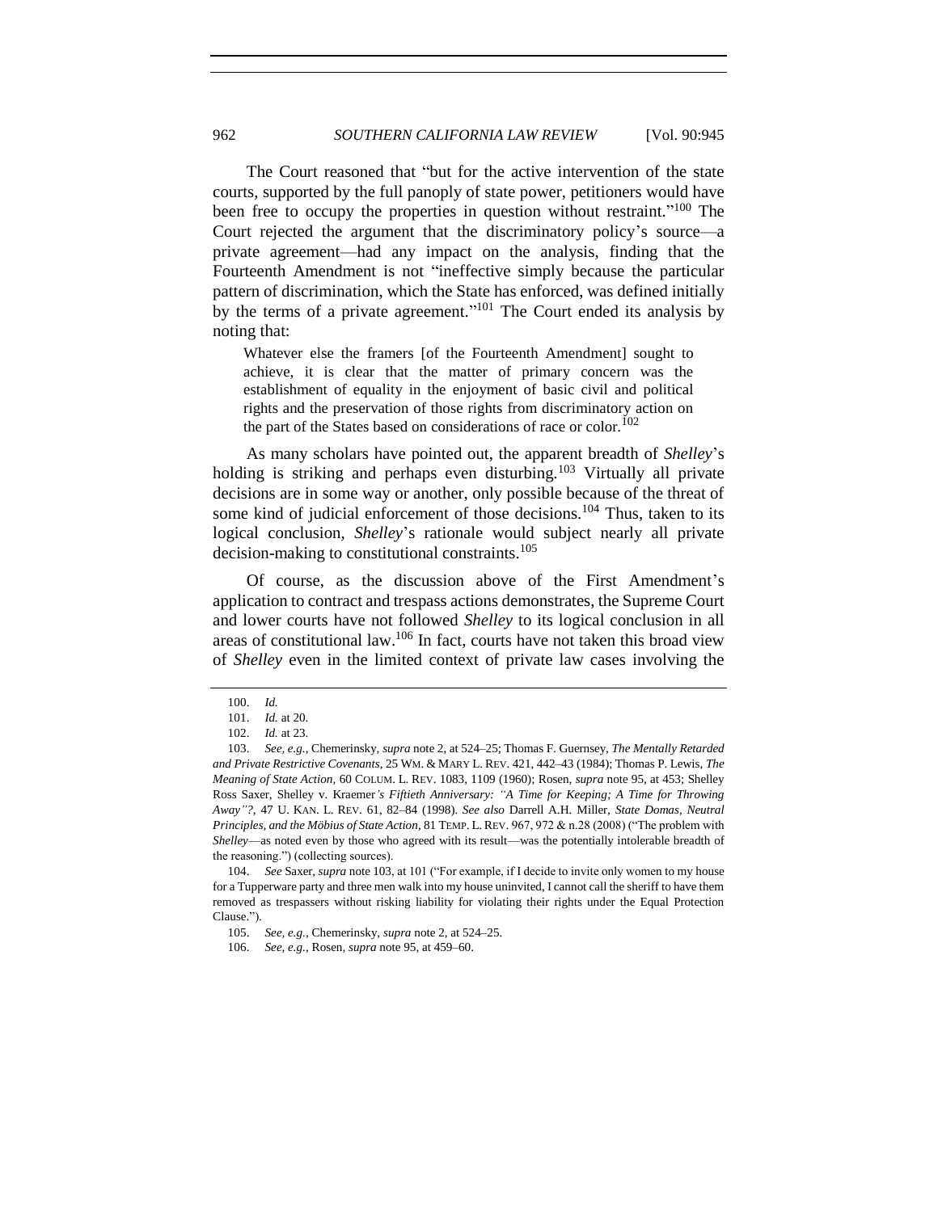The Court reasoned that "but for the active intervention of the state courts, supported by the full panoply of state power, petitioners would have been free to occupy the properties in question without restraint."[100] The Court rejected the argument that the discriminatory policy's source—a private agreement—had any impact on the analysis, finding that the Fourteenth Amendment is not "ineffective simply because the particular pattern of discrimination, which the State has enforced, was defined initially by the terms of a private agreement."[101] The Court ended its analysis by noting that:

> Whatever else the framers [of the Fourteenth Amendment] sought to achieve, it is clear that the matter of primary concern was the establishment of equality in the enjoyment of basic civil and political rights and the preservation of those rights from discriminatory action on the part of the States based on considerations of race or color.[102]

As many scholars have pointed out, the apparent breadth of *Shelley*'s holding is striking and perhaps even disturbing.[103] Virtually all private decisions are in some way or another, only possible because of the threat of some kind of judicial enforcement of those decisions.[104] Thus, taken to its logical conclusion, *Shelley*'s rationale would subject nearly all private decision-making to constitutional constraints.[105]

Of course, as the discussion above of the First Amendment's application to contract and trespass actions demonstrates, the Supreme Court and lower courts have not followed *Shelley* to its logical conclusion in all areas of constitutional law.[106] In fact, courts have not taken this broad view of *Shelley* even in the limited context of private law cases involving the

---

100. *Id.*

101. *Id.* at 20.

102. *Id.* at 23.

103. *See, e.g.*, Chemerinsky, *supra* note 2, at 524–25; Thomas F. Guernsey, *The Mentally Retarded and Private Restrictive Covenants*, 25 WM. & MARY L. REV. 421, 442–43 (1984); Thomas P. Lewis, *The Meaning of State Action*, 60 COLUM. L. REV. 1083, 1109 (1960); Rosen, *supra* note 95, at 453; Shelley Ross Saxer, *Shelley v. Kraemer's Fiftieth Anniversary: "A Time for Keeping; A Time for Throwing Away"?*, 47 U. KAN. L. REV. 61, 82–84 (1998). *See also* Darrell A.H. Miller, *State Domas, Neutral Principles, and the Möbius of State Action*, 81 TEMP. L. REV. 967, 972 & n.28 (2008) ("The problem with *Shelley*—as noted even by those who agreed with its result—was the potentially intolerable breadth of the reasoning.") (collecting sources).

104. *See* Saxer, *supra* note 103, at 101 ("For example, if I decide to invite only women to my house for a Tupperware party and three men walk into my house uninvited, I cannot call the sheriff to have them removed as trespassers without risking liability for violating their rights under the Equal Protection Clause.").

105. *See, e.g.*, Chemerinsky, *supra* note 2, at 524–25.

106. *See, e.g.*, Rosen, *supra* note 95, at 459–60.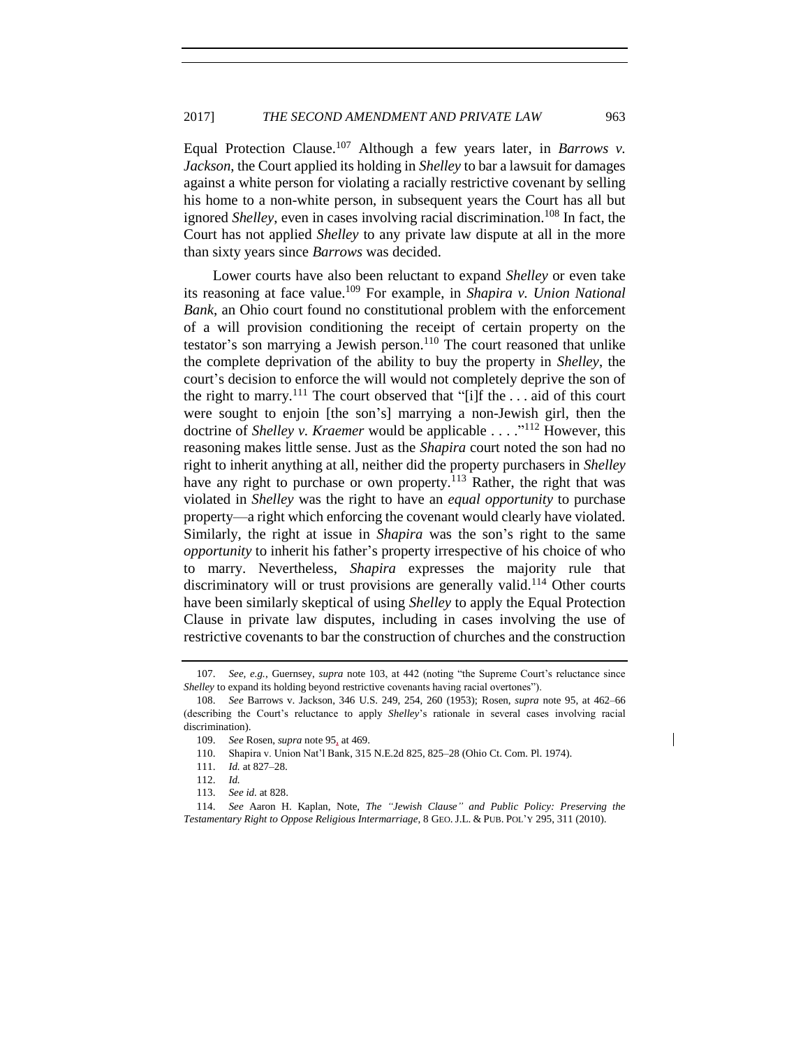Equal Protection Clause.[107] Although a few years later, in *Barrows v. Jackson*, the Court applied its holding in *Shelley* to bar a lawsuit for damages against a white person for violating a racially restrictive covenant by selling his home to a non-white person, in subsequent years the Court has all but ignored *Shelley*, even in cases involving racial discrimination.[108] In fact, the Court has not applied *Shelley* to any private law dispute at all in the more than sixty years since *Barrows* was decided.

Lower courts have also been reluctant to expand *Shelley* or even take its reasoning at face value.[109] For example, in *Shapira v. Union National Bank*, an Ohio court found no constitutional problem with the enforcement of a will provision conditioning the receipt of certain property on the testator's son marrying a Jewish person.[110] The court reasoned that unlike the complete deprivation of the ability to buy the property in *Shelley*, the court's decision to enforce the will would not completely deprive the son of the right to marry.[111] The court observed that "[i]f the . . . aid of this court were sought to enjoin [the son's] marrying a non-Jewish girl, then the doctrine of *Shelley v. Kraemer* would be applicable . . . ."[112] However, this reasoning makes little sense. Just as the *Shapira* court noted the son had no right to inherit anything at all, neither did the property purchasers in *Shelley* have any right to purchase or own property.[113] Rather, the right that was violated in *Shelley* was the right to have an *equal opportunity* to purchase property—a right which enforcing the covenant would clearly have violated. Similarly, the right at issue in *Shapira* was the son's right to the same *opportunity* to inherit his father's property irrespective of his choice of who to marry. Nevertheless, *Shapira* expresses the majority rule that discriminatory will or trust provisions are generally valid.[114] Other courts have been similarly skeptical of using *Shelley* to apply the Equal Protection Clause in private law disputes, including in cases involving the use of restrictive covenants to bar the construction of churches and the construction

---

107. *See, e.g.*, Guernsey, *supra* note 103, at 442 (noting "the Supreme Court's reluctance since *Shelley* to expand its holding beyond restrictive covenants having racial overtones").

108. *See* Barrows v. Jackson, 346 U.S. 249, 254, 260 (1953); Rosen, *supra* note 95, at 462–66 (describing the Court's reluctance to apply *Shelley*'s rationale in several cases involving racial discrimination).

109. *See* Rosen, *supra* note 95, at 469.

110. Shapira v. Union Nat'l Bank, 315 N.E.2d 825, 825–28 (Ohio Ct. Com. Pl. 1974).

111. *Id.* at 827–28.

112. *Id.*

113. *See id.* at 828.

114. *See* Aaron H. Kaplan, Note, *The "Jewish Clause" and Public Policy: Preserving the Testamentary Right to Oppose Religious Intermarriage*, 8 GEO. J.L. & PUB. POL'Y 295, 311 (2010).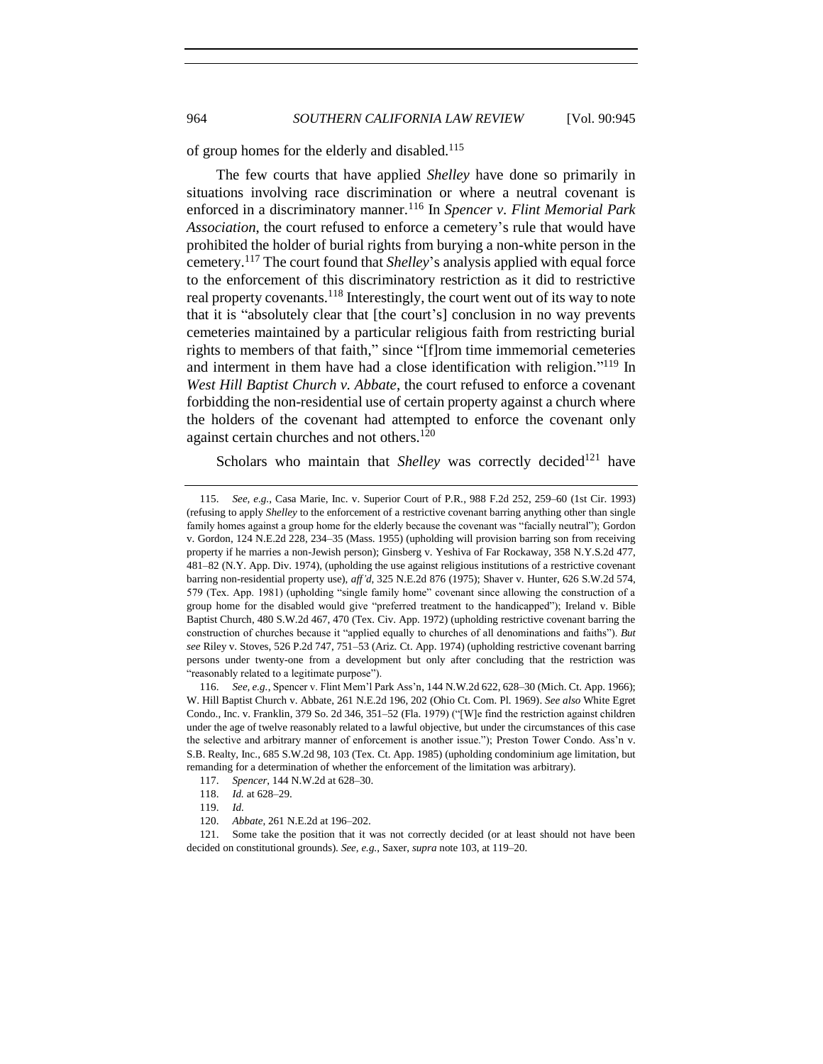of group homes for the elderly and disabled.[115]

The few courts that have applied *Shelley* have done so primarily in situations involving race discrimination or where a neutral covenant is enforced in a discriminatory manner.[116] In *Spencer v. Flint Memorial Park Association*, the court refused to enforce a cemetery's rule that would have prohibited the holder of burial rights from burying a non-white person in the cemetery.[117] The court found that *Shelley*'s analysis applied with equal force to the enforcement of this discriminatory restriction as it did to restrictive real property covenants.[118] Interestingly, the court went out of its way to note that it is "absolutely clear that [the court's] conclusion in no way prevents cemeteries maintained by a particular religious faith from restricting burial rights to members of that faith," since "[f]rom time immemorial cemeteries and interment in them have had a close identification with religion."[119] In *West Hill Baptist Church v. Abbate*, the court refused to enforce a covenant forbidding the non-residential use of certain property against a church where the holders of the covenant had attempted to enforce the covenant only against certain churches and not others.[120]

Scholars who maintain that *Shelley* was correctly decided[121] have

---

115. *See, e.g.*, Casa Marie, Inc. v. Superior Court of P.R., 988 F.2d 252, 259–60 (1st Cir. 1993) (refusing to apply *Shelley* to the enforcement of a restrictive covenant barring anything other than single family homes against a group home for the elderly because the covenant was "facially neutral"); Gordon v. Gordon, 124 N.E.2d 228, 234–35 (Mass. 1955) (upholding will provision barring son from receiving property if he marries a non-Jewish person); Ginsberg v. Yeshiva of Far Rockaway, 358 N.Y.S.2d 477, 481–82 (N.Y. App. Div. 1974), (upholding the use against religious institutions of a restrictive covenant barring non-residential property use), *aff'd*, 325 N.E.2d 876 (1975); Shaver v. Hunter, 626 S.W.2d 574, 579 (Tex. App. 1981) (upholding "single family home" covenant since allowing the construction of a group home for the disabled would give "preferred treatment to the handicapped"); Ireland v. Bible Baptist Church, 480 S.W.2d 467, 470 (Tex. Civ. App. 1972) (upholding restrictive covenant barring the construction of churches because it "applied equally to churches of all denominations and faiths"). *But see* Riley v. Stoves, 526 P.2d 747, 751–53 (Ariz. Ct. App. 1974) (upholding restrictive covenant barring persons under twenty-one from a development but only after concluding that the restriction was "reasonably related to a legitimate purpose").

116. *See, e.g.*, Spencer v. Flint Mem'l Park Ass'n, 144 N.W.2d 622, 628–30 (Mich. Ct. App. 1966); W. Hill Baptist Church v. Abbate, 261 N.E.2d 196, 202 (Ohio Ct. Com. Pl. 1969). *See also* White Egret Condo., Inc. v. Franklin, 379 So. 2d 346, 351–52 (Fla. 1979) ("[W]e find the restriction against children under the age of twelve reasonably related to a lawful objective, but under the circumstances of this case the selective and arbitrary manner of enforcement is another issue."); Preston Tower Condo. Ass'n v. S.B. Realty, Inc., 685 S.W.2d 98, 103 (Tex. Ct. App. 1985) (upholding condominium age limitation, but remanding for a determination of whether the enforcement of the limitation was arbitrary).

117. *Spencer*, 144 N.W.2d at 628–30.

118. *Id.* at 628–29.

119. *Id.*

120. *Abbate*, 261 N.E.2d at 196–202.

121. Some take the position that it was not correctly decided (or at least should not have been decided on constitutional grounds). *See, e.g.*, Saxer, *supra* note 103, at 119–20.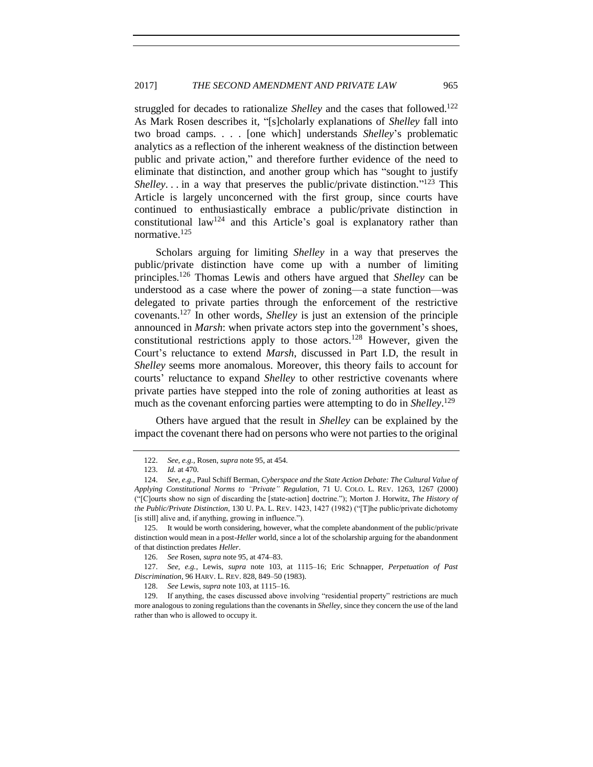struggled for decades to rationalize *Shelley* and the cases that followed.[122] As Mark Rosen describes it, "[s]cholarly explanations of *Shelley* fall into two broad camps. . . . [one which] understands *Shelley*'s problematic analytics as a reflection of the inherent weakness of the distinction between public and private action," and therefore further evidence of the need to eliminate that distinction, and another group which has "sought to justify *Shelley*. . . in a way that preserves the public/private distinction."[123] This Article is largely unconcerned with the first group, since courts have continued to enthusiastically embrace a public/private distinction in constitutional law[124] and this Article's goal is explanatory rather than normative.[125]

Scholars arguing for limiting *Shelley* in a way that preserves the public/private distinction have come up with a number of limiting principles.[126] Thomas Lewis and others have argued that *Shelley* can be understood as a case where the power of zoning—a state function—was delegated to private parties through the enforcement of the restrictive covenants.[127] In other words, *Shelley* is just an extension of the principle announced in *Marsh*: when private actors step into the government's shoes, constitutional restrictions apply to those actors.[128] However, given the Court's reluctance to extend *Marsh*, discussed in Part I.D, the result in *Shelley* seems more anomalous. Moreover, this theory fails to account for courts' reluctance to expand *Shelley* to other restrictive covenants where private parties have stepped into the role of zoning authorities at least as much as the covenant enforcing parties were attempting to do in *Shelley*.[129]

Others have argued that the result in *Shelley* can be explained by the impact the covenant there had on persons who were not parties to the original

---

122. *See, e.g.*, Rosen, *supra* note 95, at 454.

123. *Id.* at 470.

124. *See, e.g.*, Paul Schiff Berman, *Cyberspace and the State Action Debate: The Cultural Value of Applying Constitutional Norms to "Private" Regulation*, 71 U. COLO. L. REV. 1263, 1267 (2000) ("[C]ourts show no sign of discarding the [state-action] doctrine."); Morton J. Horwitz, *The History of the Public/Private Distinction*, 130 U. PA. L. REV. 1423, 1427 (1982) ("[T]he public/private dichotomy [is still] alive and, if anything, growing in influence.").

125. It would be worth considering, however, what the complete abandonment of the public/private distinction would mean in a post-*Heller* world, since a lot of the scholarship arguing for the abandonment of that distinction predates *Heller*.

126. *See* Rosen, *supra* note 95, at 474–83.

127. *See, e.g.*, Lewis, *supra* note 103, at 1115–16; Eric Schnapper, *Perpetuation of Past Discrimination*, 96 HARV. L. REV. 828, 849–50 (1983).

128. *See* Lewis, *supra* note 103, at 1115–16.

129. If anything, the cases discussed above involving "residential property" restrictions are much more analogous to zoning regulations than the covenants in *Shelley*, since they concern the use of the land rather than who is allowed to occupy it.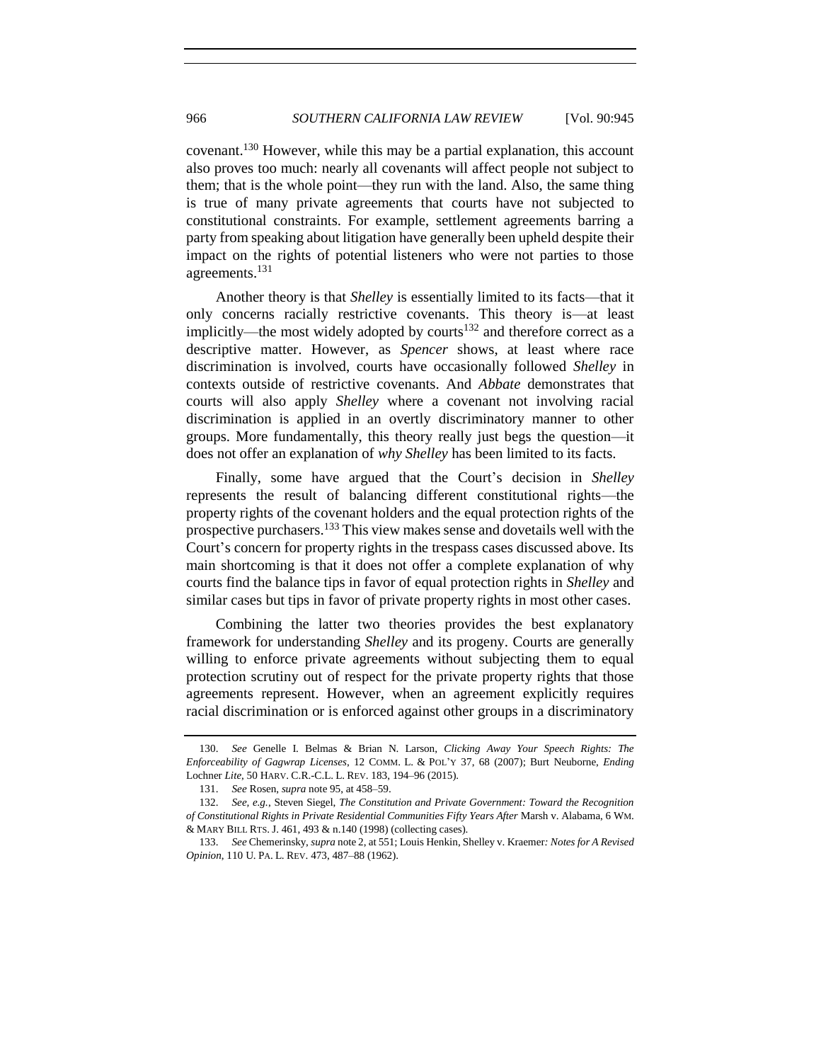covenant.[130] However, while this may be a partial explanation, this account also proves too much: nearly all covenants will affect people not subject to them; that is the whole point—they run with the land. Also, the same thing is true of many private agreements that courts have not subjected to constitutional constraints. For example, settlement agreements barring a party from speaking about litigation have generally been upheld despite their impact on the rights of potential listeners who were not parties to those agreements.[131]

Another theory is that *Shelley* is essentially limited to its facts—that it only concerns racially restrictive covenants. This theory is—at least implicitly—the most widely adopted by courts[132] and therefore correct as a descriptive matter. However, as *Spencer* shows, at least where race discrimination is involved, courts have occasionally followed *Shelley* in contexts outside of restrictive covenants. And *Abbate* demonstrates that courts will also apply *Shelley* where a covenant not involving racial discrimination is applied in an overtly discriminatory manner to other groups. More fundamentally, this theory really just begs the question—it does not offer an explanation of *why Shelley* has been limited to its facts.

Finally, some have argued that the Court's decision in *Shelley* represents the result of balancing different constitutional rights—the property rights of the covenant holders and the equal protection rights of the prospective purchasers.[133] This view makes sense and dovetails well with the Court's concern for property rights in the trespass cases discussed above. Its main shortcoming is that it does not offer a complete explanation of why courts find the balance tips in favor of equal protection rights in *Shelley* and similar cases but tips in favor of private property rights in most other cases.

Combining the latter two theories provides the best explanatory framework for understanding *Shelley* and its progeny. Courts are generally willing to enforce private agreements without subjecting them to equal protection scrutiny out of respect for the private property rights that those agreements represent. However, when an agreement explicitly requires racial discrimination or is enforced against other groups in a discriminatory

---

130. *See* Genelle I. Belmas & Brian N. Larson, *Clicking Away Your Speech Rights: The Enforceability of Gagwrap Licenses*, 12 COMM. L. & POL'Y 37, 68 (2007); Burt Neuborne, *Ending* Lochner *Lite*, 50 HARV. C.R.-C.L. L. REV. 183, 194–96 (2015).

131. *See* Rosen, *supra* note 95, at 458–59.

132. *See, e.g.*, Steven Siegel, *The Constitution and Private Government: Toward the Recognition of Constitutional Rights in Private Residential Communities Fifty Years After* Marsh v. Alabama, 6 WM. & MARY BILL RTS. J. 461, 493 & n.140 (1998) (collecting cases).

133. *See* Chemerinsky, *supra* note 2, at 551; Louis Henkin, Shelley v. Kraemer*: Notes for A Revised Opinion*, 110 U. PA. L. REV. 473, 487–88 (1962).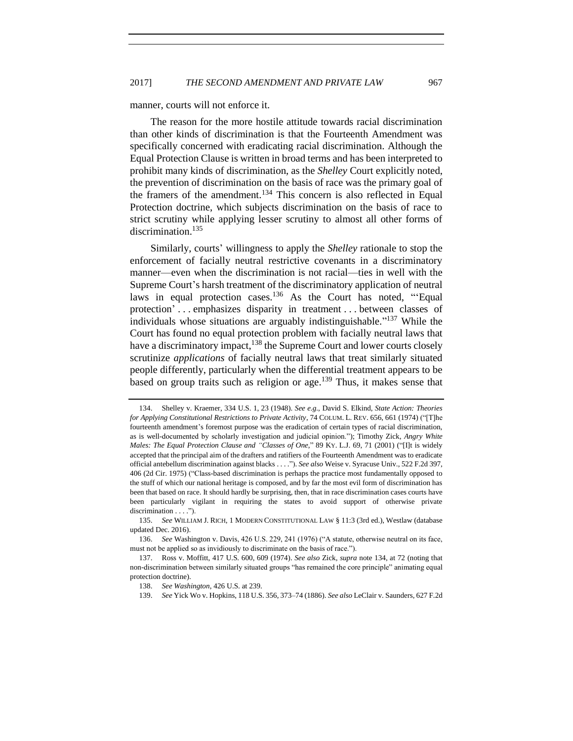manner, courts will not enforce it.

The reason for the more hostile attitude towards racial discrimination than other kinds of discrimination is that the Fourteenth Amendment was specifically concerned with eradicating racial discrimination. Although the Equal Protection Clause is written in broad terms and has been interpreted to prohibit many kinds of discrimination, as the *Shelley* Court explicitly noted, the prevention of discrimination on the basis of race was the primary goal of the framers of the amendment.[134] This concern is also reflected in Equal Protection doctrine, which subjects discrimination on the basis of race to strict scrutiny while applying lesser scrutiny to almost all other forms of discrimination.[135]

Similarly, courts' willingness to apply the *Shelley* rationale to stop the enforcement of facially neutral restrictive covenants in a discriminatory manner—even when the discrimination is not racial—ties in well with the Supreme Court's harsh treatment of the discriminatory application of neutral laws in equal protection cases.[136] As the Court has noted, "'Equal protection' . . . emphasizes disparity in treatment . . . between classes of individuals whose situations are arguably indistinguishable."[137] While the Court has found no equal protection problem with facially neutral laws that have a discriminatory impact,[138] the Supreme Court and lower courts closely scrutinize *applications* of facially neutral laws that treat similarly situated people differently, particularly when the differential treatment appears to be based on group traits such as religion or age.[139] Thus, it makes sense that

---

134. Shelley v. Kraemer, 334 U.S. 1, 23 (1948). *See e.g.*, David S. Elkind, *State Action: Theories for Applying Constitutional Restrictions to Private Activity*, 74 COLUM. L. REV. 656, 661 (1974) ("[T]he fourteenth amendment's foremost purpose was the eradication of certain types of racial discrimination, as is well-documented by scholarly investigation and judicial opinion."); Timothy Zick, *Angry White Males: The Equal Protection Clause and "Classes of One*,*"* 89 KY. L.J. 69, 71 (2001) ("[I]t is widely accepted that the principal aim of the drafters and ratifiers of the Fourteenth Amendment was to eradicate official antebellum discrimination against blacks . . . ."). *See also* Weise v. Syracuse Univ., 522 F.2d 397, 406 (2d Cir. 1975) ("Class-based discrimination is perhaps the practice most fundamentally opposed to the stuff of which our national heritage is composed, and by far the most evil form of discrimination has been that based on race. It should hardly be surprising, then, that in race discrimination cases courts have been particularly vigilant in requiring the states to avoid support of otherwise private discrimination . . . .").

135. *See* WILLIAM J. RICH, 1 MODERN CONSTITUTIONAL LAW § 11:3 (3rd ed.), Westlaw (database updated Dec. 2016).

136. *See* Washington v. Davis, 426 U.S. 229, 241 (1976) ("A statute, otherwise neutral on its face, must not be applied so as invidiously to discriminate on the basis of race.").

137. Ross v. Moffitt, 417 U.S. 600, 609 (1974). *See also* Zick, *supra* note 134, at 72 (noting that non-discrimination between similarly situated groups "has remained the core principle" animating equal protection doctrine).

138. *See Washington*, 426 U.S. at 239.

139. *See* Yick Wo v. Hopkins, 118 U.S. 356, 373–74 (1886). *See also* LeClair v. Saunders, 627 F.2d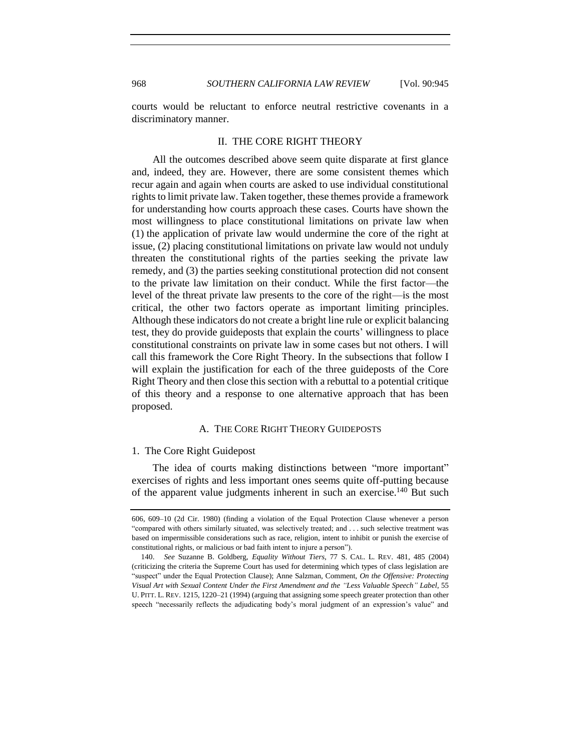courts would be reluctant to enforce neutral restrictive covenants in a discriminatory manner.

## II. THE CORE RIGHT THEORY

All the outcomes described above seem quite disparate at first glance and, indeed, they are. However, there are some consistent themes which recur again and again when courts are asked to use individual constitutional rights to limit private law. Taken together, these themes provide a framework for understanding how courts approach these cases. Courts have shown the most willingness to place constitutional limitations on private law when (1) the application of private law would undermine the core of the right at issue, (2) placing constitutional limitations on private law would not unduly threaten the constitutional rights of the parties seeking the private law remedy, and (3) the parties seeking constitutional protection did not consent to the private law limitation on their conduct. While the first factor—the level of the threat private law presents to the core of the right—is the most critical, the other two factors operate as important limiting principles. Although these indicators do not create a bright line rule or explicit balancing test, they do provide guideposts that explain the courts' willingness to place constitutional constraints on private law in some cases but not others. I will call this framework the Core Right Theory. In the subsections that follow I will explain the justification for each of the three guideposts of the Core Right Theory and then close this section with a rebuttal to a potential critique of this theory and a response to one alternative approach that has been proposed.

### A. THE CORE RIGHT THEORY GUIDEPOSTS

#### 1. The Core Right Guidepost

The idea of courts making distinctions between "more important" exercises of rights and less important ones seems quite off-putting because of the apparent value judgments inherent in such an exercise.[140] But such

---

606, 609–10 (2d Cir. 1980) (finding a violation of the Equal Protection Clause whenever a person "compared with others similarly situated, was selectively treated; and . . . such selective treatment was based on impermissible considerations such as race, religion, intent to inhibit or punish the exercise of constitutional rights, or malicious or bad faith intent to injure a person").

140. *See* Suzanne B. Goldberg, *Equality Without Tiers*, 77 S. CAL. L. REV. 481, 485 (2004) (criticizing the criteria the Supreme Court has used for determining which types of class legislation are "suspect" under the Equal Protection Clause); Anne Salzman, Comment, *On the Offensive: Protecting Visual Art with Sexual Content Under the First Amendment and the "Less Valuable Speech" Label*, 55 U. PITT. L. REV. 1215, 1220–21 (1994) (arguing that assigning some speech greater protection than other speech "necessarily reflects the adjudicating body's moral judgment of an expression's value" and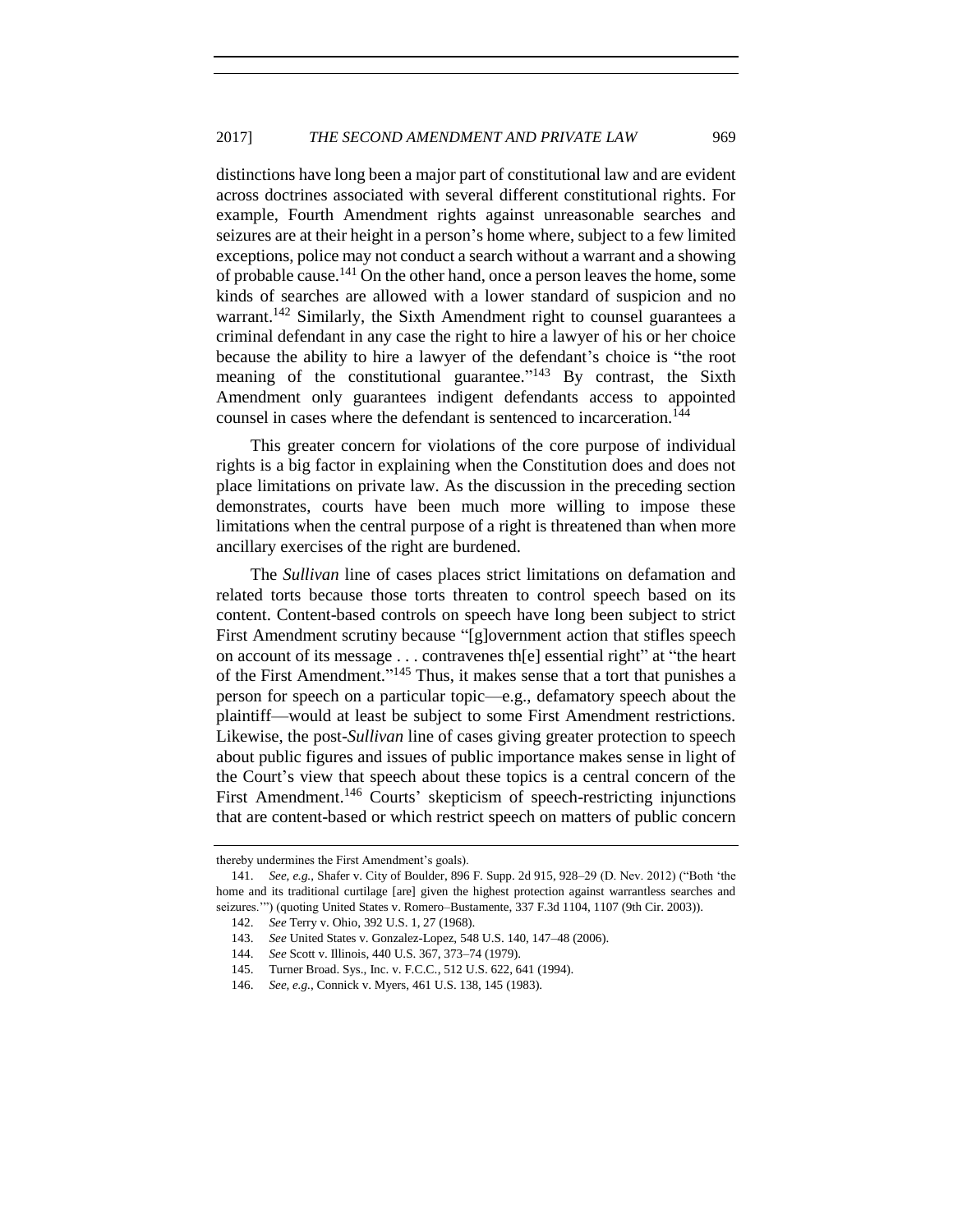distinctions have long been a major part of constitutional law and are evident across doctrines associated with several different constitutional rights. For example, Fourth Amendment rights against unreasonable searches and seizures are at their height in a person's home where, subject to a few limited exceptions, police may not conduct a search without a warrant and a showing of probable cause.[141] On the other hand, once a person leaves the home, some kinds of searches are allowed with a lower standard of suspicion and no warrant.[142] Similarly, the Sixth Amendment right to counsel guarantees a criminal defendant in any case the right to hire a lawyer of his or her choice because the ability to hire a lawyer of the defendant's choice is "the root meaning of the constitutional guarantee."[143] By contrast, the Sixth Amendment only guarantees indigent defendants access to appointed counsel in cases where the defendant is sentenced to incarceration.[144]

This greater concern for violations of the core purpose of individual rights is a big factor in explaining when the Constitution does and does not place limitations on private law. As the discussion in the preceding section demonstrates, courts have been much more willing to impose these limitations when the central purpose of a right is threatened than when more ancillary exercises of the right are burdened.

The *Sullivan* line of cases places strict limitations on defamation and related torts because those torts threaten to control speech based on its content. Content-based controls on speech have long been subject to strict First Amendment scrutiny because "[g]overnment action that stifles speech on account of its message . . . contravenes th[e] essential right" at "the heart of the First Amendment."[145] Thus, it makes sense that a tort that punishes a person for speech on a particular topic—e.g., defamatory speech about the plaintiff—would at least be subject to some First Amendment restrictions. Likewise, the post-*Sullivan* line of cases giving greater protection to speech about public figures and issues of public importance makes sense in light of the Court's view that speech about these topics is a central concern of the First Amendment.[146] Courts' skepticism of speech-restricting injunctions that are content-based or which restrict speech on matters of public concern

---

thereby undermines the First Amendment's goals).

141. *See, e.g.*, Shafer v. City of Boulder, 896 F. Supp. 2d 915, 928–29 (D. Nev. 2012) ("Both 'the home and its traditional curtilage [are] given the highest protection against warrantless searches and seizures.'") (quoting United States v. Romero–Bustamente, 337 F.3d 1104, 1107 (9th Cir. 2003)).

142. *See* Terry v. Ohio, 392 U.S. 1, 27 (1968).

143. *See* United States v. Gonzalez-Lopez, 548 U.S. 140, 147–48 (2006).

144. *See* Scott v. Illinois, 440 U.S. 367, 373–74 (1979).

145. Turner Broad. Sys., Inc. v. F.C.C., 512 U.S. 622, 641 (1994).

146. *See, e.g.*, Connick v. Myers, 461 U.S. 138, 145 (1983).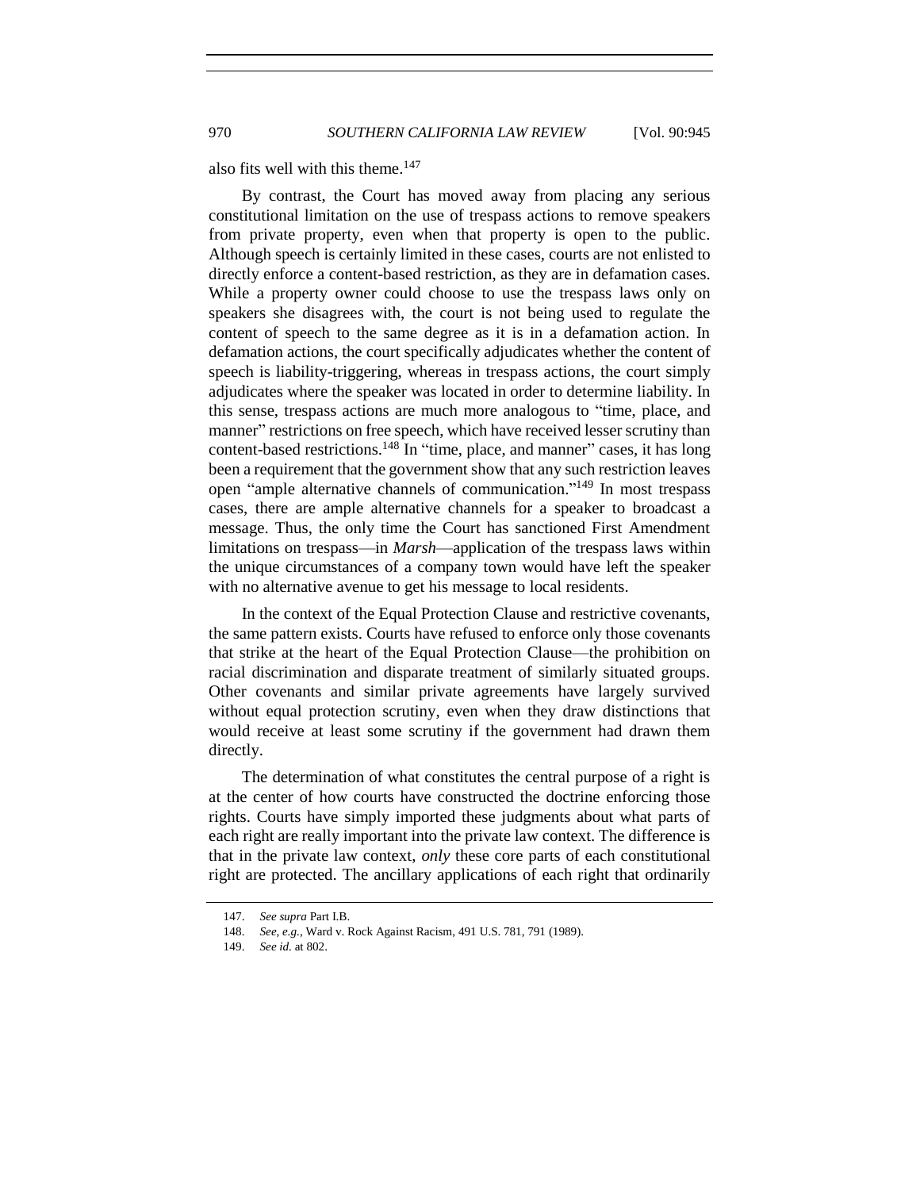also fits well with this theme.[147]

By contrast, the Court has moved away from placing any serious constitutional limitation on the use of trespass actions to remove speakers from private property, even when that property is open to the public. Although speech is certainly limited in these cases, courts are not enlisted to directly enforce a content-based restriction, as they are in defamation cases. While a property owner could choose to use the trespass laws only on speakers she disagrees with, the court is not being used to regulate the content of speech to the same degree as it is in a defamation action. In defamation actions, the court specifically adjudicates whether the content of speech is liability-triggering, whereas in trespass actions, the court simply adjudicates where the speaker was located in order to determine liability. In this sense, trespass actions are much more analogous to "time, place, and manner" restrictions on free speech, which have received lesser scrutiny than content-based restrictions.[148] In "time, place, and manner" cases, it has long been a requirement that the government show that any such restriction leaves open "ample alternative channels of communication."[149] In most trespass cases, there are ample alternative channels for a speaker to broadcast a message. Thus, the only time the Court has sanctioned First Amendment limitations on trespass—in *Marsh*—application of the trespass laws within the unique circumstances of a company town would have left the speaker with no alternative avenue to get his message to local residents.

In the context of the Equal Protection Clause and restrictive covenants, the same pattern exists. Courts have refused to enforce only those covenants that strike at the heart of the Equal Protection Clause—the prohibition on racial discrimination and disparate treatment of similarly situated groups. Other covenants and similar private agreements have largely survived without equal protection scrutiny, even when they draw distinctions that would receive at least some scrutiny if the government had drawn them directly.

The determination of what constitutes the central purpose of a right is at the center of how courts have constructed the doctrine enforcing those rights. Courts have simply imported these judgments about what parts of each right are really important into the private law context. The difference is that in the private law context, *only* these core parts of each constitutional right are protected. The ancillary applications of each right that ordinarily

147. *See supra* Part I.B.

148. *See, e.g.*, Ward v. Rock Against Racism, 491 U.S. 781, 791 (1989).

149. *See id.* at 802.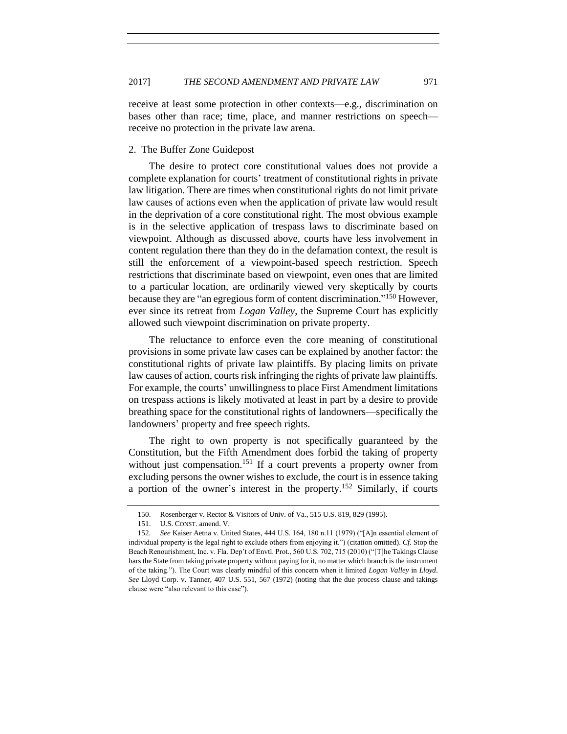receive at least some protection in other contexts—e.g., discrimination on bases other than race; time, place, and manner restrictions on speech—receive no protection in the private law arena.

### 2. The Buffer Zone Guidepost

The desire to protect core constitutional values does not provide a complete explanation for courts' treatment of constitutional rights in private law litigation. There are times when constitutional rights do not limit private law causes of actions even when the application of private law would result in the deprivation of a core constitutional right. The most obvious example is in the selective application of trespass laws to discriminate based on viewpoint. Although as discussed above, courts have less involvement in content regulation there than they do in the defamation context, the result is still the enforcement of a viewpoint-based speech restriction. Speech restrictions that discriminate based on viewpoint, even ones that are limited to a particular location, are ordinarily viewed very skeptically by courts because they are "an egregious form of content discrimination."[150] However, ever since its retreat from *Logan Valley*, the Supreme Court has explicitly allowed such viewpoint discrimination on private property.

The reluctance to enforce even the core meaning of constitutional provisions in some private law cases can be explained by another factor: the constitutional rights of private law plaintiffs. By placing limits on private law causes of action, courts risk infringing the rights of private law plaintiffs. For example, the courts' unwillingness to place First Amendment limitations on trespass actions is likely motivated at least in part by a desire to provide breathing space for the constitutional rights of landowners—specifically the landowners' property and free speech rights.

The right to own property is not specifically guaranteed by the Constitution, but the Fifth Amendment does forbid the taking of property without just compensation.[151] If a court prevents a property owner from excluding persons the owner wishes to exclude, the court is in essence taking a portion of the owner's interest in the property.[152] Similarly, if courts

---

150. Rosenberger v. Rector & Visitors of Univ. of Va., 515 U.S. 819, 829 (1995).

151. U.S. CONST. amend. V.

152. *See* Kaiser Aetna v. United States, 444 U.S. 164, 180 n.11 (1979) ("[A]n essential element of individual property is the legal right to exclude others from enjoying it.") (citation omitted). *Cf.* Stop the Beach Renourishment, Inc. v. Fla. Dep't of Envtl. Prot., 560 U.S. 702, 715 (2010) ("[T]he Takings Clause bars the State from taking private property without paying for it, no matter which branch is the instrument of the taking."). The Court was clearly mindful of this concern when it limited *Logan Valley* in *Lloyd*. *See* Lloyd Corp. v. Tanner, 407 U.S. 551, 567 (1972) (noting that the due process clause and takings clause were "also relevant to this case").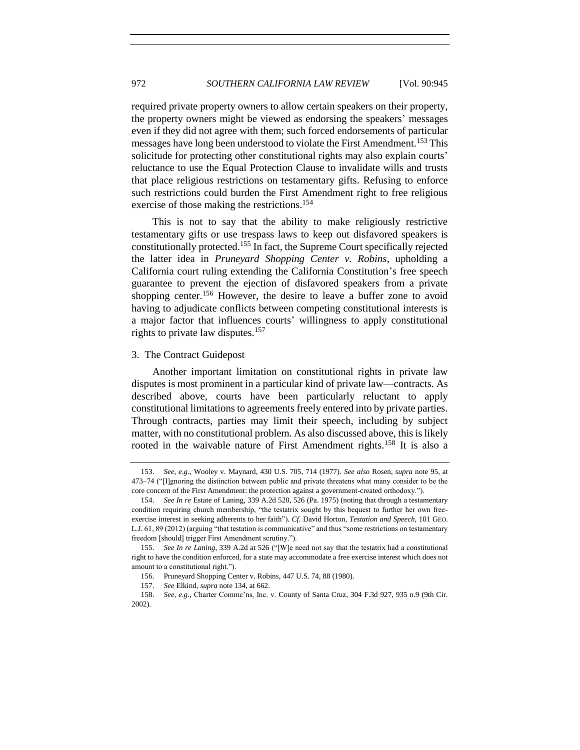required private property owners to allow certain speakers on their property, the property owners might be viewed as endorsing the speakers' messages even if they did not agree with them; such forced endorsements of particular messages have long been understood to violate the First Amendment.[153] This solicitude for protecting other constitutional rights may also explain courts' reluctance to use the Equal Protection Clause to invalidate wills and trusts that place religious restrictions on testamentary gifts. Refusing to enforce such restrictions could burden the First Amendment right to free religious exercise of those making the restrictions.[154]

This is not to say that the ability to make religiously restrictive testamentary gifts or use trespass laws to keep out disfavored speakers is constitutionally protected.[155] In fact, the Supreme Court specifically rejected the latter idea in *Pruneyard Shopping Center v. Robins*, upholding a California court ruling extending the California Constitution's free speech guarantee to prevent the ejection of disfavored speakers from a private shopping center.[156] However, the desire to leave a buffer zone to avoid having to adjudicate conflicts between competing constitutional interests is a major factor that influences courts' willingness to apply constitutional rights to private law disputes.[157]

### 3. The Contract Guidepost

Another important limitation on constitutional rights in private law disputes is most prominent in a particular kind of private law—contracts. As described above, courts have been particularly reluctant to apply constitutional limitations to agreements freely entered into by private parties. Through contracts, parties may limit their speech, including by subject matter, with no constitutional problem. As also discussed above, this is likely rooted in the waivable nature of First Amendment rights.[158] It is also a

---

153. *See, e.g.*, Wooley v. Maynard, 430 U.S. 705, 714 (1977). *See also* Rosen, *supra* note 95, at 473–74 ("[I]gnoring the distinction between public and private threatens what many consider to be the core concern of the First Amendment: the protection against a government-created orthodoxy.").

154. *See In re* Estate of Laning, 339 A.2d 520, 526 (Pa. 1975) (noting that through a testamentary condition requiring church membership, "the testatrix sought by this bequest to further her own free-exercise interest in seeking adherents to her faith"). *Cf.* David Horton, *Testation and Speech*, 101 GEO. L.J. 61, 89 (2012) (arguing "that testation is communicative" and thus "some restrictions on testamentary freedom [should] trigger First Amendment scrutiny.").

155. *See In re Laning*, 339 A.2d at 526 ("[W]e need not say that the testatrix had a constitutional right to have the condition enforced, for a state may accommodate a free exercise interest which does not amount to a constitutional right.").

156. Pruneyard Shopping Center v. Robins, 447 U.S. 74, 88 (1980).

157. *See* Elkind, *supra* note 134, at 662.

158. *See, e.g.*, Charter Commc'ns, Inc. v. County of Santa Cruz, 304 F.3d 927, 935 n.9 (9th Cir. 2002).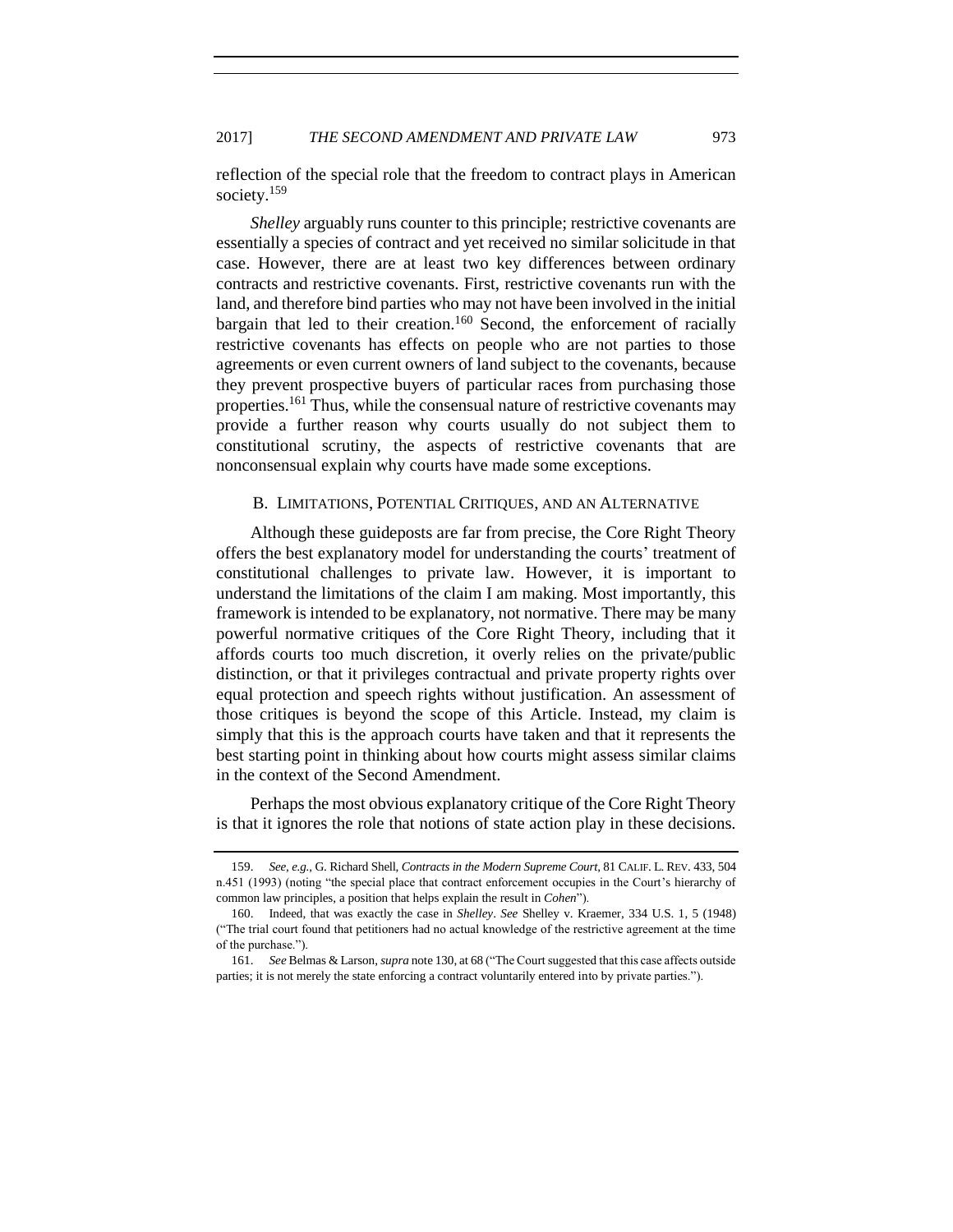reflection of the special role that the freedom to contract plays in American society.[159]

*Shelley* arguably runs counter to this principle; restrictive covenants are essentially a species of contract and yet received no similar solicitude in that case. However, there are at least two key differences between ordinary contracts and restrictive covenants. First, restrictive covenants run with the land, and therefore bind parties who may not have been involved in the initial bargain that led to their creation.[160] Second, the enforcement of racially restrictive covenants has effects on people who are not parties to those agreements or even current owners of land subject to the covenants, because they prevent prospective buyers of particular races from purchasing those properties.[161] Thus, while the consensual nature of restrictive covenants may provide a further reason why courts usually do not subject them to constitutional scrutiny, the aspects of restrictive covenants that are nonconsensual explain why courts have made some exceptions.

### B. Limitations, Potential Critiques, and an Alternative

Although these guideposts are far from precise, the Core Right Theory offers the best explanatory model for understanding the courts' treatment of constitutional challenges to private law. However, it is important to understand the limitations of the claim I am making. Most importantly, this framework is intended to be explanatory, not normative. There may be many powerful normative critiques of the Core Right Theory, including that it affords courts too much discretion, it overly relies on the private/public distinction, or that it privileges contractual and private property rights over equal protection and speech rights without justification. An assessment of those critiques is beyond the scope of this Article. Instead, my claim is simply that this is the approach courts have taken and that it represents the best starting point in thinking about how courts might assess similar claims in the context of the Second Amendment.

Perhaps the most obvious explanatory critique of the Core Right Theory is that it ignores the role that notions of state action play in these decisions.

---

159. *See, e.g.*, G. Richard Shell, *Contracts in the Modern Supreme Court*, 81 CALIF. L. REV. 433, 504 n.451 (1993) (noting "the special place that contract enforcement occupies in the Court's hierarchy of common law principles, a position that helps explain the result in *Cohen*").

160. Indeed, that was exactly the case in *Shelley*. *See* Shelley v. Kraemer, 334 U.S. 1, 5 (1948) ("The trial court found that petitioners had no actual knowledge of the restrictive agreement at the time of the purchase.").

161. *See* Belmas & Larson, *supra* note 130, at 68 ("The Court suggested that this case affects outside parties; it is not merely the state enforcing a contract voluntarily entered into by private parties.").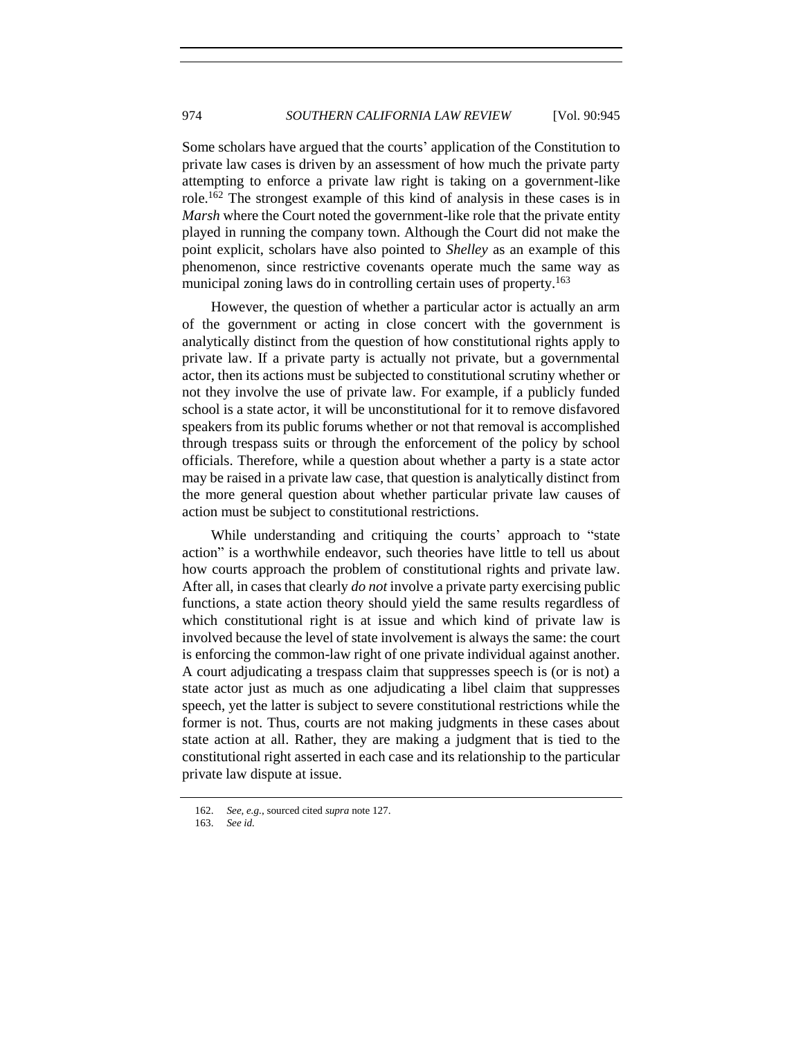Some scholars have argued that the courts' application of the Constitution to private law cases is driven by an assessment of how much the private party attempting to enforce a private law right is taking on a government-like role.[162] The strongest example of this kind of analysis in these cases is in *Marsh* where the Court noted the government-like role that the private entity played in running the company town. Although the Court did not make the point explicit, scholars have also pointed to *Shelley* as an example of this phenomenon, since restrictive covenants operate much the same way as municipal zoning laws do in controlling certain uses of property.[163]

However, the question of whether a particular actor is actually an arm of the government or acting in close concert with the government is analytically distinct from the question of how constitutional rights apply to private law. If a private party is actually not private, but a governmental actor, then its actions must be subjected to constitutional scrutiny whether or not they involve the use of private law. For example, if a publicly funded school is a state actor, it will be unconstitutional for it to remove disfavored speakers from its public forums whether or not that removal is accomplished through trespass suits or through the enforcement of the policy by school officials. Therefore, while a question about whether a party is a state actor may be raised in a private law case, that question is analytically distinct from the more general question about whether particular private law causes of action must be subject to constitutional restrictions.

While understanding and critiquing the courts' approach to "state action" is a worthwhile endeavor, such theories have little to tell us about how courts approach the problem of constitutional rights and private law. After all, in cases that clearly *do not* involve a private party exercising public functions, a state action theory should yield the same results regardless of which constitutional right is at issue and which kind of private law is involved because the level of state involvement is always the same: the court is enforcing the common-law right of one private individual against another. A court adjudicating a trespass claim that suppresses speech is (or is not) a state actor just as much as one adjudicating a libel claim that suppresses speech, yet the latter is subject to severe constitutional restrictions while the former is not. Thus, courts are not making judgments in these cases about state action at all. Rather, they are making a judgment that is tied to the constitutional right asserted in each case and its relationship to the particular private law dispute at issue.

162. *See, e.g.*, sourced cited *supra* note 127.

163. *See id.*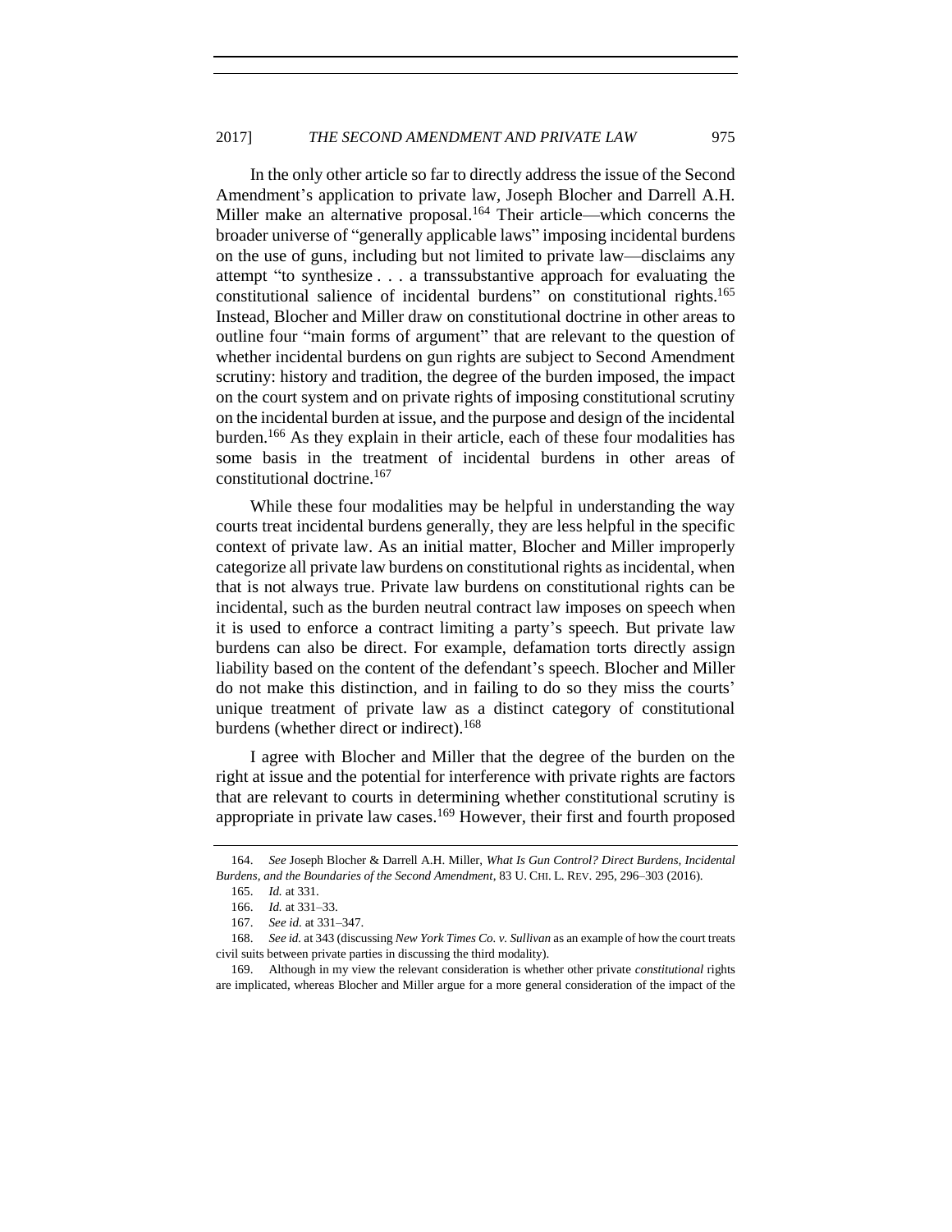In the only other article so far to directly address the issue of the Second Amendment's application to private law, Joseph Blocher and Darrell A.H. Miller make an alternative proposal.[164] Their article—which concerns the broader universe of "generally applicable laws" imposing incidental burdens on the use of guns, including but not limited to private law—disclaims any attempt "to synthesize . . . a transsubstantive approach for evaluating the constitutional salience of incidental burdens" on constitutional rights.[165] Instead, Blocher and Miller draw on constitutional doctrine in other areas to outline four "main forms of argument" that are relevant to the question of whether incidental burdens on gun rights are subject to Second Amendment scrutiny: history and tradition, the degree of the burden imposed, the impact on the court system and on private rights of imposing constitutional scrutiny on the incidental burden at issue, and the purpose and design of the incidental burden.[166] As they explain in their article, each of these four modalities has some basis in the treatment of incidental burdens in other areas of constitutional doctrine.[167]

While these four modalities may be helpful in understanding the way courts treat incidental burdens generally, they are less helpful in the specific context of private law. As an initial matter, Blocher and Miller improperly categorize all private law burdens on constitutional rights as incidental, when that is not always true. Private law burdens on constitutional rights can be incidental, such as the burden neutral contract law imposes on speech when it is used to enforce a contract limiting a party's speech. But private law burdens can also be direct. For example, defamation torts directly assign liability based on the content of the defendant's speech. Blocher and Miller do not make this distinction, and in failing to do so they miss the courts' unique treatment of private law as a distinct category of constitutional burdens (whether direct or indirect).[168]

I agree with Blocher and Miller that the degree of the burden on the right at issue and the potential for interference with private rights are factors that are relevant to courts in determining whether constitutional scrutiny is appropriate in private law cases.[169] However, their first and fourth proposed

---

164. *See* Joseph Blocher & Darrell A.H. Miller, *What Is Gun Control? Direct Burdens, Incidental Burdens, and the Boundaries of the Second Amendment*, 83 U. CHI. L. REV. 295, 296–303 (2016).

165. *Id.* at 331.

166. *Id.* at 331–33.

167. *See id.* at 331–347.

168. *See id.* at 343 (discussing *New York Times Co. v. Sullivan* as an example of how the court treats civil suits between private parties in discussing the third modality).

169. Although in my view the relevant consideration is whether other private *constitutional* rights are implicated, whereas Blocher and Miller argue for a more general consideration of the impact of the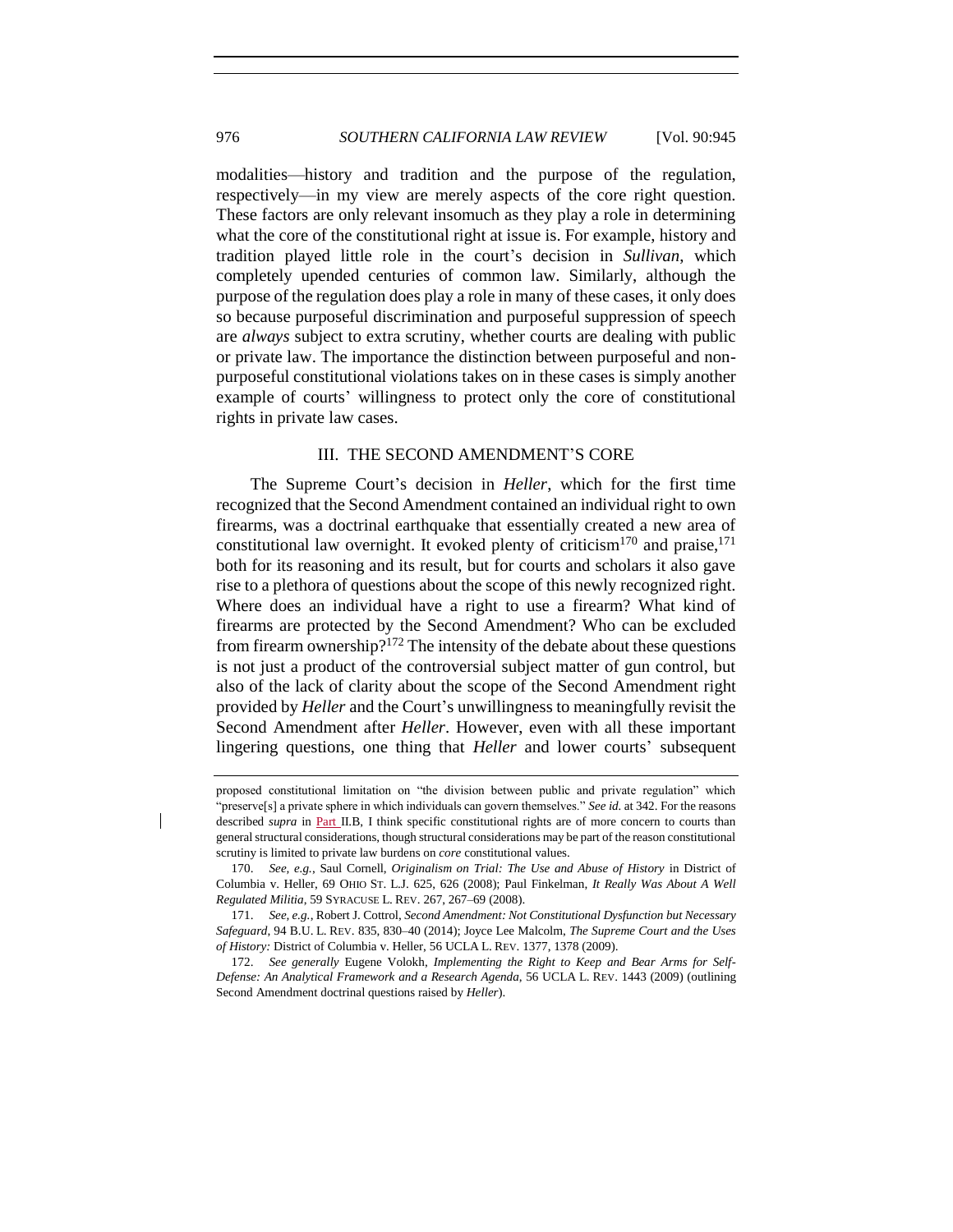modalities—history and tradition and the purpose of the regulation, respectively—in my view are merely aspects of the core right question. These factors are only relevant insomuch as they play a role in determining what the core of the constitutional right at issue is. For example, history and tradition played little role in the court's decision in *Sullivan*, which completely upended centuries of common law. Similarly, although the purpose of the regulation does play a role in many of these cases, it only does so because purposeful discrimination and purposeful suppression of speech are *always* subject to extra scrutiny, whether courts are dealing with public or private law. The importance the distinction between purposeful and non-purposeful constitutional violations takes on in these cases is simply another example of courts' willingness to protect only the core of constitutional rights in private law cases.

## III. THE SECOND AMENDMENT'S CORE

The Supreme Court's decision in *Heller*, which for the first time recognized that the Second Amendment contained an individual right to own firearms, was a doctrinal earthquake that essentially created a new area of constitutional law overnight. It evoked plenty of criticism[170] and praise,[171] both for its reasoning and its result, but for courts and scholars it also gave rise to a plethora of questions about the scope of this newly recognized right. Where does an individual have a right to use a firearm? What kind of firearms are protected by the Second Amendment? Who can be excluded from firearm ownership?[172] The intensity of the debate about these questions is not just a product of the controversial subject matter of gun control, but also of the lack of clarity about the scope of the Second Amendment right provided by *Heller* and the Court's unwillingness to meaningfully revisit the Second Amendment after *Heller*. However, even with all these important lingering questions, one thing that *Heller* and lower courts' subsequent

---

proposed constitutional limitation on "the division between public and private regulation" which "preserve[s] a private sphere in which individuals can govern themselves." *See id.* at 342. For the reasons described *supra* in Part II.B, I think specific constitutional rights are of more concern to courts than general structural considerations, though structural considerations may be part of the reason constitutional scrutiny is limited to private law burdens on *core* constitutional values.

170. *See, e.g.*, Saul Cornell, *Originalism on Trial: The Use and Abuse of History* in District of Columbia v. Heller, 69 OHIO ST. L.J. 625, 626 (2008); Paul Finkelman, *It Really Was About A Well Regulated Militia*, 59 SYRACUSE L. REV. 267, 267–69 (2008).

171. *See, e.g.*, Robert J. Cottrol, *Second Amendment: Not Constitutional Dysfunction but Necessary Safeguard*, 94 B.U. L. REV. 835, 830–40 (2014); Joyce Lee Malcolm, *The Supreme Court and the Uses of History:* District of Columbia v. Heller, 56 UCLA L. REV. 1377, 1378 (2009).

172. *See generally* Eugene Volokh, *Implementing the Right to Keep and Bear Arms for Self-Defense: An Analytical Framework and a Research Agenda*, 56 UCLA L. REV. 1443 (2009) (outlining Second Amendment doctrinal questions raised by *Heller*).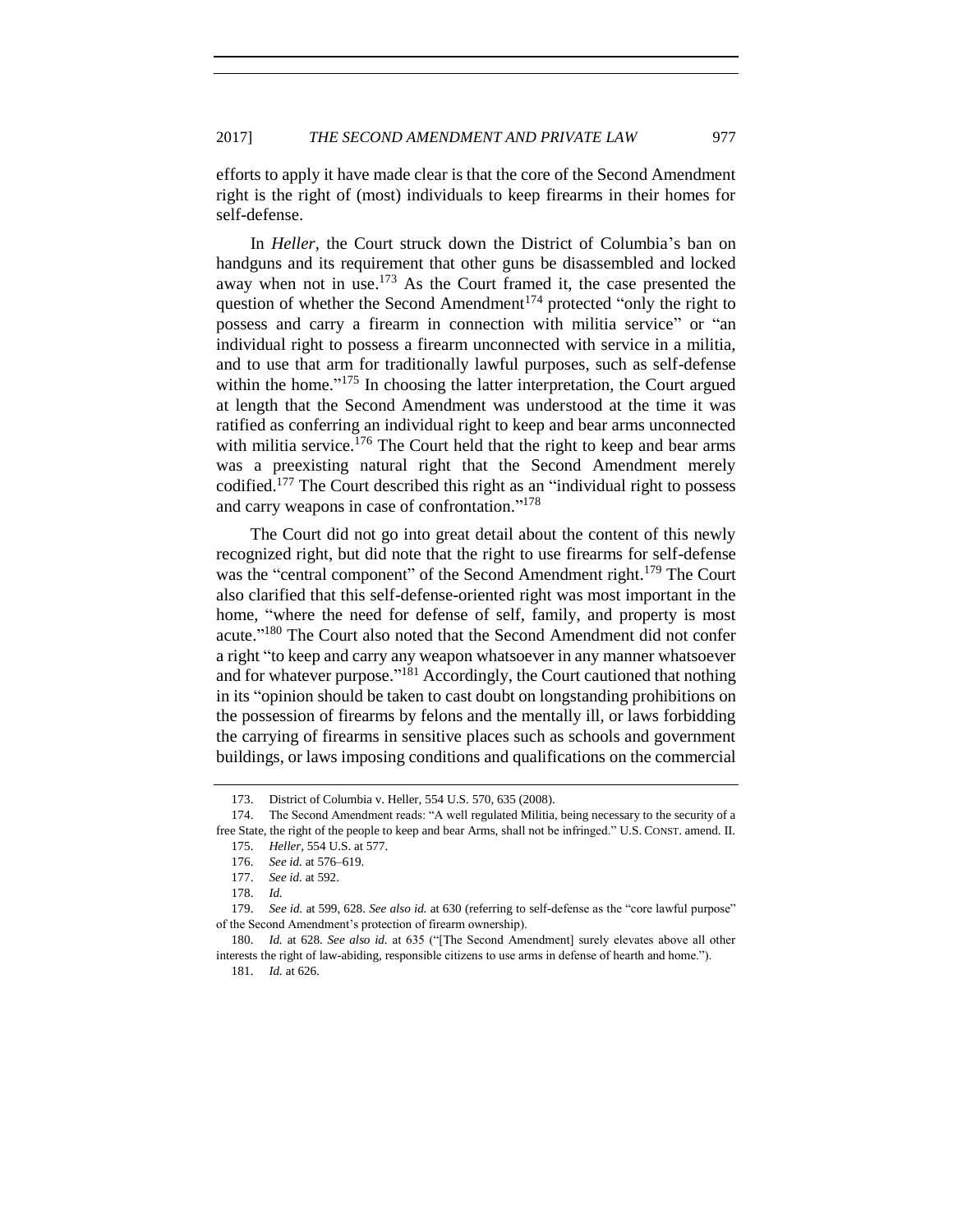efforts to apply it have made clear is that the core of the Second Amendment right is the right of (most) individuals to keep firearms in their homes for self-defense.

In *Heller*, the Court struck down the District of Columbia's ban on handguns and its requirement that other guns be disassembled and locked away when not in use.[173] As the Court framed it, the case presented the question of whether the Second Amendment[174] protected "only the right to possess and carry a firearm in connection with militia service" or "an individual right to possess a firearm unconnected with service in a militia, and to use that arm for traditionally lawful purposes, such as self-defense within the home."[175] In choosing the latter interpretation, the Court argued at length that the Second Amendment was understood at the time it was ratified as conferring an individual right to keep and bear arms unconnected with militia service.[176] The Court held that the right to keep and bear arms was a preexisting natural right that the Second Amendment merely codified.[177] The Court described this right as an "individual right to possess and carry weapons in case of confrontation."[178]

The Court did not go into great detail about the content of this newly recognized right, but did note that the right to use firearms for self-defense was the "central component" of the Second Amendment right.[179] The Court also clarified that this self-defense-oriented right was most important in the home, "where the need for defense of self, family, and property is most acute."[180] The Court also noted that the Second Amendment did not confer a right "to keep and carry any weapon whatsoever in any manner whatsoever and for whatever purpose."[181] Accordingly, the Court cautioned that nothing in its "opinion should be taken to cast doubt on longstanding prohibitions on the possession of firearms by felons and the mentally ill, or laws forbidding the carrying of firearms in sensitive places such as schools and government buildings, or laws imposing conditions and qualifications on the commercial

---

173. District of Columbia v. Heller, 554 U.S. 570, 635 (2008).

174. The Second Amendment reads: "A well regulated Militia, being necessary to the security of a free State, the right of the people to keep and bear Arms, shall not be infringed." U.S. CONST. amend. II.

175. *Heller*, 554 U.S. at 577.

176. *See id.* at 576–619.

177. *See id.* at 592.

178. *Id.*

179. *See id.* at 599, 628. *See also id.* at 630 (referring to self-defense as the "core lawful purpose" of the Second Amendment's protection of firearm ownership).

180. *Id.* at 628. *See also id.* at 635 ("[The Second Amendment] surely elevates above all other interests the right of law-abiding, responsible citizens to use arms in defense of hearth and home.").

181. *Id.* at 626.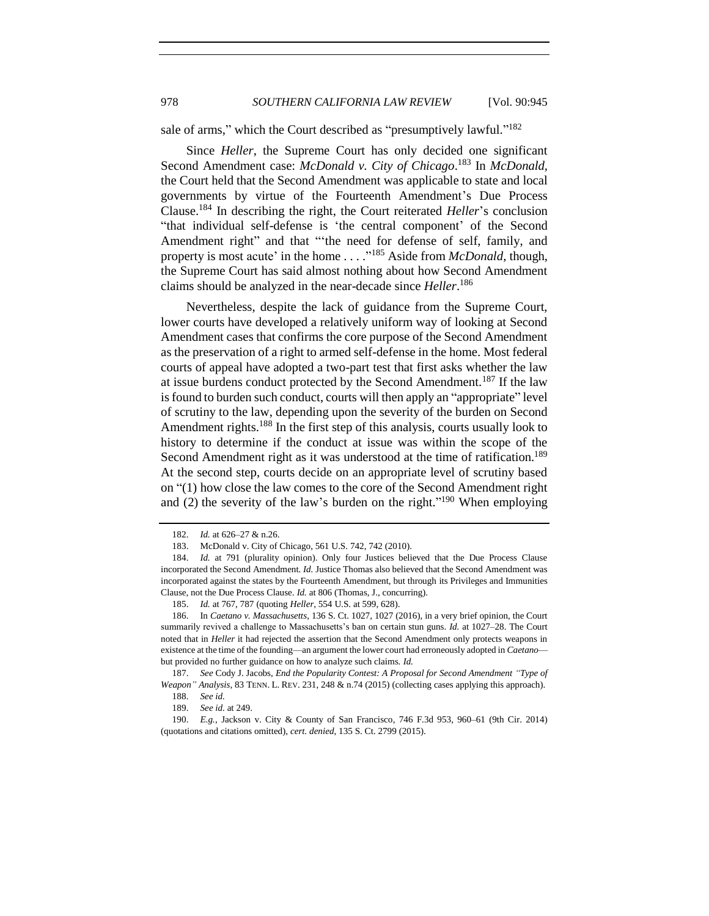sale of arms," which the Court described as "presumptively lawful."[182]

Since *Heller*, the Supreme Court has only decided one significant Second Amendment case: *McDonald v. City of Chicago*.[183] In *McDonald*, the Court held that the Second Amendment was applicable to state and local governments by virtue of the Fourteenth Amendment's Due Process Clause.[184] In describing the right, the Court reiterated *Heller*'s conclusion "that individual self-defense is 'the central component' of the Second Amendment right" and that "'the need for defense of self, family, and property is most acute' in the home . . . ."[185] Aside from *McDonald*, though, the Supreme Court has said almost nothing about how Second Amendment claims should be analyzed in the near-decade since *Heller*.[186]

Nevertheless, despite the lack of guidance from the Supreme Court, lower courts have developed a relatively uniform way of looking at Second Amendment cases that confirms the core purpose of the Second Amendment as the preservation of a right to armed self-defense in the home. Most federal courts of appeal have adopted a two-part test that first asks whether the law at issue burdens conduct protected by the Second Amendment.[187] If the law is found to burden such conduct, courts will then apply an "appropriate" level of scrutiny to the law, depending upon the severity of the burden on Second Amendment rights.[188] In the first step of this analysis, courts usually look to history to determine if the conduct at issue was within the scope of the Second Amendment right as it was understood at the time of ratification.[189] At the second step, courts decide on an appropriate level of scrutiny based on "(1) how close the law comes to the core of the Second Amendment right and (2) the severity of the law's burden on the right."[190] When employing

---

182. *Id.* at 626–27 & n.26.

183. McDonald v. City of Chicago, 561 U.S. 742, 742 (2010).

184. *Id.* at 791 (plurality opinion). Only four Justices believed that the Due Process Clause incorporated the Second Amendment. *Id.* Justice Thomas also believed that the Second Amendment was incorporated against the states by the Fourteenth Amendment, but through its Privileges and Immunities Clause, not the Due Process Clause. *Id.* at 806 (Thomas, J., concurring).

185. *Id.* at 767, 787 (quoting *Heller*, 554 U.S. at 599, 628).

186. In *Caetano v. Massachusetts*, 136 S. Ct. 1027, 1027 (2016), in a very brief opinion, the Court summarily revived a challenge to Massachusetts's ban on certain stun guns. *Id.* at 1027–28. The Court noted that in *Heller* it had rejected the assertion that the Second Amendment only protects weapons in existence at the time of the founding—an argument the lower court had erroneously adopted in *Caetano*—but provided no further guidance on how to analyze such claims. *Id.*

187. *See* Cody J. Jacobs, *End the Popularity Contest: A Proposal for Second Amendment "Type of Weapon" Analysis*, 83 TENN. L. REV. 231, 248 & n.74 (2015) (collecting cases applying this approach).

188. *See id.*

189. *See id.* at 249.

190. *E.g.*, Jackson v. City & County of San Francisco, 746 F.3d 953, 960–61 (9th Cir. 2014) (quotations and citations omitted), *cert. denied*, 135 S. Ct. 2799 (2015).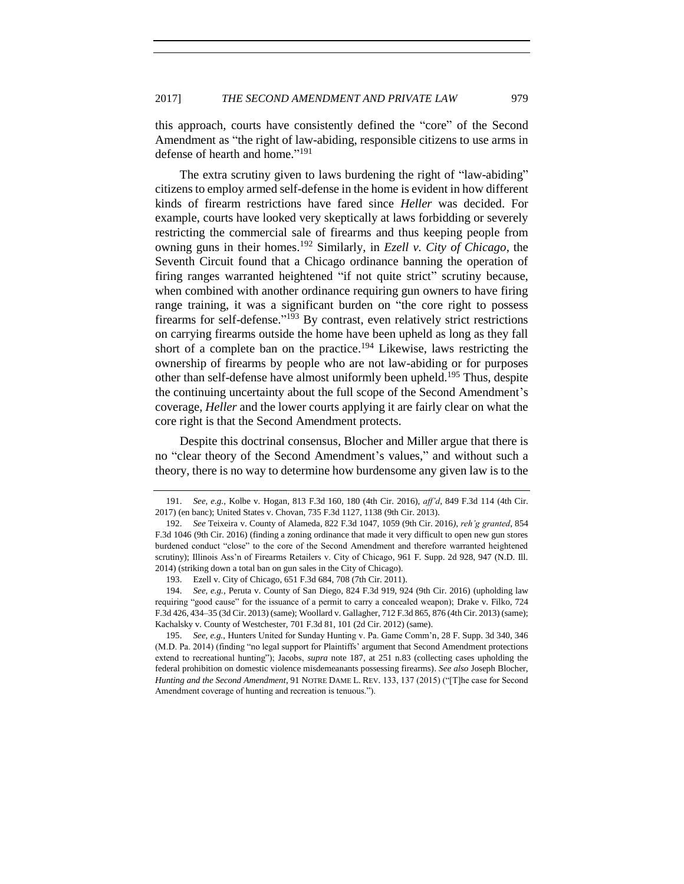this approach, courts have consistently defined the "core" of the Second Amendment as "the right of law-abiding, responsible citizens to use arms in defense of hearth and home."[191]

The extra scrutiny given to laws burdening the right of "law-abiding" citizens to employ armed self-defense in the home is evident in how different kinds of firearm restrictions have fared since *Heller* was decided. For example, courts have looked very skeptically at laws forbidding or severely restricting the commercial sale of firearms and thus keeping people from owning guns in their homes.[192] Similarly, in *Ezell v. City of Chicago*, the Seventh Circuit found that a Chicago ordinance banning the operation of firing ranges warranted heightened "if not quite strict" scrutiny because, when combined with another ordinance requiring gun owners to have firing range training, it was a significant burden on "the core right to possess firearms for self-defense."[193] By contrast, even relatively strict restrictions on carrying firearms outside the home have been upheld as long as they fall short of a complete ban on the practice.[194] Likewise, laws restricting the ownership of firearms by people who are not law-abiding or for purposes other than self-defense have almost uniformly been upheld.[195] Thus, despite the continuing uncertainty about the full scope of the Second Amendment's coverage, *Heller* and the lower courts applying it are fairly clear on what the core right is that the Second Amendment protects.

Despite this doctrinal consensus, Blocher and Miller argue that there is no "clear theory of the Second Amendment's values," and without such a theory, there is no way to determine how burdensome any given law is to the

---

191. *See, e.g.*, Kolbe v. Hogan, 813 F.3d 160, 180 (4th Cir. 2016), *aff'd*, 849 F.3d 114 (4th Cir. 2017) (en banc); United States v. Chovan, 735 F.3d 1127, 1138 (9th Cir. 2013).

192. *See* Teixeira v. County of Alameda, 822 F.3d 1047, 1059 (9th Cir. 2016), *reh'g granted*, 854 F.3d 1046 (9th Cir. 2016) (finding a zoning ordinance that made it very difficult to open new gun stores burdened conduct "close" to the core of the Second Amendment and therefore warranted heightened scrutiny); Illinois Ass'n of Firearms Retailers v. City of Chicago, 961 F. Supp. 2d 928, 947 (N.D. Ill. 2014) (striking down a total ban on gun sales in the City of Chicago).

193. Ezell v. City of Chicago, 651 F.3d 684, 708 (7th Cir. 2011).

194. *See, e.g.*, Peruta v. County of San Diego, 824 F.3d 919, 924 (9th Cir. 2016) (upholding law requiring "good cause" for the issuance of a permit to carry a concealed weapon); Drake v. Filko, 724 F.3d 426, 434–35 (3d Cir. 2013) (same); Woollard v. Gallagher, 712 F.3d 865, 876 (4th Cir. 2013) (same); Kachalsky v. County of Westchester, 701 F.3d 81, 101 (2d Cir. 2012) (same).

195. *See, e.g.*, Hunters United for Sunday Hunting v. Pa. Game Comm'n, 28 F. Supp. 3d 340, 346 (M.D. Pa. 2014) (finding "no legal support for Plaintiffs' argument that Second Amendment protections extend to recreational hunting"); Jacobs, *supra* note 187, at 251 n.83 (collecting cases upholding the federal prohibition on domestic violence misdemeanants possessing firearms). *See also* Joseph Blocher, *Hunting and the Second Amendment*, 91 NOTRE DAME L. REV. 133, 137 (2015) ("[T]he case for Second Amendment coverage of hunting and recreation is tenuous.").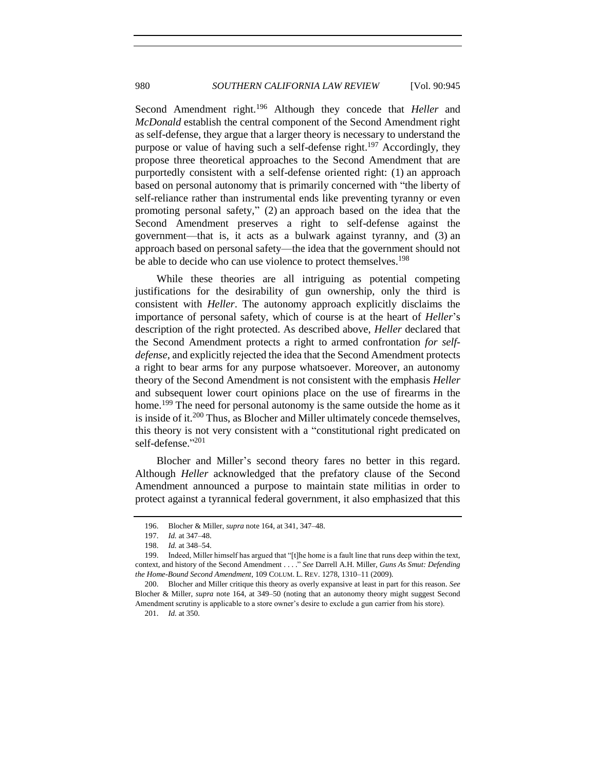Second Amendment right.[196] Although they concede that *Heller* and *McDonald* establish the central component of the Second Amendment right as self-defense, they argue that a larger theory is necessary to understand the purpose or value of having such a self-defense right.[197] Accordingly, they propose three theoretical approaches to the Second Amendment that are purportedly consistent with a self-defense oriented right: (1) an approach based on personal autonomy that is primarily concerned with "the liberty of self-reliance rather than instrumental ends like preventing tyranny or even promoting personal safety," (2) an approach based on the idea that the Second Amendment preserves a right to self-defense against the government—that is, it acts as a bulwark against tyranny, and (3) an approach based on personal safety—the idea that the government should not be able to decide who can use violence to protect themselves.[198]

While these theories are all intriguing as potential competing justifications for the desirability of gun ownership, only the third is consistent with *Heller*. The autonomy approach explicitly disclaims the importance of personal safety, which of course is at the heart of *Heller*'s description of the right protected. As described above, *Heller* declared that the Second Amendment protects a right to armed confrontation *for self-defense*, and explicitly rejected the idea that the Second Amendment protects a right to bear arms for any purpose whatsoever. Moreover, an autonomy theory of the Second Amendment is not consistent with the emphasis *Heller* and subsequent lower court opinions place on the use of firearms in the home.[199] The need for personal autonomy is the same outside the home as it is inside of it.[200] Thus, as Blocher and Miller ultimately concede themselves, this theory is not very consistent with a "constitutional right predicated on self-defense."[201]

Blocher and Miller's second theory fares no better in this regard. Although *Heller* acknowledged that the prefatory clause of the Second Amendment announced a purpose to maintain state militias in order to protect against a tyrannical federal government, it also emphasized that this

---

196. Blocher & Miller, *supra* note 164, at 341, 347–48.

197. *Id.* at 347–48.

198. *Id.* at 348–54.

199. Indeed, Miller himself has argued that "[t]he home is a fault line that runs deep within the text, context, and history of the Second Amendment . . . ." *See* Darrell A.H. Miller, *Guns As Smut: Defending the Home-Bound Second Amendment*, 109 COLUM. L. REV. 1278, 1310–11 (2009).

200. Blocher and Miller critique this theory as overly expansive at least in part for this reason. *See* Blocher & Miller, *supra* note 164, at 349–50 (noting that an autonomy theory might suggest Second Amendment scrutiny is applicable to a store owner's desire to exclude a gun carrier from his store).

201. *Id.* at 350.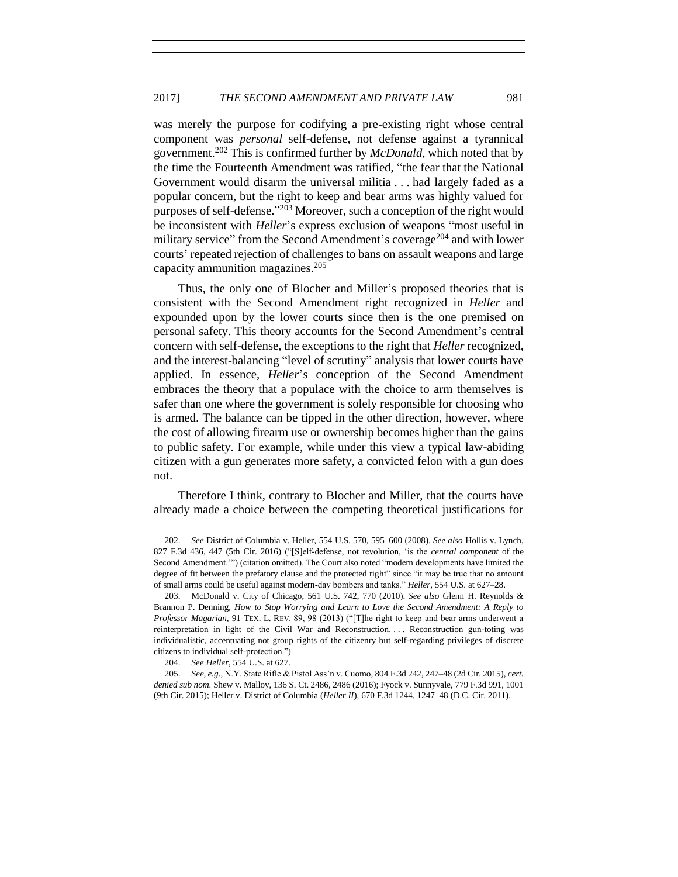was merely the purpose for codifying a pre-existing right whose central component was *personal* self-defense, not defense against a tyrannical government.[202] This is confirmed further by *McDonald*, which noted that by the time the Fourteenth Amendment was ratified, "the fear that the National Government would disarm the universal militia . . . had largely faded as a popular concern, but the right to keep and bear arms was highly valued for purposes of self-defense."[203] Moreover, such a conception of the right would be inconsistent with *Heller*'s express exclusion of weapons "most useful in military service" from the Second Amendment's coverage[204] and with lower courts' repeated rejection of challenges to bans on assault weapons and large capacity ammunition magazines.[205]

Thus, the only one of Blocher and Miller's proposed theories that is consistent with the Second Amendment right recognized in *Heller* and expounded upon by the lower courts since then is the one premised on personal safety. This theory accounts for the Second Amendment's central concern with self-defense, the exceptions to the right that *Heller* recognized, and the interest-balancing "level of scrutiny" analysis that lower courts have applied. In essence, *Heller*'s conception of the Second Amendment embraces the theory that a populace with the choice to arm themselves is safer than one where the government is solely responsible for choosing who is armed. The balance can be tipped in the other direction, however, where the cost of allowing firearm use or ownership becomes higher than the gains to public safety. For example, while under this view a typical law-abiding citizen with a gun generates more safety, a convicted felon with a gun does not.

Therefore I think, contrary to Blocher and Miller, that the courts have already made a choice between the competing theoretical justifications for

---

202. *See* District of Columbia v. Heller, 554 U.S. 570, 595–600 (2008). *See also* Hollis v. Lynch, 827 F.3d 436, 447 (5th Cir. 2016) ("[S]elf-defense, not revolution, 'is the *central component* of the Second Amendment.'") (citation omitted). The Court also noted "modern developments have limited the degree of fit between the prefatory clause and the protected right" since "it may be true that no amount of small arms could be useful against modern-day bombers and tanks." *Heller*, 554 U.S. at 627–28.

203. McDonald v. City of Chicago, 561 U.S. 742, 770 (2010). *See also* Glenn H. Reynolds & Brannon P. Denning, *How to Stop Worrying and Learn to Love the Second Amendment: A Reply to Professor Magarian*, 91 TEX. L. REV. 89, 98 (2013) ("[T]he right to keep and bear arms underwent a reinterpretation in light of the Civil War and Reconstruction. . . . Reconstruction gun-toting was individualistic, accentuating not group rights of the citizenry but self-regarding privileges of discrete citizens to individual self-protection.").

204. *See Heller*, 554 U.S. at 627.

205. *See, e.g.*, N.Y. State Rifle & Pistol Ass'n v. Cuomo, 804 F.3d 242, 247–48 (2d Cir. 2015), *cert. denied sub nom.* Shew v. Malloy, 136 S. Ct. 2486, 2486 (2016); Fyock v. Sunnyvale, 779 F.3d 991, 1001 (9th Cir. 2015); Heller v. District of Columbia (*Heller II*), 670 F.3d 1244, 1247–48 (D.C. Cir. 2011).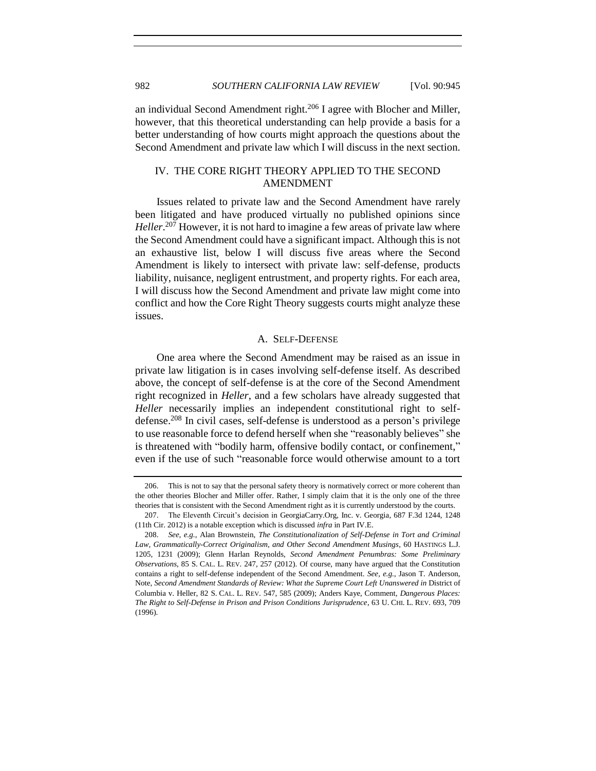an individual Second Amendment right.[206] I agree with Blocher and Miller, however, that this theoretical understanding can help provide a basis for a better understanding of how courts might approach the questions about the Second Amendment and private law which I will discuss in the next section.

## IV. THE CORE RIGHT THEORY APPLIED TO THE SECOND AMENDMENT

Issues related to private law and the Second Amendment have rarely been litigated and have produced virtually no published opinions since *Heller*.[207] However, it is not hard to imagine a few areas of private law where the Second Amendment could have a significant impact. Although this is not an exhaustive list, below I will discuss five areas where the Second Amendment is likely to intersect with private law: self-defense, products liability, nuisance, negligent entrustment, and property rights. For each area, I will discuss how the Second Amendment and private law might come into conflict and how the Core Right Theory suggests courts might analyze these issues.

### A. SELF-DEFENSE

One area where the Second Amendment may be raised as an issue in private law litigation is in cases involving self-defense itself. As described above, the concept of self-defense is at the core of the Second Amendment right recognized in *Heller*, and a few scholars have already suggested that *Heller* necessarily implies an independent constitutional right to self-defense.[208] In civil cases, self-defense is understood as a person's privilege to use reasonable force to defend herself when she "reasonably believes" she is threatened with "bodily harm, offensive bodily contact, or confinement," even if the use of such "reasonable force would otherwise amount to a tort

---

206. This is not to say that the personal safety theory is normatively correct or more coherent than the other theories Blocher and Miller offer. Rather, I simply claim that it is the only one of the three theories that is consistent with the Second Amendment right as it is currently understood by the courts.

207. The Eleventh Circuit's decision in GeorgiaCarry.Org, Inc. v. Georgia, 687 F.3d 1244, 1248 (11th Cir. 2012) is a notable exception which is discussed *infra* in Part IV.E.

208. *See, e.g.*, Alan Brownstein, *The Constitutionalization of Self-Defense in Tort and Criminal Law, Grammatically-Correct Originalism, and Other Second Amendment Musings*, 60 HASTINGS L.J. 1205, 1231 (2009); Glenn Harlan Reynolds, *Second Amendment Penumbras: Some Preliminary Observations*, 85 S. CAL. L. REV. 247, 257 (2012). Of course, many have argued that the Constitution contains a right to self-defense independent of the Second Amendment. *See, e.g.*, Jason T. Anderson, Note, *Second Amendment Standards of Review: What the Supreme Court Left Unanswered in* District of Columbia v. Heller, 82 S. CAL. L. REV. 547, 585 (2009); Anders Kaye, Comment, *Dangerous Places: The Right to Self-Defense in Prison and Prison Conditions Jurisprudence*, 63 U. CHI. L. REV. 693, 709 (1996).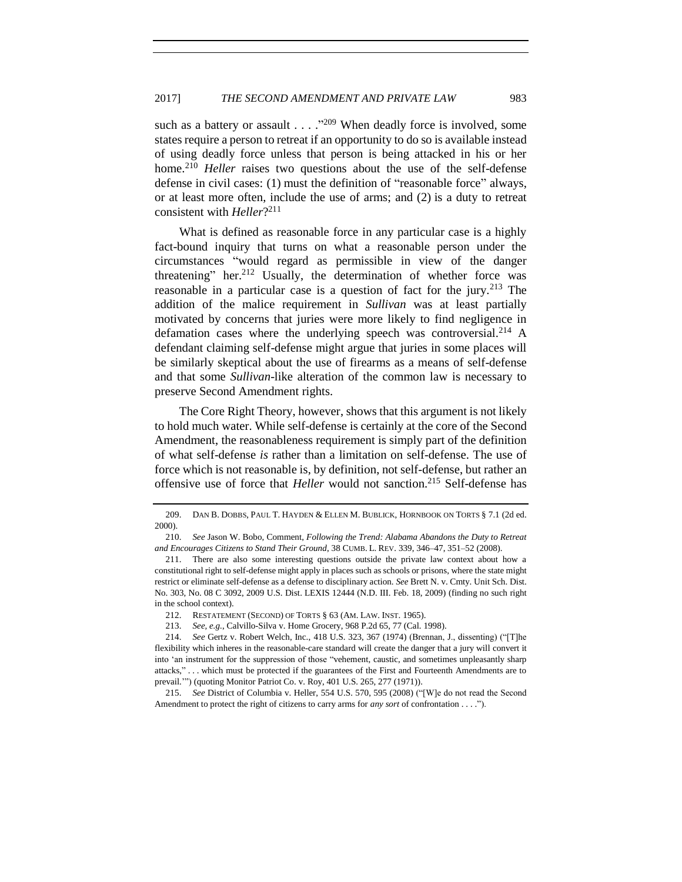such as a battery or assault . . . ."[209] When deadly force is involved, some states require a person to retreat if an opportunity to do so is available instead of using deadly force unless that person is being attacked in his or her home.[210] *Heller* raises two questions about the use of the self-defense defense in civil cases: (1) must the definition of "reasonable force" always, or at least more often, include the use of arms; and (2) is a duty to retreat consistent with *Heller*?[211]

What is defined as reasonable force in any particular case is a highly fact-bound inquiry that turns on what a reasonable person under the circumstances "would regard as permissible in view of the danger threatening" her.[212] Usually, the determination of whether force was reasonable in a particular case is a question of fact for the jury.[213] The addition of the malice requirement in *Sullivan* was at least partially motivated by concerns that juries were more likely to find negligence in defamation cases where the underlying speech was controversial.[214] A defendant claiming self-defense might argue that juries in some places will be similarly skeptical about the use of firearms as a means of self-defense and that some *Sullivan*-like alteration of the common law is necessary to preserve Second Amendment rights.

The Core Right Theory, however, shows that this argument is not likely to hold much water. While self-defense is certainly at the core of the Second Amendment, the reasonableness requirement is simply part of the definition of what self-defense *is* rather than a limitation on self-defense. The use of force which is not reasonable is, by definition, not self-defense, but rather an offensive use of force that *Heller* would not sanction.[215] Self-defense has

---

209. DAN B. DOBBS, PAUL T. HAYDEN & ELLEN M. BUBLICK, HORNBOOK ON TORTS § 7.1 (2d ed. 2000).

210. *See* Jason W. Bobo, Comment, *Following the Trend: Alabama Abandons the Duty to Retreat and Encourages Citizens to Stand Their Ground*, 38 CUMB. L. REV. 339, 346–47, 351–52 (2008).

211. There are also some interesting questions outside the private law context about how a constitutional right to self-defense might apply in places such as schools or prisons, where the state might restrict or eliminate self-defense as a defense to disciplinary action. *See* Brett N. v. Cmty. Unit Sch. Dist. No. 303, No. 08 C 3092, 2009 U.S. Dist. LEXIS 12444 (N.D. Ill. Feb. 18, 2009) (finding no such right in the school context).

212. RESTATEMENT (SECOND) OF TORTS § 63 (AM. LAW. INST. 1965).

213. *See, e.g.*, Calvillo-Silva v. Home Grocery, 968 P.2d 65, 77 (Cal. 1998).

214. *See* Gertz v. Robert Welch, Inc., 418 U.S. 323, 367 (1974) (Brennan, J., dissenting) ("[T]he flexibility which inheres in the reasonable-care standard will create the danger that a jury will convert it into 'an instrument for the suppression of those "vehement, caustic, and sometimes unpleasantly sharp attacks," . . . which must be protected if the guarantees of the First and Fourteenth Amendments are to prevail.'") (quoting Monitor Patriot Co. v. Roy, 401 U.S. 265, 277 (1971)).

215. *See* District of Columbia v. Heller, 554 U.S. 570, 595 (2008) ("[W]e do not read the Second Amendment to protect the right of citizens to carry arms for *any sort* of confrontation . . . .").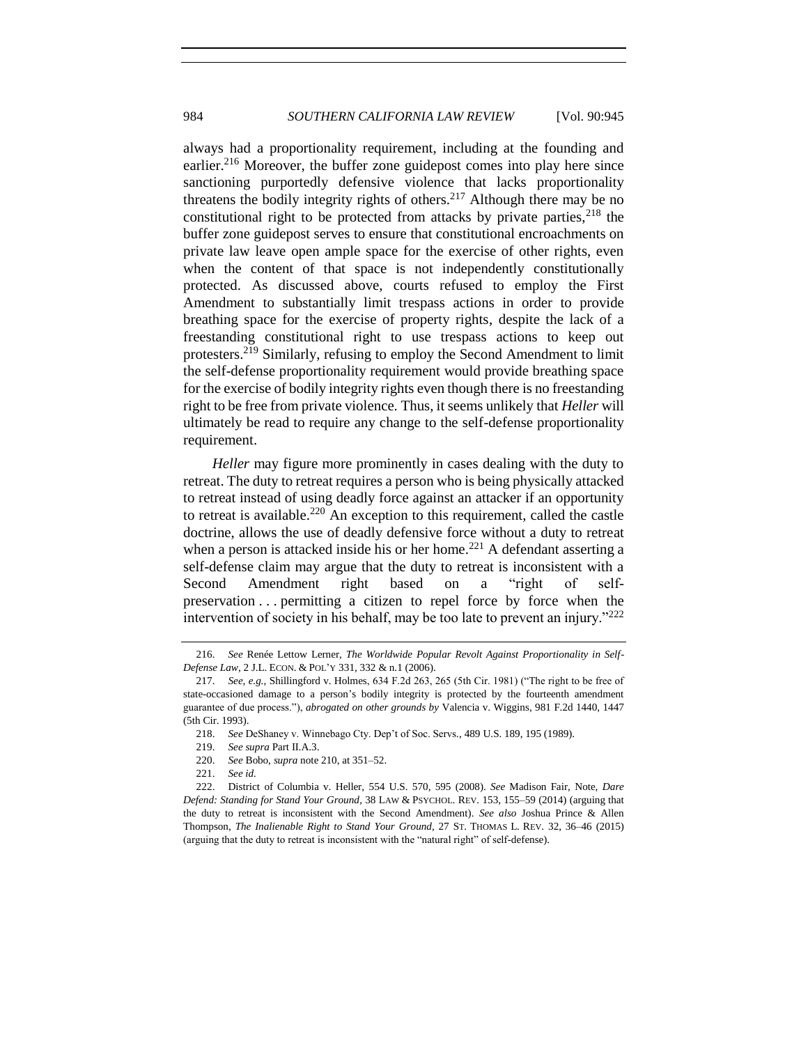always had a proportionality requirement, including at the founding and earlier.[216] Moreover, the buffer zone guidepost comes into play here since sanctioning purportedly defensive violence that lacks proportionality threatens the bodily integrity rights of others.[217] Although there may be no constitutional right to be protected from attacks by private parties,[218] the buffer zone guidepost serves to ensure that constitutional encroachments on private law leave open ample space for the exercise of other rights, even when the content of that space is not independently constitutionally protected. As discussed above, courts refused to employ the First Amendment to substantially limit trespass actions in order to provide breathing space for the exercise of property rights, despite the lack of a freestanding constitutional right to use trespass actions to keep out protesters.[219] Similarly, refusing to employ the Second Amendment to limit the self-defense proportionality requirement would provide breathing space for the exercise of bodily integrity rights even though there is no freestanding right to be free from private violence. Thus, it seems unlikely that *Heller* will ultimately be read to require any change to the self-defense proportionality requirement.

*Heller* may figure more prominently in cases dealing with the duty to retreat. The duty to retreat requires a person who is being physically attacked to retreat instead of using deadly force against an attacker if an opportunity to retreat is available.[220] An exception to this requirement, called the castle doctrine, allows the use of deadly defensive force without a duty to retreat when a person is attacked inside his or her home.[221] A defendant asserting a self-defense claim may argue that the duty to retreat is inconsistent with a Second Amendment right based on a "right of self-preservation . . . permitting a citizen to repel force by force when the intervention of society in his behalf, may be too late to prevent an injury."[222]

---

216. *See* Renée Lettow Lerner, *The Worldwide Popular Revolt Against Proportionality in Self-Defense Law*, 2 J.L. ECON. & POL'Y 331, 332 & n.1 (2006).

217. *See, e.g.*, Shillingford v. Holmes, 634 F.2d 263, 265 (5th Cir. 1981) ("The right to be free of state-occasioned damage to a person's bodily integrity is protected by the fourteenth amendment guarantee of due process."), *abrogated on other grounds by* Valencia v. Wiggins, 981 F.2d 1440, 1447 (5th Cir. 1993).

218. *See* DeShaney v. Winnebago Cty. Dep't of Soc. Servs., 489 U.S. 189, 195 (1989).

219. *See supra* Part II.A.3.

220. *See* Bobo, *supra* note 210, at 351–52.

221. *See id.*

222. District of Columbia v. Heller, 554 U.S. 570, 595 (2008). *See* Madison Fair, Note, *Dare Defend: Standing for Stand Your Ground*, 38 LAW & PSYCHOL. REV. 153, 155–59 (2014) (arguing that the duty to retreat is inconsistent with the Second Amendment). *See also* Joshua Prince & Allen Thompson, *The Inalienable Right to Stand Your Ground*, 27 ST. THOMAS L. REV. 32, 36–46 (2015) (arguing that the duty to retreat is inconsistent with the "natural right" of self-defense).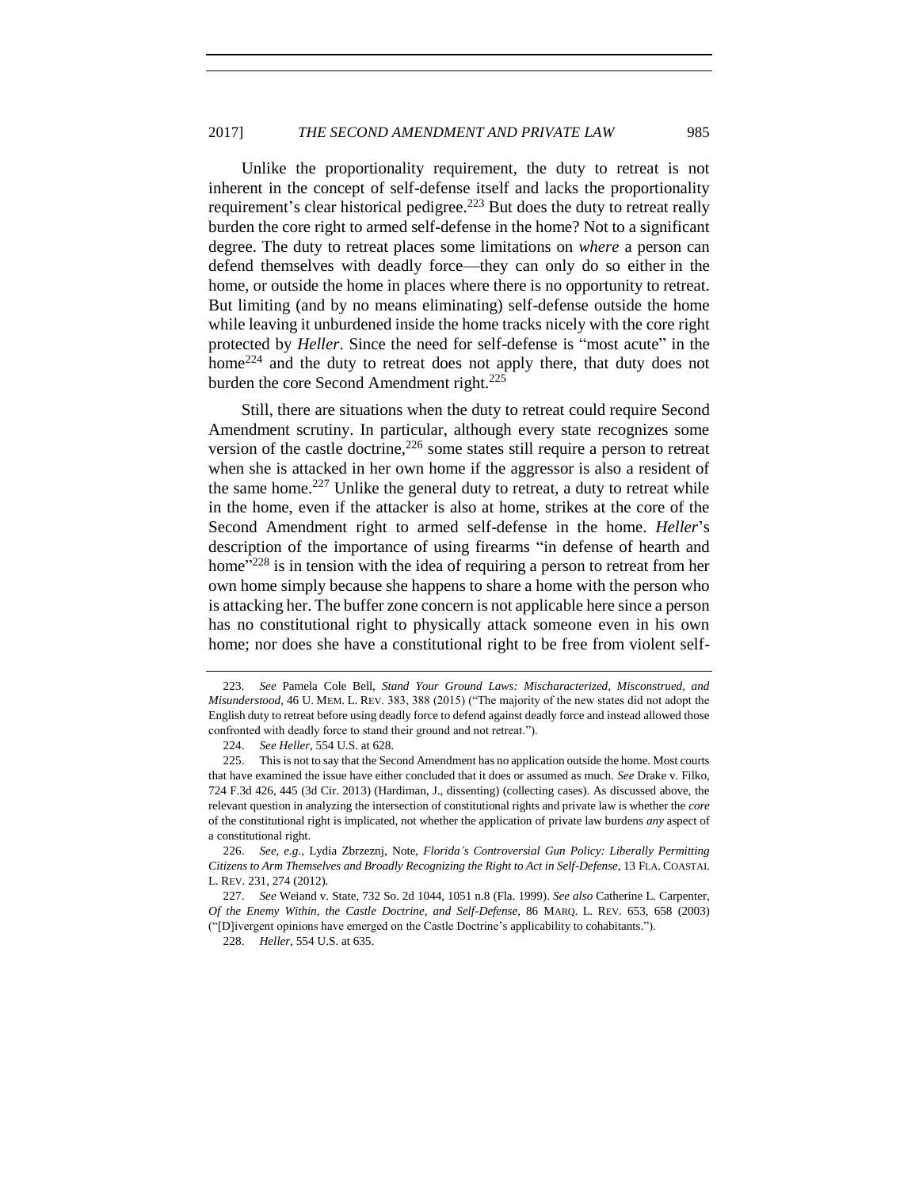Unlike the proportionality requirement, the duty to retreat is not inherent in the concept of self-defense itself and lacks the proportionality requirement's clear historical pedigree.[223] But does the duty to retreat really burden the core right to armed self-defense in the home? Not to a significant degree. The duty to retreat places some limitations on *where* a person can defend themselves with deadly force—they can only do so either in the home, or outside the home in places where there is no opportunity to retreat. But limiting (and by no means eliminating) self-defense outside the home while leaving it unburdened inside the home tracks nicely with the core right protected by *Heller*. Since the need for self-defense is "most acute" in the home[224] and the duty to retreat does not apply there, that duty does not burden the core Second Amendment right.[225]

Still, there are situations when the duty to retreat could require Second Amendment scrutiny. In particular, although every state recognizes some version of the castle doctrine,[226] some states still require a person to retreat when she is attacked in her own home if the aggressor is also a resident of the same home.[227] Unlike the general duty to retreat, a duty to retreat while in the home, even if the attacker is also at home, strikes at the core of the Second Amendment right to armed self-defense in the home. *Heller*'s description of the importance of using firearms "in defense of hearth and home"[228] is in tension with the idea of requiring a person to retreat from her own home simply because she happens to share a home with the person who is attacking her. The buffer zone concern is not applicable here since a person has no constitutional right to physically attack someone even in his own home; nor does she have a constitutional right to be free from violent self-

---

223. *See* Pamela Cole Bell, *Stand Your Ground Laws: Mischaracterized, Misconstrued, and Misunderstood*, 46 U. MEM. L. REV. 383, 388 (2015) ("The majority of the new states did not adopt the English duty to retreat before using deadly force to defend against deadly force and instead allowed those confronted with deadly force to stand their ground and not retreat.").

224. *See Heller*, 554 U.S. at 628.

225. This is not to say that the Second Amendment has no application outside the home. Most courts that have examined the issue have either concluded that it does or assumed as much. *See* Drake v. Filko, 724 F.3d 426, 445 (3d Cir. 2013) (Hardiman, J., dissenting) (collecting cases). As discussed above, the relevant question in analyzing the intersection of constitutional rights and private law is whether the *core* of the constitutional right is implicated, not whether the application of private law burdens *any* aspect of a constitutional right.

226. *See, e.g.*, Lydia Zbrzeznj, Note, *Florida's Controversial Gun Policy: Liberally Permitting Citizens to Arm Themselves and Broadly Recognizing the Right to Act in Self-Defense*, 13 FLA. COASTAL L. REV. 231, 274 (2012).

227. *See* Weiand v. State, 732 So. 2d 1044, 1051 n.8 (Fla. 1999). *See also* Catherine L. Carpenter, *Of the Enemy Within, the Castle Doctrine, and Self-Defense*, 86 MARQ. L. REV. 653, 658 (2003) ("[D]ivergent opinions have emerged on the Castle Doctrine's applicability to cohabitants.").

228. *Heller*, 554 U.S. at 635.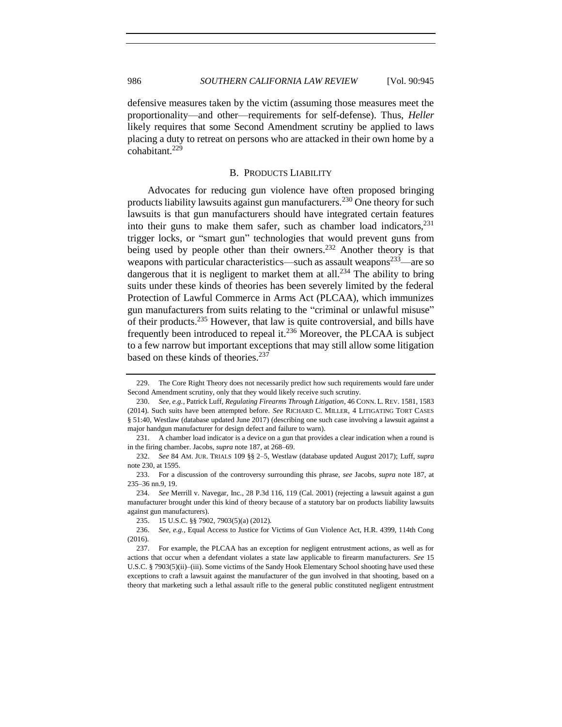defensive measures taken by the victim (assuming those measures meet the proportionality—and other—requirements for self-defense). Thus, *Heller* likely requires that some Second Amendment scrutiny be applied to laws placing a duty to retreat on persons who are attacked in their own home by a cohabitant.[229]

## B. PRODUCTS LIABILITY

Advocates for reducing gun violence have often proposed bringing products liability lawsuits against gun manufacturers.[230] One theory for such lawsuits is that gun manufacturers should have integrated certain features into their guns to make them safer, such as chamber load indicators,[231] trigger locks, or "smart gun" technologies that would prevent guns from being used by people other than their owners.[232] Another theory is that weapons with particular characteristics—such as assault weapons[233]—are so dangerous that it is negligent to market them at all.[234] The ability to bring suits under these kinds of theories has been severely limited by the federal Protection of Lawful Commerce in Arms Act (PLCAA), which immunizes gun manufacturers from suits relating to the "criminal or unlawful misuse" of their products.[235] However, that law is quite controversial, and bills have frequently been introduced to repeal it.[236] Moreover, the PLCAA is subject to a few narrow but important exceptions that may still allow some litigation based on these kinds of theories.[237]

---

229. The Core Right Theory does not necessarily predict how such requirements would fare under Second Amendment scrutiny, only that they would likely receive such scrutiny.

230. *See, e.g.*, Patrick Luff, *Regulating Firearms Through Litigation*, 46 CONN. L. REV. 1581, 1583 (2014). Such suits have been attempted before. *See* RICHARD C. MILLER, 4 LITIGATING TORT CASES § 51:40, Westlaw (database updated June 2017) (describing one such case involving a lawsuit against a major handgun manufacturer for design defect and failure to warn).

231. A chamber load indicator is a device on a gun that provides a clear indication when a round is in the firing chamber. Jacobs, *supra* note 187, at 268–69.

232. *See* 84 AM. JUR. TRIALS 109 §§ 2–5, Westlaw (database updated August 2017); Luff, *supra* note 230, at 1595.

233. For a discussion of the controversy surrounding this phrase, *see* Jacobs, *supra* note 187, at 235–36 nn.9, 19.

234. *See* Merrill v. Navegar, Inc., 28 P.3d 116, 119 (Cal. 2001) (rejecting a lawsuit against a gun manufacturer brought under this kind of theory because of a statutory bar on products liability lawsuits against gun manufacturers).

235. 15 U.S.C. §§ 7902, 7903(5)(a) (2012).

236. *See, e.g.*, Equal Access to Justice for Victims of Gun Violence Act, H.R. 4399, 114th Cong (2016).

237. For example, the PLCAA has an exception for negligent entrustment actions, as well as for actions that occur when a defendant violates a state law applicable to firearm manufacturers. *See* 15 U.S.C. § 7903(5)(ii)–(iii). Some victims of the Sandy Hook Elementary School shooting have used these exceptions to craft a lawsuit against the manufacturer of the gun involved in that shooting, based on a theory that marketing such a lethal assault rifle to the general public constituted negligent entrustment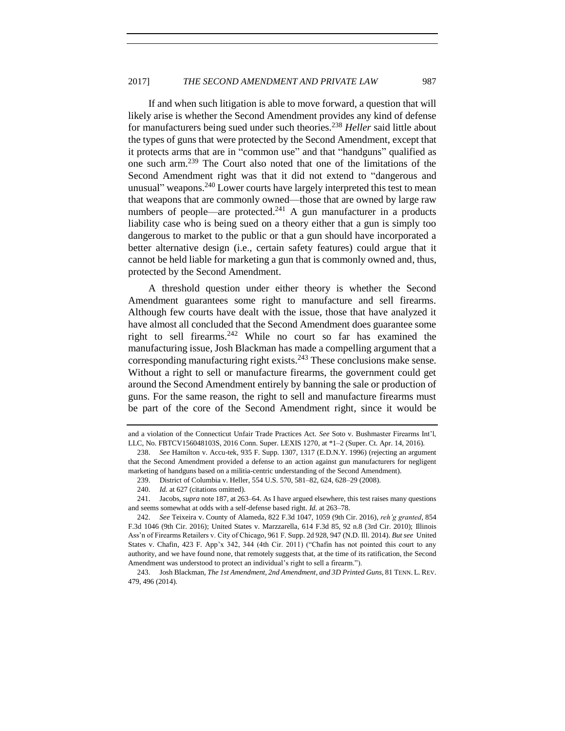If and when such litigation is able to move forward, a question that will likely arise is whether the Second Amendment provides any kind of defense for manufacturers being sued under such theories.[238] *Heller* said little about the types of guns that were protected by the Second Amendment, except that it protects arms that are in "common use" and that "handguns" qualified as one such arm.[239] The Court also noted that one of the limitations of the Second Amendment right was that it did not extend to "dangerous and unusual" weapons.[240] Lower courts have largely interpreted this test to mean that weapons that are commonly owned—those that are owned by large raw numbers of people—are protected.[241] A gun manufacturer in a products liability case who is being sued on a theory either that a gun is simply too dangerous to market to the public or that a gun should have incorporated a better alternative design (i.e., certain safety features) could argue that it cannot be held liable for marketing a gun that is commonly owned and, thus, protected by the Second Amendment.

A threshold question under either theory is whether the Second Amendment guarantees some right to manufacture and sell firearms. Although few courts have dealt with the issue, those that have analyzed it have almost all concluded that the Second Amendment does guarantee some right to sell firearms.[242] While no court so far has examined the manufacturing issue, Josh Blackman has made a compelling argument that a corresponding manufacturing right exists.[243] These conclusions make sense. Without a right to sell or manufacture firearms, the government could get around the Second Amendment entirely by banning the sale or production of guns. For the same reason, the right to sell and manufacture firearms must be part of the core of the Second Amendment right, since it would be

---

and a violation of the Connecticut Unfair Trade Practices Act. *See* Soto v. Bushmaster Firearms Int'l, LLC, No. FBTCV156048103S, 2016 Conn. Super. LEXIS 1270, at *1–2 (Super. Ct. Apr. 14, 2016).

238. *See* Hamilton v. Accu-tek, 935 F. Supp. 1307, 1317 (E.D.N.Y. 1996) (rejecting an argument that the Second Amendment provided a defense to an action against gun manufacturers for negligent marketing of handguns based on a militia-centric understanding of the Second Amendment).

239. District of Columbia v. Heller, 554 U.S. 570, 581–82, 624, 628–29 (2008).

240. *Id.* at 627 (citations omitted).

241. Jacobs, *supra* note 187, at 263–64. As I have argued elsewhere, this test raises many questions and seems somewhat at odds with a self-defense based right. *Id.* at 263–78.

242. *See* Teixeira v. County of Alameda, 822 F.3d 1047, 1059 (9th Cir. 2016), *reh'g granted*, 854 F.3d 1046 (9th Cir. 2016); United States v. Marzzarella, 614 F.3d 85, 92 n.8 (3rd Cir. 2010); Illinois Ass'n of Firearms Retailers v. City of Chicago, 961 F. Supp. 2d 928, 947 (N.D. Ill. 2014). *But see* United States v. Chafin, 423 F. App'x 342, 344 (4th Cir. 2011) ("Chafin has not pointed this court to any authority, and we have found none, that remotely suggests that, at the time of its ratification, the Second Amendment was understood to protect an individual's right to sell a firearm.").

243. Josh Blackman, *The 1st Amendment, 2nd Amendment, and 3D Printed Guns*, 81 TENN. L. REV. 479, 496 (2014).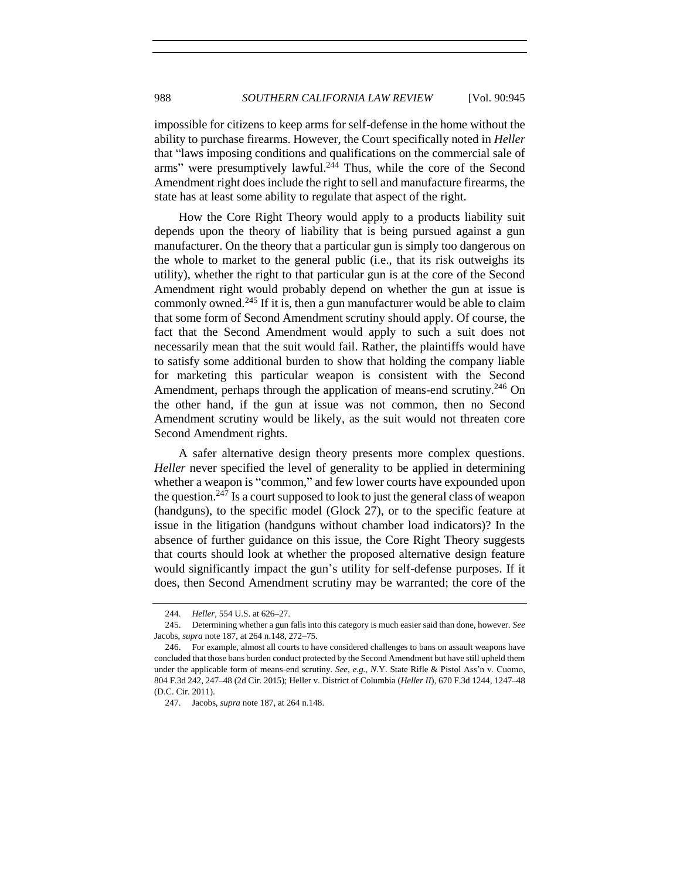impossible for citizens to keep arms for self-defense in the home without the ability to purchase firearms. However, the Court specifically noted in *Heller* that "laws imposing conditions and qualifications on the commercial sale of arms" were presumptively lawful.[244] Thus, while the core of the Second Amendment right does include the right to sell and manufacture firearms, the state has at least some ability to regulate that aspect of the right.

How the Core Right Theory would apply to a products liability suit depends upon the theory of liability that is being pursued against a gun manufacturer. On the theory that a particular gun is simply too dangerous on the whole to market to the general public (i.e., that its risk outweighs its utility), whether the right to that particular gun is at the core of the Second Amendment right would probably depend on whether the gun at issue is commonly owned.[245] If it is, then a gun manufacturer would be able to claim that some form of Second Amendment scrutiny should apply. Of course, the fact that the Second Amendment would apply to such a suit does not necessarily mean that the suit would fail. Rather, the plaintiffs would have to satisfy some additional burden to show that holding the company liable for marketing this particular weapon is consistent with the Second Amendment, perhaps through the application of means-end scrutiny.[246] On the other hand, if the gun at issue was not common, then no Second Amendment scrutiny would be likely, as the suit would not threaten core Second Amendment rights.

A safer alternative design theory presents more complex questions. *Heller* never specified the level of generality to be applied in determining whether a weapon is "common," and few lower courts have expounded upon the question.[247] Is a court supposed to look to just the general class of weapon (handguns), to the specific model (Glock 27), or to the specific feature at issue in the litigation (handguns without chamber load indicators)? In the absence of further guidance on this issue, the Core Right Theory suggests that courts should look at whether the proposed alternative design feature would significantly impact the gun's utility for self-defense purposes. If it does, then Second Amendment scrutiny may be warranted; the core of the

---

244. *Heller*, 554 U.S. at 626–27.

245. Determining whether a gun falls into this category is much easier said than done, however. *See* Jacobs, *supra* note 187, at 264 n.148, 272–75.

246. For example, almost all courts to have considered challenges to bans on assault weapons have concluded that those bans burden conduct protected by the Second Amendment but have still upheld them under the applicable form of means-end scrutiny. *See, e.g.*, N.Y. State Rifle & Pistol Ass'n v. Cuomo, 804 F.3d 242, 247–48 (2d Cir. 2015); Heller v. District of Columbia (*Heller II*), 670 F.3d 1244, 1247–48 (D.C. Cir. 2011).

247. Jacobs, *supra* note 187, at 264 n.148.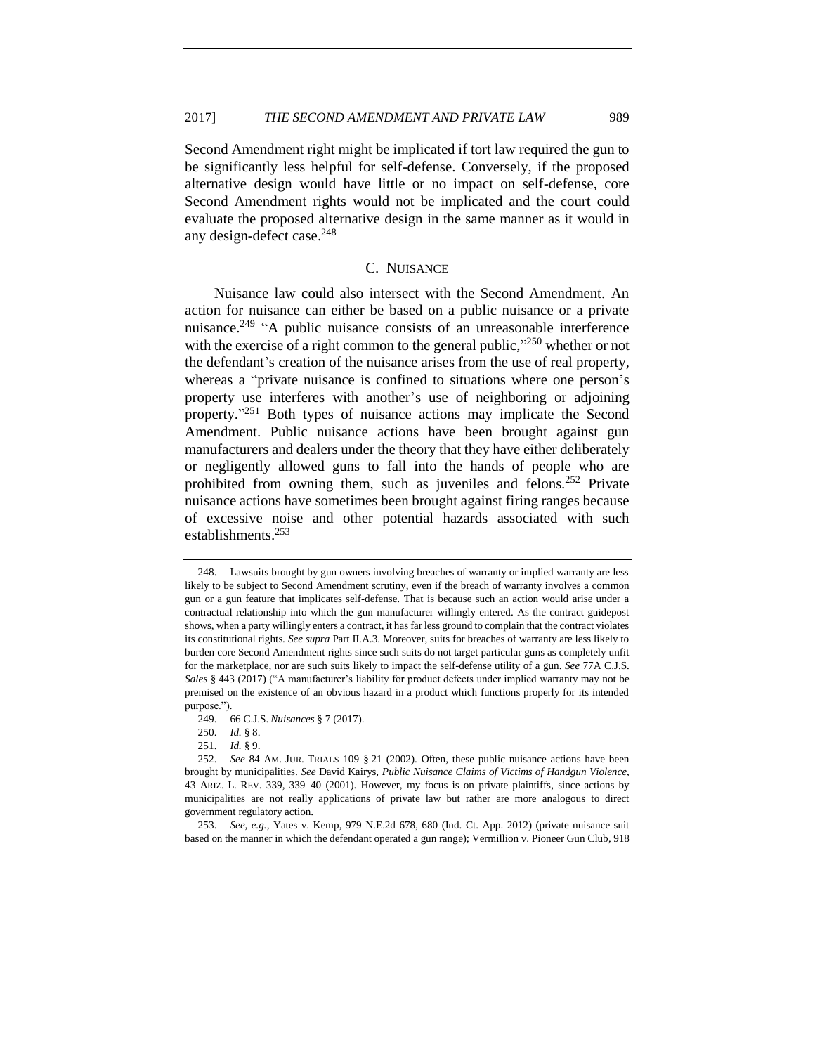Second Amendment right might be implicated if tort law required the gun to be significantly less helpful for self-defense. Conversely, if the proposed alternative design would have little or no impact on self-defense, core Second Amendment rights would not be implicated and the court could evaluate the proposed alternative design in the same manner as it would in any design-defect case.[248]

### C. NUISANCE

Nuisance law could also intersect with the Second Amendment. An action for nuisance can either be based on a public nuisance or a private nuisance.[249] "A public nuisance consists of an unreasonable interference with the exercise of a right common to the general public,"[250] whether or not the defendant's creation of the nuisance arises from the use of real property, whereas a "private nuisance is confined to situations where one person's property use interferes with another's use of neighboring or adjoining property."[251] Both types of nuisance actions may implicate the Second Amendment. Public nuisance actions have been brought against gun manufacturers and dealers under the theory that they have either deliberately or negligently allowed guns to fall into the hands of people who are prohibited from owning them, such as juveniles and felons.[252] Private nuisance actions have sometimes been brought against firing ranges because of excessive noise and other potential hazards associated with such establishments.[253]

---

248. Lawsuits brought by gun owners involving breaches of warranty or implied warranty are less likely to be subject to Second Amendment scrutiny, even if the breach of warranty involves a common gun or a gun feature that implicates self-defense. That is because such an action would arise under a contractual relationship into which the gun manufacturer willingly entered. As the contract guidepost shows, when a party willingly enters a contract, it has far less ground to complain that the contract violates its constitutional rights. *See supra* Part II.A.3. Moreover, suits for breaches of warranty are less likely to burden core Second Amendment rights since such suits do not target particular guns as completely unfit for the marketplace, nor are such suits likely to impact the self-defense utility of a gun. *See* 77A C.J.S. *Sales* § 443 (2017) ("A manufacturer's liability for product defects under implied warranty may not be premised on the existence of an obvious hazard in a product which functions properly for its intended purpose.").

249. 66 C.J.S. *Nuisances* § 7 (2017).

250. *Id.* § 8.

251. *Id.* § 9.

252. *See* 84 AM. JUR. TRIALS 109 § 21 (2002). Often, these public nuisance actions have been brought by municipalities. *See* David Kairys, *Public Nuisance Claims of Victims of Handgun Violence*, 43 ARIZ. L. REV. 339, 339–40 (2001). However, my focus is on private plaintiffs, since actions by municipalities are not really applications of private law but rather are more analogous to direct government regulatory action.

253. *See, e.g.*, Yates v. Kemp, 979 N.E.2d 678, 680 (Ind. Ct. App. 2012) (private nuisance suit based on the manner in which the defendant operated a gun range); Vermillion v. Pioneer Gun Club, 918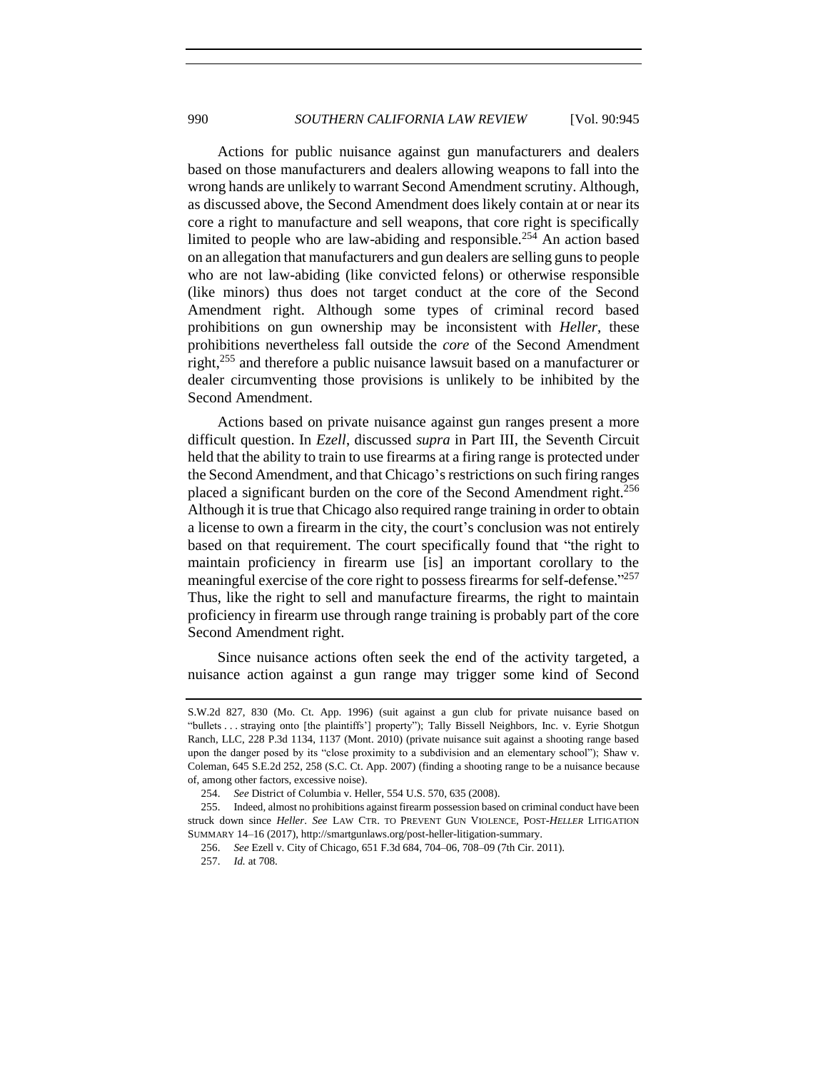Actions for public nuisance against gun manufacturers and dealers based on those manufacturers and dealers allowing weapons to fall into the wrong hands above unlikely to warrant Second Amendment scrutiny. Although, as discussed above, the Second Amendment does likely contain at or near its core a right to manufacture and sell weapons, that core right is specifically limited to people who are law-abiding and responsible.[254] An action based on an allegation that manufacturers and gun dealers are selling guns to people who are not law-abiding (like convicted felons) or otherwise responsible (like minors) thus does not target conduct at the core of the Second Amendment right. Although some types of criminal record based prohibitions on gun ownership may be inconsistent with *Heller*, these prohibitions nevertheless fall outside the *core* of the Second Amendment right,[255] and therefore a public nuisance lawsuit based on a manufacturer or dealer circumventing those provisions is unlikely to be inhibited by the Second Amendment.

Actions based on private nuisance against gun ranges present a more difficult question. In *Ezell*, discussed *supra* in Part III, the Seventh Circuit held that the ability to train to use firearms at a firing range is protected under the Second Amendment, and that Chicago's restrictions on such firing ranges placed a significant burden on the core of the Second Amendment right.[256] Although it is true that Chicago also required range training in order to obtain a license to own a firearm in the city, the court's conclusion was not entirely based on that requirement. The court specifically found that "the right to maintain proficiency in firearm use [is] an important corollary to the meaningful exercise of the core right to possess firearms for self-defense."[257] Thus, like the right to sell and manufacture firearms, the right to maintain proficiency in firearm use through range training is probably part of the core Second Amendment right.

Since nuisance actions often seek the end of the activity targeted, a nuisance action against a gun range may trigger some kind of Second

---

S.W.2d 827, 830 (Mo. Ct. App. 1996) (suit against a gun club for private nuisance based on "bullets . . . straying onto [the plaintiffs'] property"); Tally Bissell Neighbors, Inc. v. Eyrie Shotgun Ranch, LLC, 228 P.3d 1134, 1137 (Mont. 2010) (private nuisance suit against a shooting range based upon the danger posed by its "close proximity to a subdivision and an elementary school"); Shaw v. Coleman, 645 S.E.2d 252, 258 (S.C. Ct. App. 2007) (finding a shooting range to be a nuisance because of, among other factors, excessive noise).

254. *See* District of Columbia v. Heller, 554 U.S. 570, 635 (2008).

255. Indeed, almost no prohibitions against firearm possession based on criminal conduct have been struck down since *Heller*. *See* LAW CTR. TO PREVENT GUN VIOLENCE, POST-*HELLER* LITIGATION SUMMARY 14–16 (2017), http://smartgunlaws.org/post-heller-litigation-summary.

256. *See* Ezell v. City of Chicago, 651 F.3d 684, 704–06, 708–09 (7th Cir. 2011).

257. *Id.* at 708.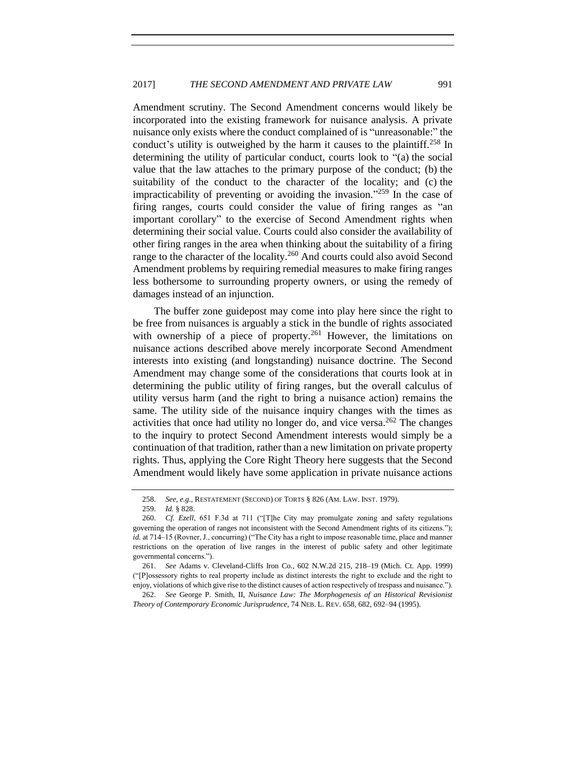Amendment scrutiny. The Second Amendment concerns would likely be incorporated into the existing framework for nuisance analysis. A private nuisance only exists where the conduct complained of is "unreasonable:" the conduct's utility is outweighed by the harm it causes to the plaintiff.[258] In determining the utility of particular conduct, courts look to "(a) the social value that the law attaches to the primary purpose of the conduct; (b) the suitability of the conduct to the character of the locality; and (c) the impracticability of preventing or avoiding the invasion."[259] In the case of firing ranges, courts could consider the value of firing ranges as "an important corollary" to the exercise of Second Amendment rights when determining their social value. Courts could also consider the availability of other firing ranges in the area when thinking about the suitability of a firing range to the character of the locality.[260] And courts could also avoid Second Amendment problems by requiring remedial measures to make firing ranges less bothersome to surrounding property owners, or using the remedy of damages instead of an injunction.

The buffer zone guidepost may come into play here since the right to be free from nuisances is arguably a stick in the bundle of rights associated with ownership of a piece of property.[261] However, the limitations on nuisance actions described above merely incorporate Second Amendment interests into existing (and longstanding) nuisance doctrine. The Second Amendment may change some of the considerations that courts look at in determining the public utility of firing ranges, but the overall calculus of utility versus harm (and the right to bring a nuisance action) remains the same. The utility side of the nuisance inquiry changes with the times as activities that once had utility no longer do, and vice versa.[262] The changes to the inquiry to protect Second Amendment interests would simply be a continuation of that tradition, rather than a new limitation on private property rights. Thus, applying the Core Right Theory here suggests that the Second Amendment would likely have some application in private nuisance actions

---

258. *See, e.g.*, RESTATEMENT (SECOND) OF TORTS § 826 (AM. LAW. INST. 1979).

259. *Id.* § 828.

260. *Cf. Ezell*, 651 F.3d at 711 ("[T]he City may promulgate zoning and safety regulations governing the operation of ranges not inconsistent with the Second Amendment rights of its citizens."); *id.* at 714–15 (Rovner, J., concurring) ("The City has a right to impose reasonable time, place and manner restrictions on the operation of live ranges in the interest of public safety and other legitimate governmental concerns.").

261. *See* Adams v. Cleveland-Cliffs Iron Co., 602 N.W.2d 215, 218–19 (Mich. Ct. App. 1999) ("[P]ossessory rights to real property include as distinct interests the right to exclude and the right to enjoy, violations of which give rise to the distinct causes of action respectively of trespass and nuisance.").

262. *See* George P. Smith, II, *Nuisance Law: The Morphogenesis of an Historical Revisionist Theory of Contemporary Economic Jurisprudence*, 74 NEB. L. REV. 658, 682, 692–94 (1995).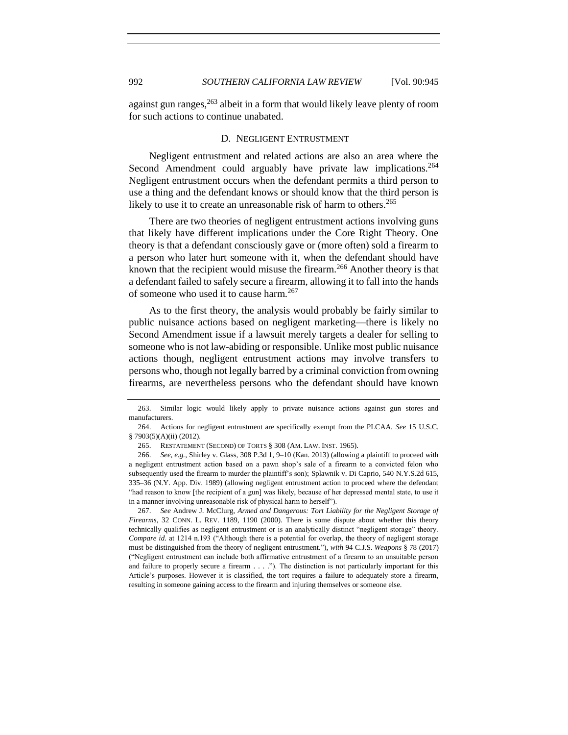against gun ranges,[263] albeit in a form that would likely leave plenty of room for such actions to continue unabated.

### D. NEGLIGENT ENTRUSTMENT

Negligent entrustment and related actions are also an area where the Second Amendment could arguably have private law implications.[264] Negligent entrustment occurs when the defendant permits a third person to use a thing and the defendant knows or should know that the third person is likely to use it to create an unreasonable risk of harm to others.[265]

There are two theories of negligent entrustment actions involving guns that likely have different implications under the Core Right Theory. One theory is that a defendant consciously gave or (more often) sold a firearm to a person who later hurt someone with it, when the defendant should have known that the recipient would misuse the firearm.[266] Another theory is that a defendant failed to safely secure a firearm, allowing it to fall into the hands of someone who used it to cause harm.[267]

As to the first theory, the analysis would probably be fairly similar to public nuisance actions based on negligent marketing—there is likely no Second Amendment issue if a lawsuit merely targets a dealer for selling to someone who is not law-abiding or responsible. Unlike most public nuisance actions though, negligent entrustment actions may involve transfers to persons who, though not legally barred by a criminal conviction from owning firearms, are nevertheless persons who the defendant should have known

---

263. Similar logic would likely apply to private nuisance actions against gun stores and manufacturers.

264. Actions for negligent entrustment are specifically exempt from the PLCAA. *See* 15 U.S.C. § 7903(5)(A)(ii) (2012).

265. RESTATEMENT (SECOND) OF TORTS § 308 (AM. LAW. INST. 1965).

266. *See, e.g.*, Shirley v. Glass, 308 P.3d 1, 9–10 (Kan. 2013) (allowing a plaintiff to proceed with a negligent entrustment action based on a pawn shop's sale of a firearm to a convicted felon who subsequently used the firearm to murder the plaintiff's son); Splawnik v. Di Caprio, 540 N.Y.S.2d 615, 335–36 (N.Y. App. Div. 1989) (allowing negligent entrustment action to proceed where the defendant "had reason to know [the recipient of a gun] was likely, because of her depressed mental state, to use it in a manner involving unreasonable risk of physical harm to herself").

267. *See* Andrew J. McClurg, *Armed and Dangerous: Tort Liability for the Negligent Storage of Firearms*, 32 CONN. L. REV. 1189, 1190 (2000). There is some dispute about whether this theory technically qualifies as negligent entrustment or is an analytically distinct "negligent storage" theory. *Compare id.* at 1214 n.193 ("Although there is a potential for overlap, the theory of negligent storage must be distinguished from the theory of negligent entrustment."), *with* 94 C.J.S. *Weapons* § 78 (2017) ("Negligent entrustment can include both affirmative entrustment of a firearm to an unsuitable person and failure to properly secure a firearm . . . ."). The distinction is not particularly important for this Article's purposes. However it is classified, the tort requires a failure to adequately store a firearm, resulting in someone gaining access to the firearm and injuring themselves or someone else.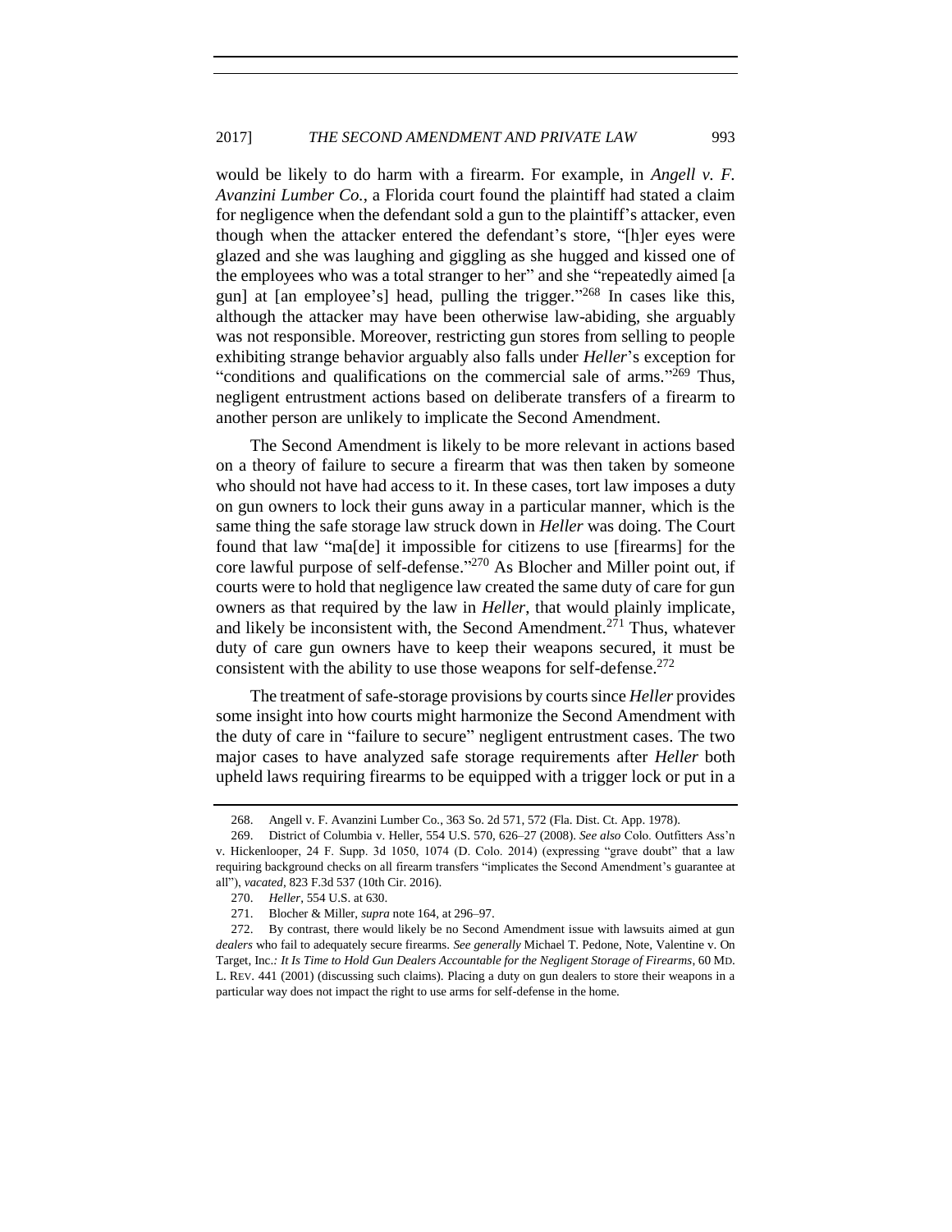would be likely to do harm with a firearm. For example, in *Angell v. F. Avanzini Lumber Co.*, a Florida court found the plaintiff had stated a claim for negligence when the defendant sold a gun to the plaintiff's attacker, even though when the attacker entered the defendant's store, "[h]er eyes were glazed and she was laughing and giggling as she hugged and kissed one of the employees who was a total stranger to her" and she "repeatedly aimed [a gun] at [an employee's] head, pulling the trigger."[268] In cases like this, although the attacker may have been otherwise law-abiding, she arguably was not responsible. Moreover, restricting gun stores from selling to people exhibiting strange behavior arguably also falls under *Heller*'s exception for "conditions and qualifications on the commercial sale of arms."[269] Thus, negligent entrustment actions based on deliberate transfers of a firearm to another person are unlikely to implicate the Second Amendment.

The Second Amendment is likely to be more relevant in actions based on a theory of failure to secure a firearm that was then taken by someone who should not have had access to it. In these cases, tort law imposes a duty on gun owners to lock their guns away in a particular manner, which is the same thing the safe storage law struck down in *Heller* was doing. The Court found that law "ma[de] it impossible for citizens to use [firearms] for the core lawful purpose of self-defense."[270] As Blocher and Miller point out, if courts were to hold that negligence law created the same duty of care for gun owners as that required by the law in *Heller*, that would plainly implicate, and likely be inconsistent with, the Second Amendment.[271] Thus, whatever duty of care gun owners have to keep their weapons secured, it must be consistent with the ability to use those weapons for self-defense.[272]

The treatment of safe-storage provisions by courts since *Heller* provides some insight into how courts might harmonize the Second Amendment with the duty of care in "failure to secure" negligent entrustment cases. The two major cases to have analyzed safe storage requirements after *Heller* both upheld laws requiring firearms to be equipped with a trigger lock or put in a

---

268. Angell v. F. Avanzini Lumber Co., 363 So. 2d 571, 572 (Fla. Dist. Ct. App. 1978).

269. District of Columbia v. Heller, 554 U.S. 570, 626–27 (2008). *See also* Colo. Outfitters Ass'n v. Hickenlooper, 24 F. Supp. 3d 1050, 1074 (D. Colo. 2014) (expressing "grave doubt" that a law requiring background checks on all firearm transfers "implicates the Second Amendment's guarantee at all"), *vacated*, 823 F.3d 537 (10th Cir. 2016).

270. *Heller*, 554 U.S. at 630.

271. Blocher & Miller, *supra* note 164, at 296–97.

272. By contrast, there would likely be no Second Amendment issue with lawsuits aimed at gun *dealers* who fail to adequately secure firearms. *See generally* Michael T. Pedone, Note, Valentine v. On Target, Inc.*: It Is Time to Hold Gun Dealers Accountable for the Negligent Storage of Firearms*, 60 MD. L. REV. 441 (2001) (discussing such claims). Placing a duty on gun dealers to store their weapons in a particular way does not impact the right to use arms for self-defense in the home.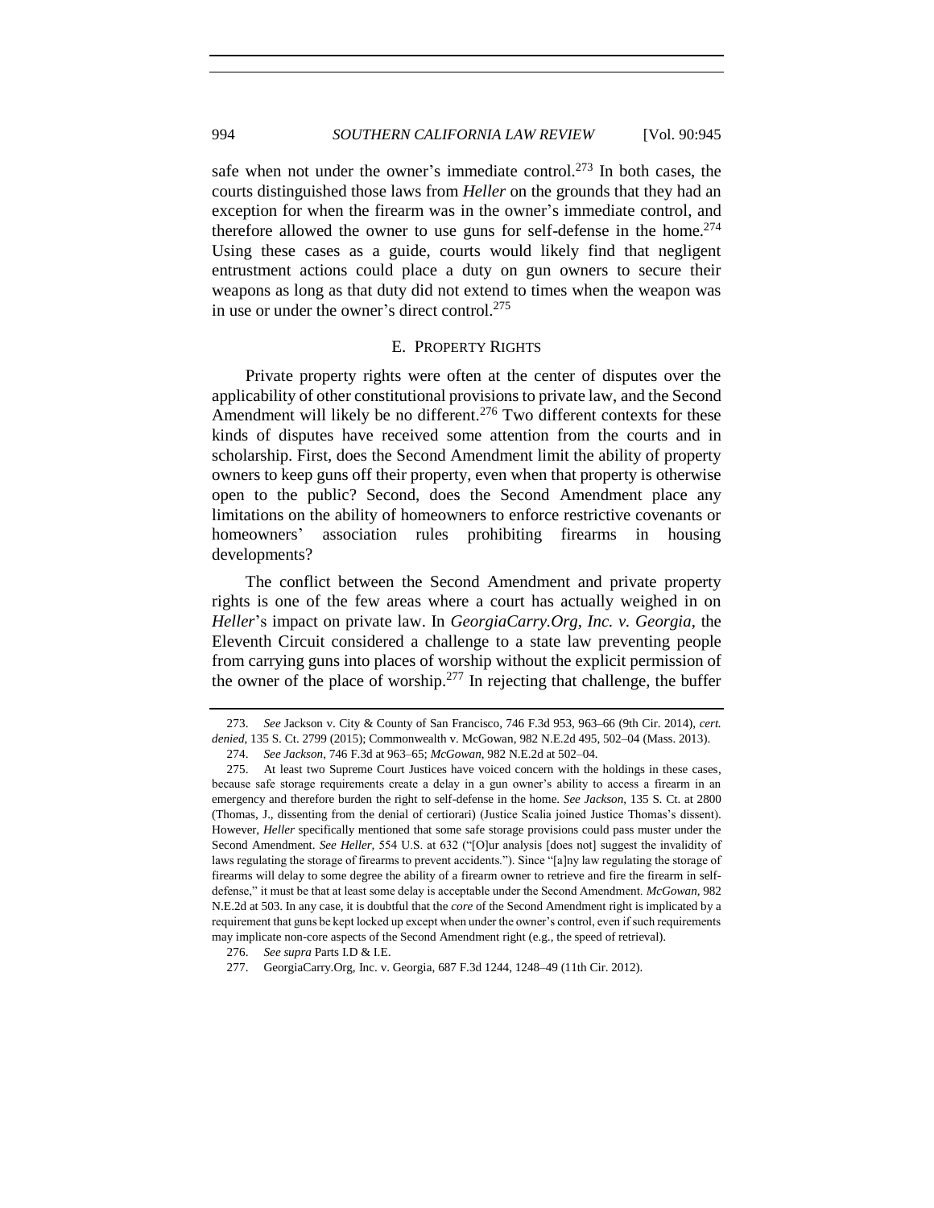safe when not under the owner's immediate control.[273] In both cases, the courts distinguished those laws from *Heller* on the grounds that they had an exception for when the firearm was in the owner's immediate control, and therefore allowed the owner to use guns for self-defense in the home.[274] Using these cases as a guide, courts would likely find that negligent entrustment actions could place a duty on gun owners to secure their weapons as long as that duty did not extend to times when the weapon was in use or under the owner's direct control.[275]

### E. PROPERTY RIGHTS

Private property rights were often at the center of disputes over the applicability of other constitutional provisions to private law, and the Second Amendment will likely be no different.[276] Two different contexts for these kinds of disputes have received some attention from the courts and in scholarship. First, does the Second Amendment limit the ability of property owners to keep guns off their property, even when that property is otherwise open to the public? Second, does the Second Amendment place any limitations on the ability of homeowners to enforce restrictive covenants or homeowners' association rules prohibiting firearms in housing developments?

The conflict between the Second Amendment and private property rights is one of the few areas where a court has actually weighed in on *Heller*'s impact on private law. In *GeorgiaCarry.Org, Inc. v. Georgia*, the Eleventh Circuit considered a challenge to a state law preventing people from carrying guns into places of worship without the explicit permission of the owner of the place of worship.[277] In rejecting that challenge, the buffer

---

273. *See* Jackson v. City & County of San Francisco, 746 F.3d 953, 963–66 (9th Cir. 2014), *cert. denied*, 135 S. Ct. 2799 (2015); Commonwealth v. McGowan, 982 N.E.2d 495, 502–04 (Mass. 2013).

274. *See Jackson*, 746 F.3d at 963–65; *McGowan*, 982 N.E.2d at 502–04.

275. At least two Supreme Court Justices have voiced concern with the holdings in these cases, because safe storage requirements create a delay in a gun owner's ability to access a firearm in an emergency and therefore burden the right to self-defense in the home. *See Jackson*, 135 S. Ct. at 2800 (Thomas, J., dissenting from the denial of certiorari) (Justice Scalia joined Justice Thomas's dissent). However, *Heller* specifically mentioned that some safe storage provisions could pass muster under the Second Amendment. *See Heller*, 554 U.S. at 632 ("[O]ur analysis [does not] suggest the invalidity of laws regulating the storage of firearms to prevent accidents."). Since "[a]ny law regulating the storage of firearms will delay to some degree the ability of a firearm owner to retrieve and fire the firearm in self-defense," it must be that at least some delay is acceptable under the Second Amendment. *McGowan*, 982 N.E.2d at 503. In any case, it is doubtful that the *core* of the Second Amendment right is implicated by a requirement that guns be kept locked up except when under the owner's control, even if such requirements may implicate non-core aspects of the Second Amendment right (e.g., the speed of retrieval).

276. *See supra* Parts I.D & I.E.

277. GeorgiaCarry.Org, Inc. v. Georgia, 687 F.3d 1244, 1248–49 (11th Cir. 2012).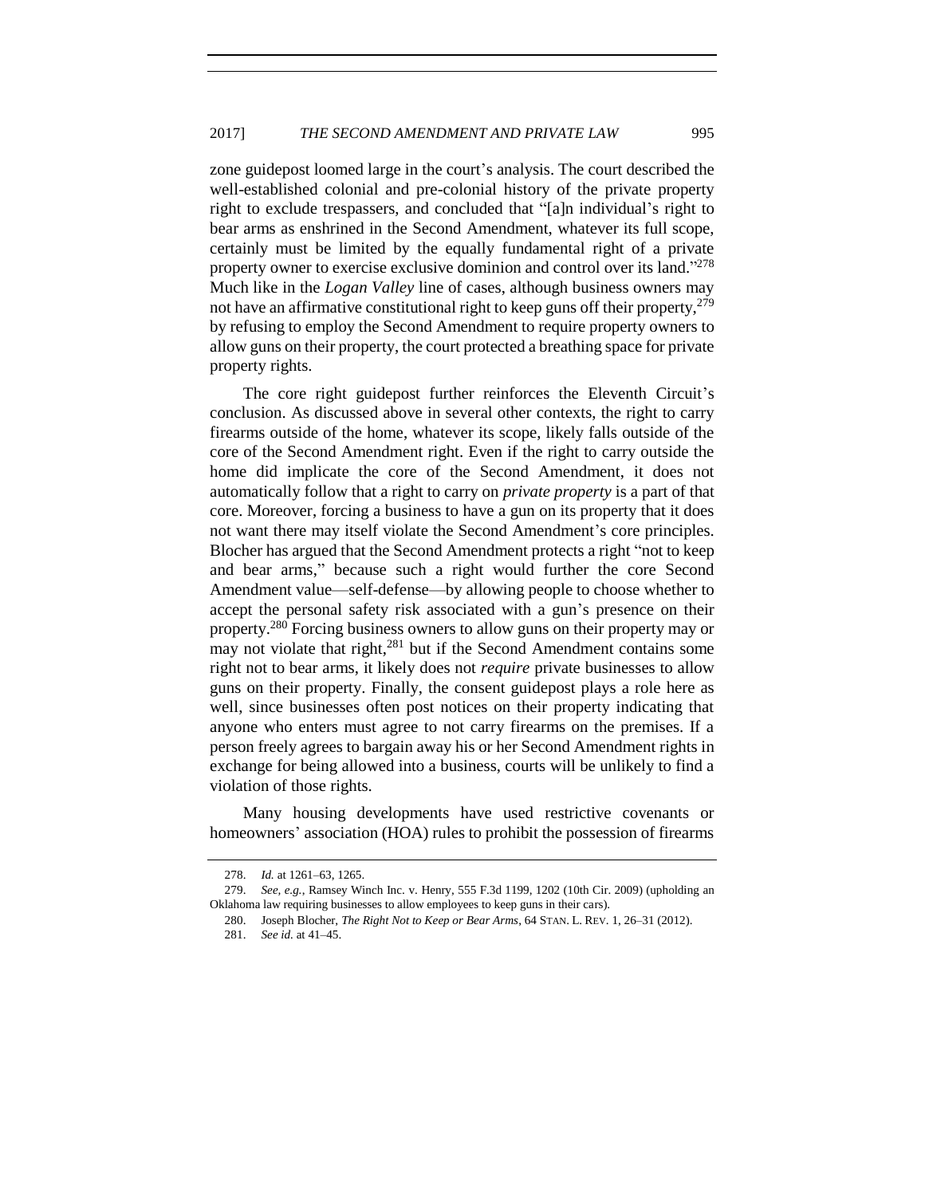zone guidepost loomed large in the court's analysis. The court described the well-established colonial and pre-colonial history of the private property right to exclude trespassers, and concluded that "[a]n individual's right to bear arms as enshrined in the Second Amendment, whatever its full scope, certainly must be limited by the equally fundamental right of a private property owner to exercise exclusive dominion and control over its land."[278] Much like in the *Logan Valley* line of cases, although business owners may not have an affirmative constitutional right to keep guns off their property,[279] by refusing to employ the Second Amendment to require property owners to allow guns on their property, the court protected a breathing space for private property rights.

The core right guidepost further reinforces the Eleventh Circuit's conclusion. As discussed above in several other contexts, the right to carry firearms outside of the home, whatever its scope, likely falls outside of the core of the Second Amendment right. Even if the right to carry outside the home did implicate the core of the Second Amendment, it does not automatically follow that a right to carry on *private property* is a part of that core. Moreover, forcing a business to have a gun on its property that it does not want there may itself violate the Second Amendment's core principles. Blocher has argued that the Second Amendment protects a right "not to keep and bear arms," because such a right would further the core Second Amendment value—self-defense—by allowing people to choose whether to accept the personal safety risk associated with a gun's presence on their property.[280] Forcing business owners to allow guns on their property may or may not violate that right,[281] but if the Second Amendment contains some right not to bear arms, it likely does not *require* private businesses to allow guns on their property. Finally, the consent guidepost plays a role here as well, since businesses often post notices on their property indicating that anyone who enters must agree to not carry firearms on the premises. If a person freely agrees to bargain away his or her Second Amendment rights in exchange for being allowed into a business, courts will be unlikely to find a violation of those rights.

Many housing developments have used restrictive covenants or homeowners' association (HOA) rules to prohibit the possession of firearms

---

278. *Id.* at 1261–63, 1265.

279. *See, e.g.*, Ramsey Winch Inc. v. Henry, 555 F.3d 1199, 1202 (10th Cir. 2009) (upholding an Oklahoma law requiring businesses to allow employees to keep guns in their cars).

280. Joseph Blocher, *The Right Not to Keep or Bear Arms*, 64 STAN. L. REV. 1, 26–31 (2012).

281. *See id.* at 41–45.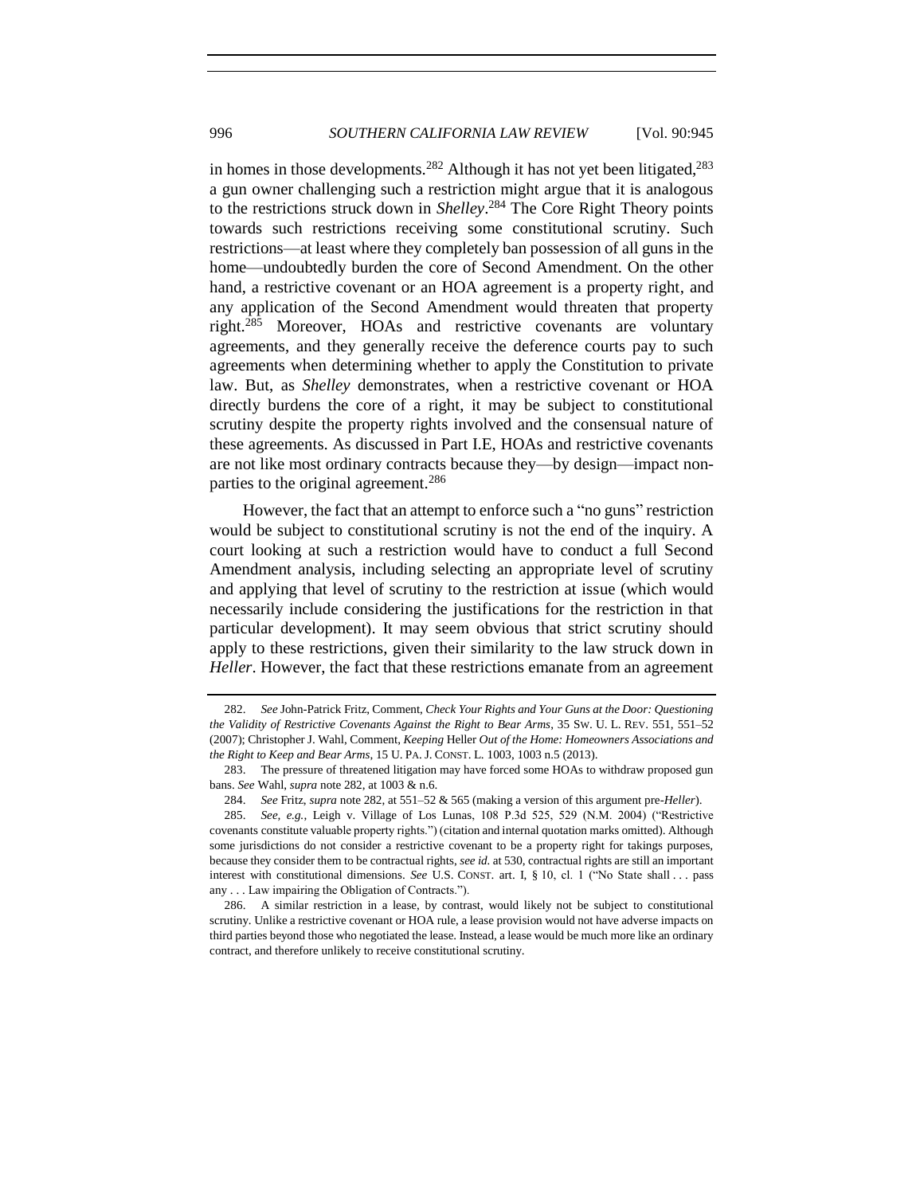in homes in those developments.[282] Although it has not yet been litigated,[283] a gun owner challenging such a restriction might argue that it is analogous to the restrictions struck down in *Shelley*.[284] The Core Right Theory points towards such restrictions receiving some constitutional scrutiny. Such restrictions—at least where they completely ban possession of all guns in the home—undoubtedly burden the core of Second Amendment. On the other hand, a restrictive covenant or an HOA agreement is a property right, and any application of the Second Amendment would threaten that property right.[285] Moreover, HOAs and restrictive covenants are voluntary agreements, and they generally receive the deference courts pay to such agreements when determining whether to apply the Constitution to private law. But, as *Shelley* demonstrates, when a restrictive covenant or HOA directly burdens the core of a right, it may be subject to constitutional scrutiny despite the property rights involved and the consensual nature of these agreements. As discussed in Part I.E, HOAs and restrictive covenants are not like most ordinary contracts because they—by design—impact non-parties to the original agreement.[286]

However, the fact that an attempt to enforce such a "no guns" restriction would be subject to constitutional scrutiny is not the end of the inquiry. A court looking at such a restriction would have to conduct a full Second Amendment analysis, including selecting an appropriate level of scrutiny and applying that level of scrutiny to the restriction at issue (which would necessarily include considering the justifications for the restriction in that particular development). It may seem obvious that strict scrutiny should apply to these restrictions, given their similarity to the law struck down in *Heller*. However, the fact that these restrictions emanate from an agreement

---

282. *See* John-Patrick Fritz, Comment, *Check Your Rights and Your Guns at the Door: Questioning the Validity of Restrictive Covenants Against the Right to Bear Arms*, 35 SW. U. L. REV. 551, 551–52 (2007); Christopher J. Wahl, Comment, *Keeping* Heller *Out of the Home: Homeowners Associations and the Right to Keep and Bear Arms*, 15 U. PA. J. CONST. L. 1003, 1003 n.5 (2013).

283. The pressure of threatened litigation may have forced some HOAs to withdraw proposed gun bans. *See* Wahl, *supra* note 282, at 1003 & n.6.

284. *See* Fritz, *supra* note 282, at 551–52 & 565 (making a version of this argument pre-*Heller*).

285. *See, e.g.*, Leigh v. Village of Los Lunas, 108 P.3d 525, 529 (N.M. 2004) ("Restrictive covenants constitute valuable property rights.") (citation and internal quotation marks omitted). Although some jurisdictions do not consider a restrictive covenant to be a property right for takings purposes, because they consider them to be contractual rights, *see id.* at 530, contractual rights are still an important interest with constitutional dimensions. *See* U.S. CONST. art. I, § 10, cl. 1 ("No State shall . . . pass any . . . Law impairing the Obligation of Contracts.").

286. A similar restriction in a lease, by contrast, would likely not be subject to constitutional scrutiny. Unlike a restrictive covenant or HOA rule, a lease provision would not have adverse impacts on third parties beyond those who negotiated the lease. Instead, a lease would be much more like an ordinary contract, and therefore unlikely to receive constitutional scrutiny.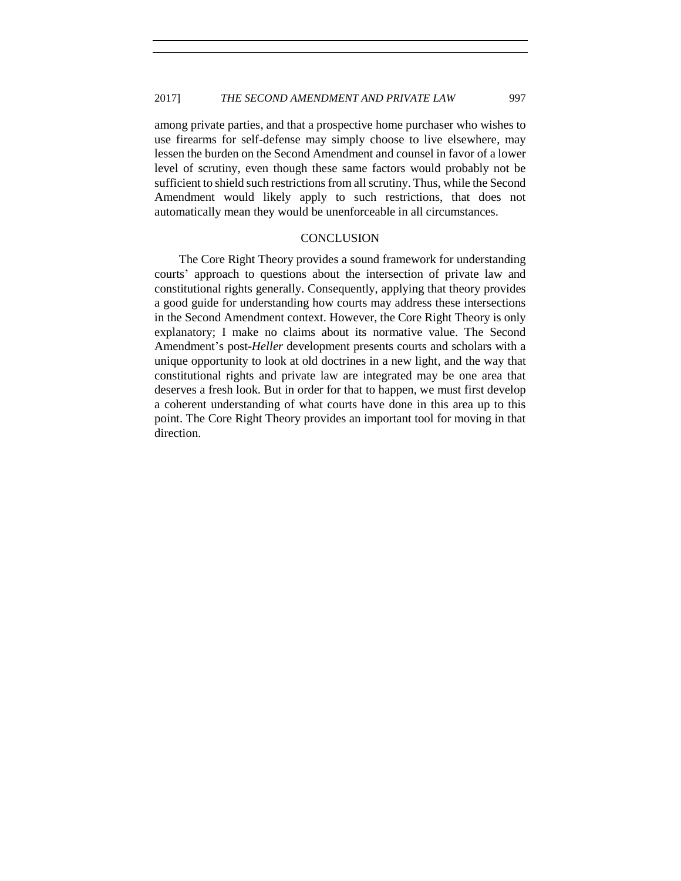among private parties, and that a prospective home purchaser who wishes to use firearms for self-defense may simply choose to live elsewhere, may lessen the burden on the Second Amendment and counsel in favor of a lower level of scrutiny, even though these same factors would probably not be sufficient to shield such restrictions from all scrutiny. Thus, while the Second Amendment would likely apply to such restrictions, that does not automatically mean they would be unenforceable in all circumstances.

## CONCLUSION

The Core Right Theory provides a sound framework for understanding courts' approach to questions about the intersection of private law and constitutional rights generally. Consequently, applying that theory provides a good guide for understanding how courts may address these intersections in the Second Amendment context. However, the Core Right Theory is only explanatory; I make no claims about its normative value. The Second Amendment's post-*Heller* development presents courts and scholars with a unique opportunity to look at old doctrines in a new light, and the way that constitutional rights and private law are integrated may be one area that deserves a fresh look. But in order for that to happen, we must first develop a coherent understanding of what courts have done in this area up to this point. The Core Right Theory provides an important tool for moving in that direction.